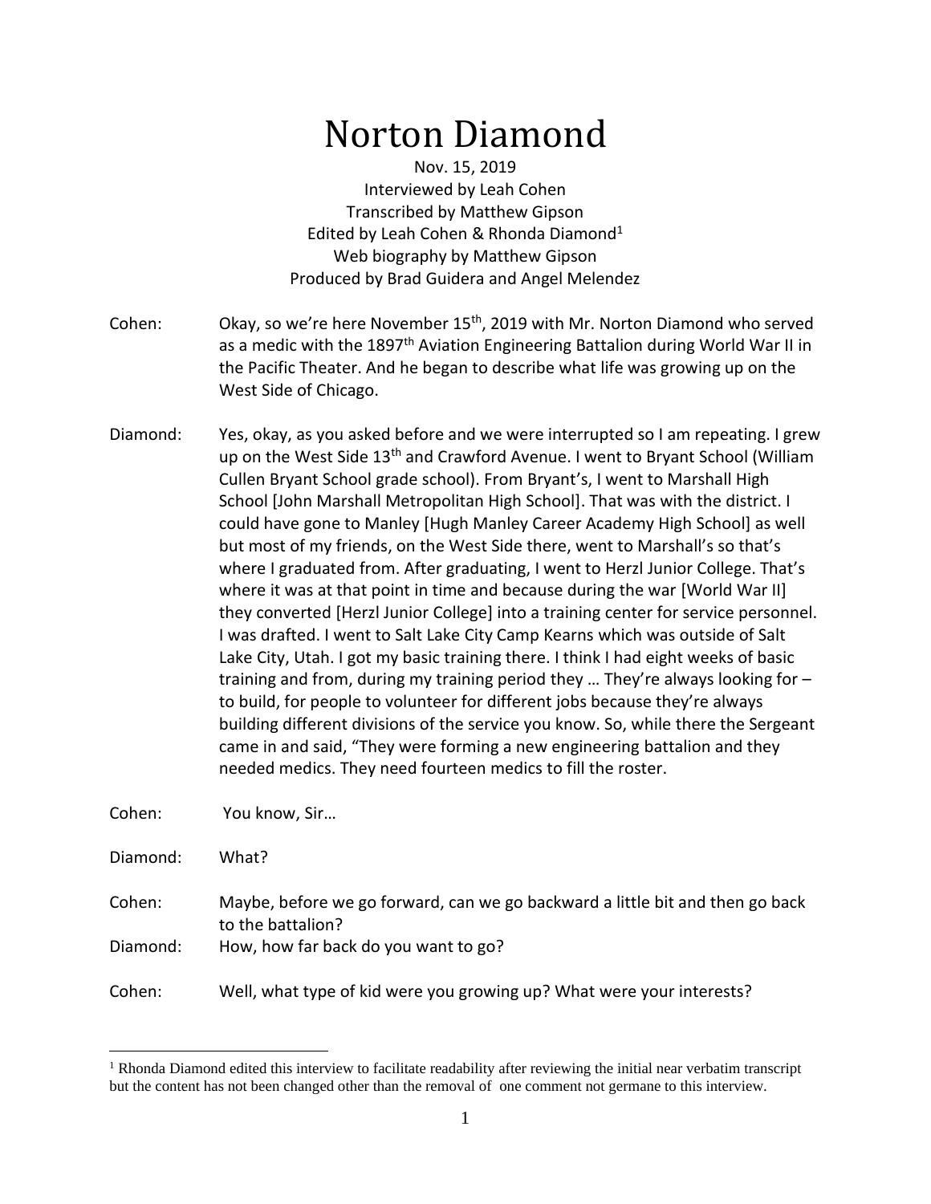# Norton Diamond

Nov. 15, 2019
Interviewed by Leah Cohen
Transcribed by Matthew Gipson
Edited by Leah Cohen & Rhonda Diamond[1]
Web biography by Matthew Gipson
Produced by Brad Guidera and Angel Melendez

Cohen: Okay, so we're here November 15th, 2019 with Mr. Norton Diamond who served as a medic with the 1897th Aviation Engineering Battalion during World War II in the Pacific Theater. And he began to describe what life was growing up on the West Side of Chicago.

Diamond: Yes, okay, as you asked before and we were interrupted so I am repeating. I grew up on the West Side 13th and Crawford Avenue. I went to Bryant School (William Cullen Bryant School grade school). From Bryant's, I went to Marshall High School [John Marshall Metropolitan High School]. That was with the district. I could have gone to Manley [Hugh Manley Career Academy High School] as well but most of my friends, on the West Side there, went to Marshall's so that's where I graduated from. After graduating, I went to Herzl Junior College. That's where it was at that point in time and because during the war [World War II] they converted [Herzl Junior College] into a training center for service personnel. I was drafted. I went to Salt Lake City Camp Kearns which was outside of Salt Lake City, Utah. I got my basic training there. I think I had eight weeks of basic training and from, during my training period they … They're always looking for – to build, for people to volunteer for different jobs because they're always building different divisions of the service you know. So, while there the Sergeant came in and said, "They were forming a new engineering battalion and they needed medics. They need fourteen medics to fill the roster.

Cohen: You know, Sir…

Diamond: What?

Cohen: Maybe, before we go forward, can we go backward a little bit and then go back to the battalion?

Diamond: How, how far back do you want to go?

Cohen: Well, what type of kid were you growing up? What were your interests?

[1] Rhonda Diamond edited this interview to facilitate readability after reviewing the initial near verbatim transcript but the content has not been changed other than the removal of one comment not germane to this interview.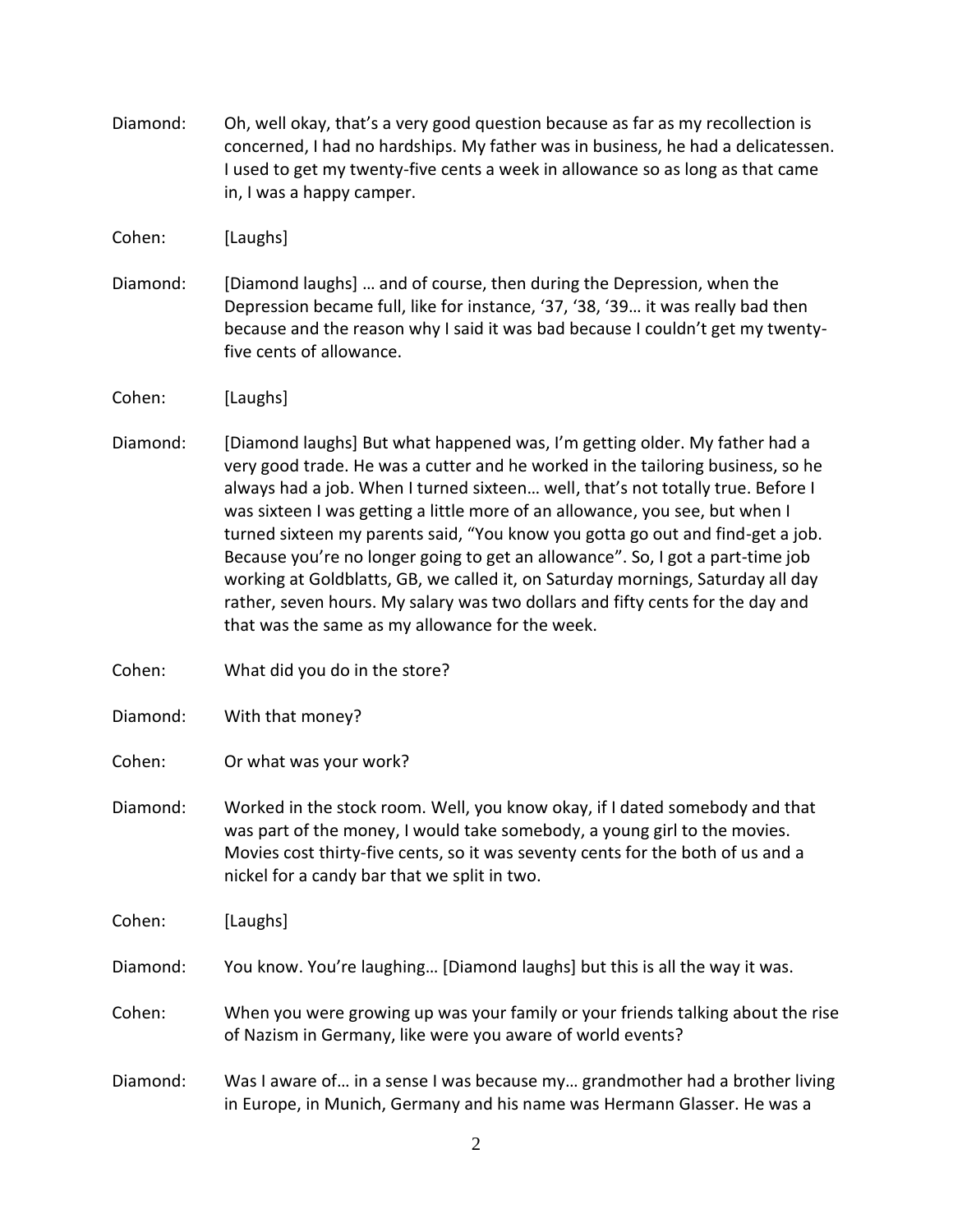Diamond: Oh, well okay, that's a very good question because as far as my recollection is concerned, I had no hardships. My father was in business, he had a delicatessen. I used to get my twenty-five cents a week in allowance so as long as that came in, I was a happy camper.

Cohen: [Laughs]

Diamond: [Diamond laughs] … and of course, then during the Depression, when the Depression became full, like for instance, '37, '38, '39… it was really bad then because and the reason why I said it was bad because I couldn't get my twenty-five cents of allowance.

Cohen: [Laughs]

Diamond: [Diamond laughs] But what happened was, I'm getting older. My father had a very good trade. He was a cutter and he worked in the tailoring business, so he always had a job. When I turned sixteen… well, that's not totally true. Before I was sixteen I was getting a little more of an allowance, you see, but when I turned sixteen my parents said, "You know you gotta go out and find-get a job. Because you're no longer going to get an allowance". So, I got a part-time job working at Goldblatts, GB, we called it, on Saturday mornings, Saturday all day rather, seven hours. My salary was two dollars and fifty cents for the day and that was the same as my allowance for the week.

Cohen: What did you do in the store?

Diamond: With that money?

Cohen: Or what was your work?

Diamond: Worked in the stock room. Well, you know okay, if I dated somebody and that was part of the money, I would take somebody, a young girl to the movies. Movies cost thirty-five cents, so it was seventy cents for the both of us and a nickel for a candy bar that we split in two.

Cohen: [Laughs]

Diamond: You know. You're laughing… [Diamond laughs] but this is all the way it was.

Cohen: When you were growing up was your family or your friends talking about the rise of Nazism in Germany, like were you aware of world events?

Diamond: Was I aware of… in a sense I was because my… grandmother had a brother living in Europe, in Munich, Germany and his name was Hermann Glasser. He was a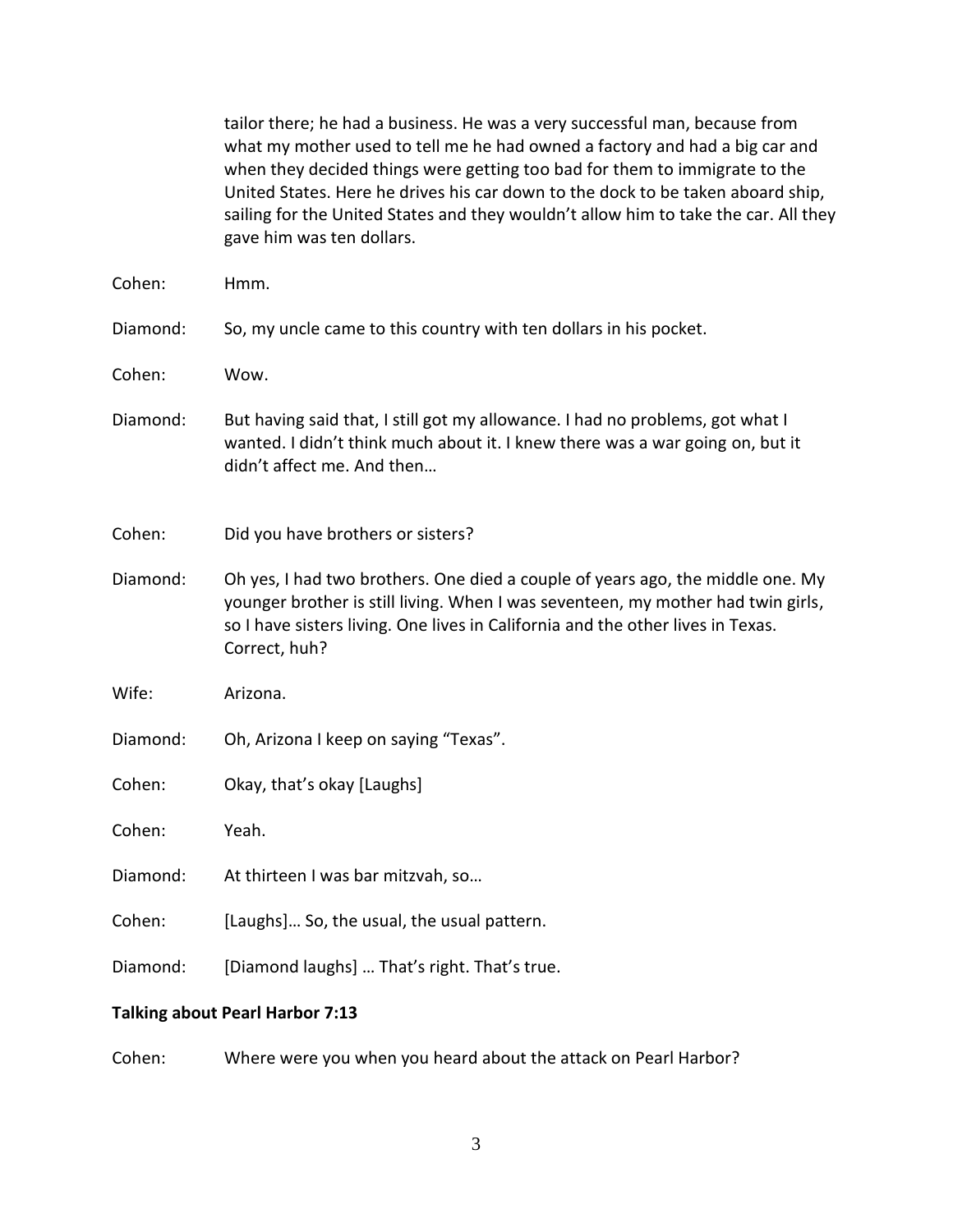tailor there; he had a business. He was a very successful man, because from what my mother used to tell me he had owned a factory and had a big car and when they decided things were getting too bad for them to immigrate to the United States. Here he drives his car down to the dock to be taken aboard ship, sailing for the United States and they wouldn't allow him to take the car. All they gave him was ten dollars.

Cohen: Hmm.

Diamond: So, my uncle came to this country with ten dollars in his pocket.

Cohen: Wow.

Diamond: But having said that, I still got my allowance. I had no problems, got what I wanted. I didn't think much about it. I knew there was a war going on, but it didn't affect me. And then…

Cohen: Did you have brothers or sisters?

Diamond: Oh yes, I had two brothers. One died a couple of years ago, the middle one. My younger brother is still living. When I was seventeen, my mother had twin girls, so I have sisters living. One lives in California and the other lives in Texas. Correct, huh?

Wife: Arizona.

Diamond: Oh, Arizona I keep on saying "Texas".

Cohen: Okay, that's okay [Laughs]

Cohen: Yeah.

Diamond: At thirteen I was bar mitzvah, so…

Cohen: [Laughs]… So, the usual, the usual pattern.

Diamond: [Diamond laughs] … That's right. That's true.

**Talking about Pearl Harbor 7:13**

Cohen: Where were you when you heard about the attack on Pearl Harbor?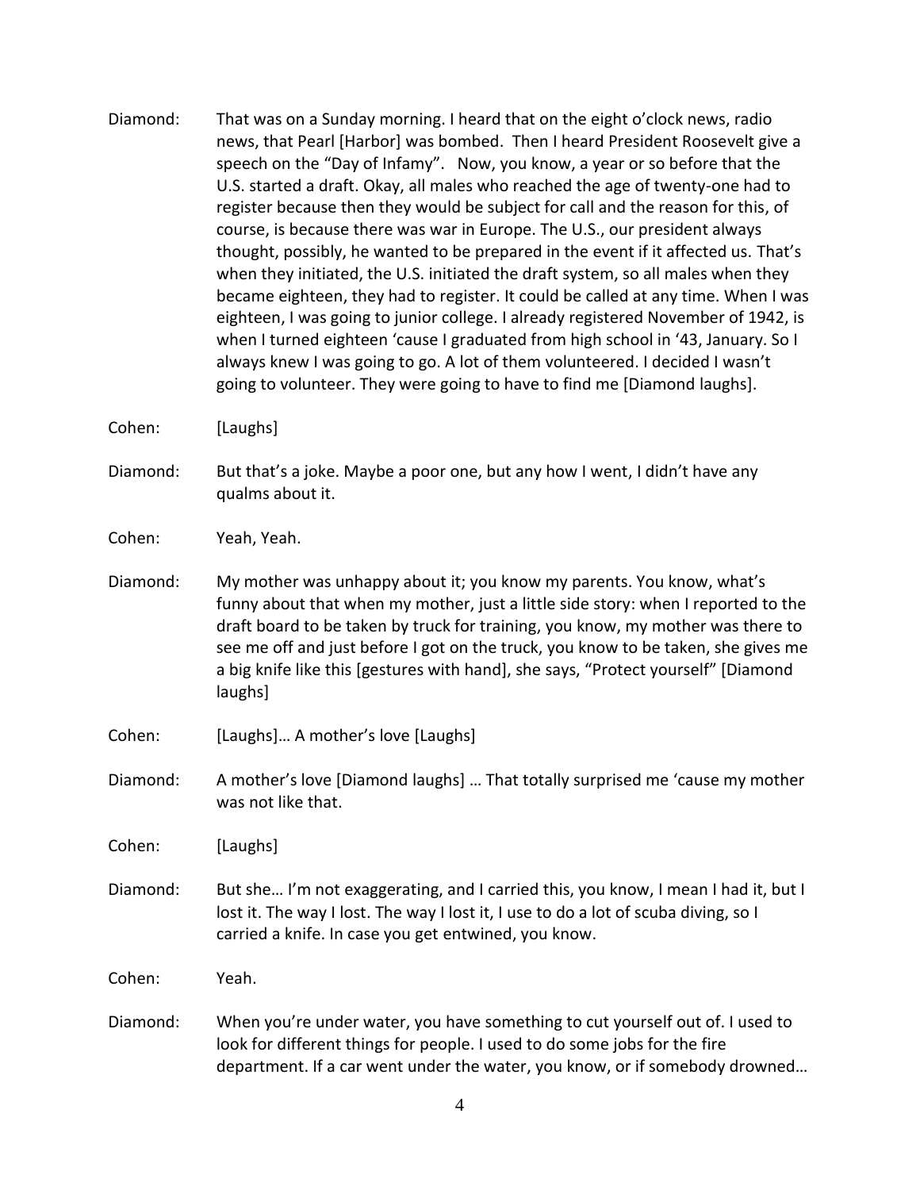Diamond: That was on a Sunday morning. I heard that on the eight o'clock news, radio news, that Pearl [Harbor] was bombed. Then I heard President Roosevelt give a speech on the "Day of Infamy". Now, you know, a year or so before that the U.S. started a draft. Okay, all males who reached the age of twenty-one had to register because then they would be subject for call and the reason for this, of course, is because there was war in Europe. The U.S., our president always thought, possibly, he wanted to be prepared in the event if it affected us. That's when they initiated, the U.S. initiated the draft system, so all males when they became eighteen, they had to register. It could be called at any time. When I was eighteen, I was going to junior college. I already registered November of 1942, is when I turned eighteen 'cause I graduated from high school in '43, January. So I always knew I was going to go. A lot of them volunteered. I decided I wasn't going to volunteer. They were going to have to find me [Diamond laughs].

Cohen: [Laughs]

Diamond: But that's a joke. Maybe a poor one, but any how I went, I didn't have any qualms about it.

Cohen: Yeah, Yeah.

Diamond: My mother was unhappy about it; you know my parents. You know, what's funny about that when my mother, just a little side story: when I reported to the draft board to be taken by truck for training, you know, my mother was there to see me off and just before I got on the truck, you know to be taken, she gives me a big knife like this [gestures with hand], she says, "Protect yourself" [Diamond laughs]

Cohen: [Laughs]… A mother's love [Laughs]

Diamond: A mother's love [Diamond laughs] … That totally surprised me 'cause my mother was not like that.

Cohen: [Laughs]

Diamond: But she… I'm not exaggerating, and I carried this, you know, I mean I had it, but I lost it. The way I lost. The way I lost it, I use to do a lot of scuba diving, so I carried a knife. In case you get entwined, you know.

Cohen: Yeah.

Diamond: When you're under water, you have something to cut yourself out of. I used to look for different things for people. I used to do some jobs for the fire department. If a car went under the water, you know, or if somebody drowned…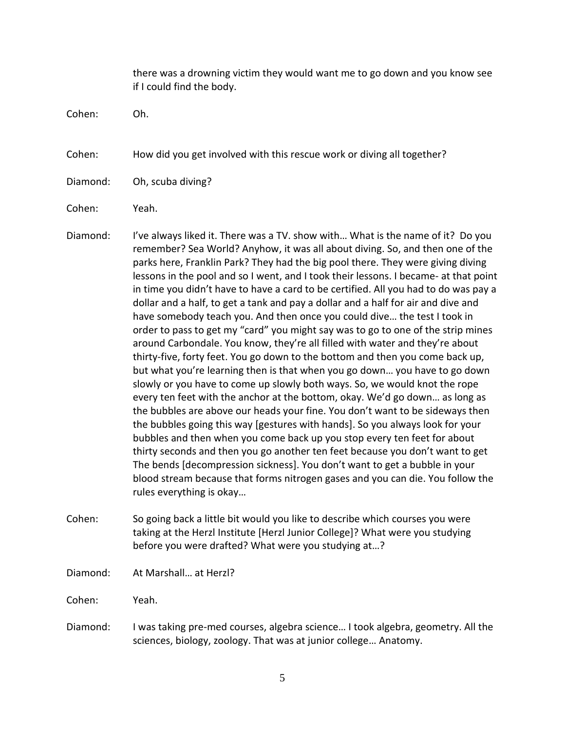there was a drowning victim they would want me to go down and you know see if I could find the body.

Cohen: Oh.

Cohen: How did you get involved with this rescue work or diving all together?

Diamond: Oh, scuba diving?

Cohen: Yeah.

Diamond: I've always liked it. There was a TV. show with… What is the name of it? Do you remember? Sea World? Anyhow, it was all about diving. So, and then one of the parks here, Franklin Park? They had the big pool there. They were giving diving lessons in the pool and so I went, and I took their lessons. I became- at that point in time you didn't have to have a card to be certified. All you had to do was pay a dollar and a half, to get a tank and pay a dollar and a half for air and dive and have somebody teach you. And then once you could dive… the test I took in order to pass to get my "card" you might say was to go to one of the strip mines around Carbondale. You know, they're all filled with water and they're about thirty-five, forty feet. You go down to the bottom and then you come back up, but what you're learning then is that when you go down… you have to go down slowly or you have to come up slowly both ways. So, we would knot the rope every ten feet with the anchor at the bottom, okay. We'd go down… as long as the bubbles are above our heads your fine. You don't want to be sideways then the bubbles going this way [gestures with hands]. So you always look for your bubbles and then when you come back up you stop every ten feet for about thirty seconds and then you go another ten feet because you don't want to get The bends [decompression sickness]. You don't want to get a bubble in your blood stream because that forms nitrogen gases and you can die. You follow the rules everything is okay…

Cohen: So going back a little bit would you like to describe which courses you were taking at the Herzl Institute [Herzl Junior College]? What were you studying before you were drafted? What were you studying at…?

Diamond: At Marshall… at Herzl?

Cohen: Yeah.

Diamond: I was taking pre-med courses, algebra science… I took algebra, geometry. All the sciences, biology, zoology. That was at junior college… Anatomy.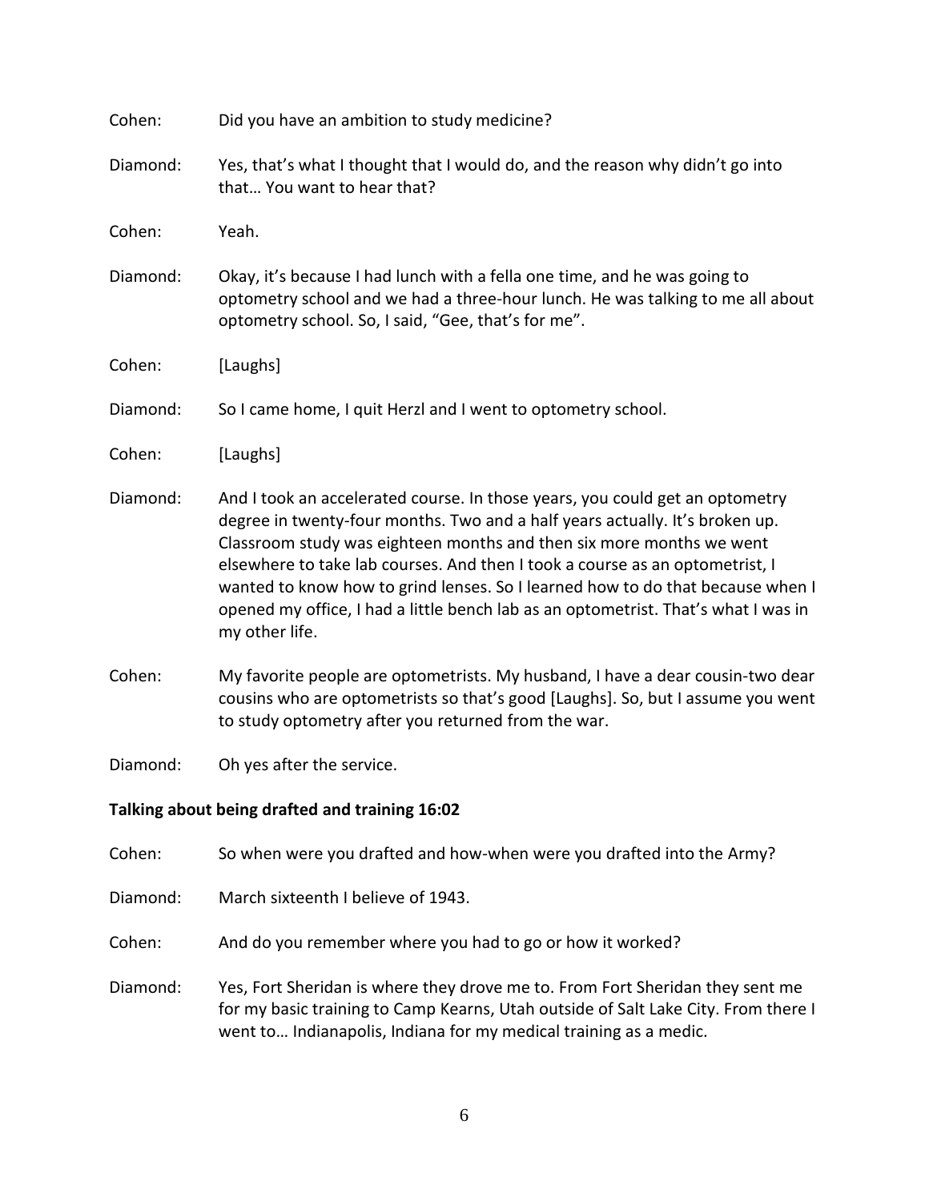Cohen: Did you have an ambition to study medicine?

Diamond: Yes, that's what I thought that I would do, and the reason why didn't go into that… You want to hear that?

Cohen: Yeah.

Diamond: Okay, it's because I had lunch with a fella one time, and he was going to optometry school and we had a three-hour lunch. He was talking to me all about optometry school. So, I said, "Gee, that's for me".

Cohen: [Laughs]

Diamond: So I came home, I quit Herzl and I went to optometry school.

Cohen: [Laughs]

Diamond: And I took an accelerated course. In those years, you could get an optometry degree in twenty-four months. Two and a half years actually. It's broken up. Classroom study was eighteen months and then six more months we went elsewhere to take lab courses. And then I took a course as an optometrist, I wanted to know how to grind lenses. So I learned how to do that because when I opened my office, I had a little bench lab as an optometrist. That's what I was in my other life.

Cohen: My favorite people are optometrists. My husband, I have a dear cousin-two dear cousins who are optometrists so that's good [Laughs]. So, but I assume you went to study optometry after you returned from the war.

Diamond: Oh yes after the service.

**Talking about being drafted and training 16:02**

Cohen: So when were you drafted and how-when were you drafted into the Army?

Diamond: March sixteenth I believe of 1943.

Cohen: And do you remember where you had to go or how it worked?

Diamond: Yes, Fort Sheridan is where they drove me to. From Fort Sheridan they sent me for my basic training to Camp Kearns, Utah outside of Salt Lake City. From there I went to… Indianapolis, Indiana for my medical training as a medic.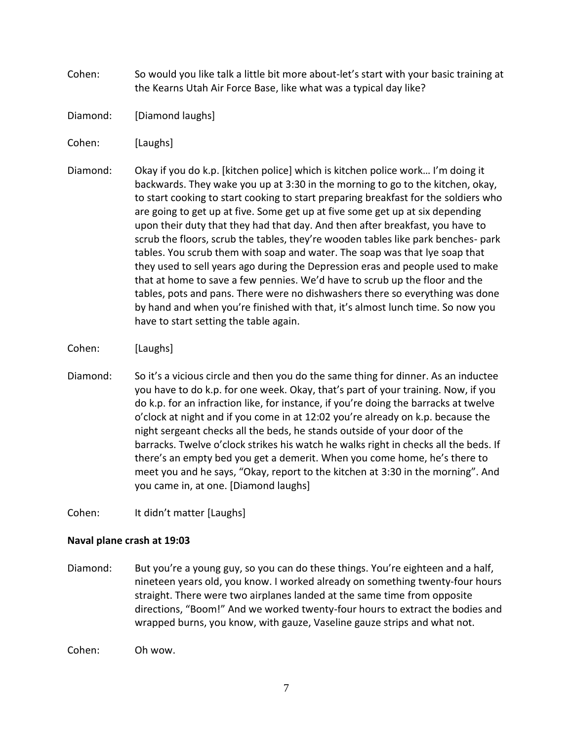Cohen: So would you like talk a little bit more about-let's start with your basic training at the Kearns Utah Air Force Base, like what was a typical day like?

Diamond: [Diamond laughs]

Cohen: [Laughs]

Diamond: Okay if you do k.p. [kitchen police] which is kitchen police work… I'm doing it backwards. They wake you up at 3:30 in the morning to go to the kitchen, okay, to start cooking to start cooking to start preparing breakfast for the soldiers who are going to get up at five. Some get up at five some get up at six depending upon their duty that they had that day. And then after breakfast, you have to scrub the floors, scrub the tables, they're wooden tables like park benches- park tables. You scrub them with soap and water. The soap was that lye soap that they used to sell years ago during the Depression eras and people used to make that at home to save a few pennies. We'd have to scrub up the floor and the tables, pots and pans. There were no dishwashers there so everything was done by hand and when you're finished with that, it's almost lunch time. So now you have to start setting the table again.

Cohen: [Laughs]

Diamond: So it's a vicious circle and then you do the same thing for dinner. As an inductee you have to do k.p. for one week. Okay, that's part of your training. Now, if you do k.p. for an infraction like, for instance, if you're doing the barracks at twelve o'clock at night and if you come in at 12:02 you're already on k.p. because the night sergeant checks all the beds, he stands outside of your door of the barracks. Twelve o'clock strikes his watch he walks right in checks all the beds. If there's an empty bed you get a demerit. When you come home, he's there to meet you and he says, "Okay, report to the kitchen at 3:30 in the morning". And you came in, at one. [Diamond laughs]

Cohen: It didn't matter [Laughs]

**Naval plane crash at 19:03**

Diamond: But you're a young guy, so you can do these things. You're eighteen and a half, nineteen years old, you know. I worked already on something twenty-four hours straight. There were two airplanes landed at the same time from opposite directions, "Boom!" And we worked twenty-four hours to extract the bodies and wrapped burns, you know, with gauze, Vaseline gauze strips and what not.

Cohen: Oh wow.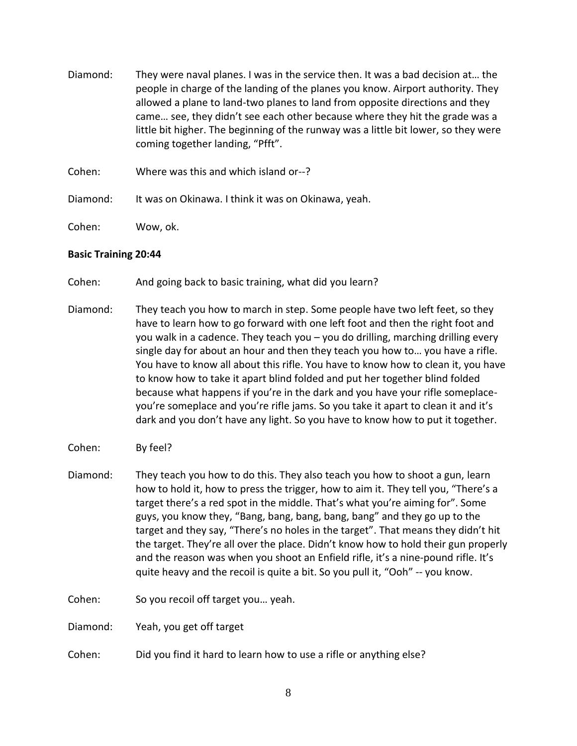Diamond: They were naval planes. I was in the service then. It was a bad decision at… the people in charge of the landing of the planes you know. Airport authority. They allowed a plane to land-two planes to land from opposite directions and they came… see, they didn't see each other because where they hit the grade was a little bit higher. The beginning of the runway was a little bit lower, so they were coming together landing, "Pfft".

Cohen: Where was this and which island or--?

Diamond: It was on Okinawa. I think it was on Okinawa, yeah.

Cohen: Wow, ok.

**Basic Training 20:44**

Cohen: And going back to basic training, what did you learn?

Diamond: They teach you how to march in step. Some people have two left feet, so they have to learn how to go forward with one left foot and then the right foot and you walk in a cadence. They teach you – you do drilling, marching drilling every single day for about an hour and then they teach you how to… you have a rifle. You have to know all about this rifle. You have to know how to clean it, you have to know how to take it apart blind folded and put her together blind folded because what happens if you're in the dark and you have your rifle someplace-you're someplace and you're rifle jams. So you take it apart to clean it and it's dark and you don't have any light. So you have to know how to put it together.

Cohen: By feel?

Diamond: They teach you how to do this. They also teach you how to shoot a gun, learn how to hold it, how to press the trigger, how to aim it. They tell you, "There's a target there's a red spot in the middle. That's what you're aiming for". Some guys, you know they, "Bang, bang, bang, bang, bang" and they go up to the target and they say, "There's no holes in the target". That means they didn't hit the target. They're all over the place. Didn't know how to hold their gun properly and the reason was when you shoot an Enfield rifle, it's a nine-pound rifle. It's quite heavy and the recoil is quite a bit. So you pull it, "Ooh" -- you know.

Cohen: So you recoil off target you… yeah.

Diamond: Yeah, you get off target

Cohen: Did you find it hard to learn how to use a rifle or anything else?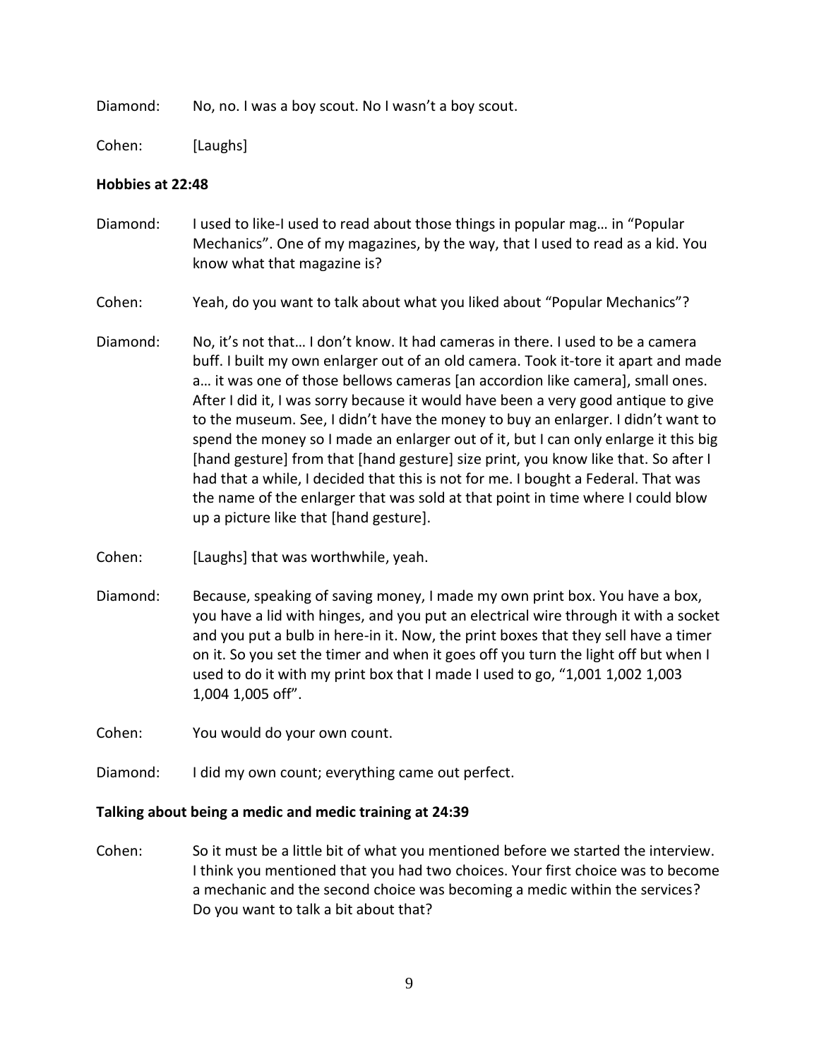Diamond: No, no. I was a boy scout. No I wasn't a boy scout.

Cohen: [Laughs]

**Hobbies at 22:48**

Diamond: I used to like-I used to read about those things in popular mag… in "Popular Mechanics". One of my magazines, by the way, that I used to read as a kid. You know what that magazine is?

Cohen: Yeah, do you want to talk about what you liked about "Popular Mechanics"?

Diamond: No, it's not that… I don't know. It had cameras in there. I used to be a camera buff. I built my own enlarger out of an old camera. Took it-tore it apart and made a… it was one of those bellows cameras [an accordion like camera], small ones. After I did it, I was sorry because it would have been a very good antique to give to the museum. See, I didn't have the money to buy an enlarger. I didn't want to spend the money so I made an enlarger out of it, but I can only enlarge it this big [hand gesture] from that [hand gesture] size print, you know like that. So after I had that a while, I decided that this is not for me. I bought a Federal. That was the name of the enlarger that was sold at that point in time where I could blow up a picture like that [hand gesture].

Cohen: [Laughs] that was worthwhile, yeah.

Diamond: Because, speaking of saving money, I made my own print box. You have a box, you have a lid with hinges, and you put an electrical wire through it with a socket and you put a bulb in here-in it. Now, the print boxes that they sell have a timer on it. So you set the timer and when it goes off you turn the light off but when I used to do it with my print box that I made I used to go, "1,001 1,002 1,003 1,004 1,005 off".

Cohen: You would do your own count.

Diamond: I did my own count; everything came out perfect.

**Talking about being a medic and medic training at 24:39**

Cohen: So it must be a little bit of what you mentioned before we started the interview. I think you mentioned that you had two choices. Your first choice was to become a mechanic and the second choice was becoming a medic within the services? Do you want to talk a bit about that?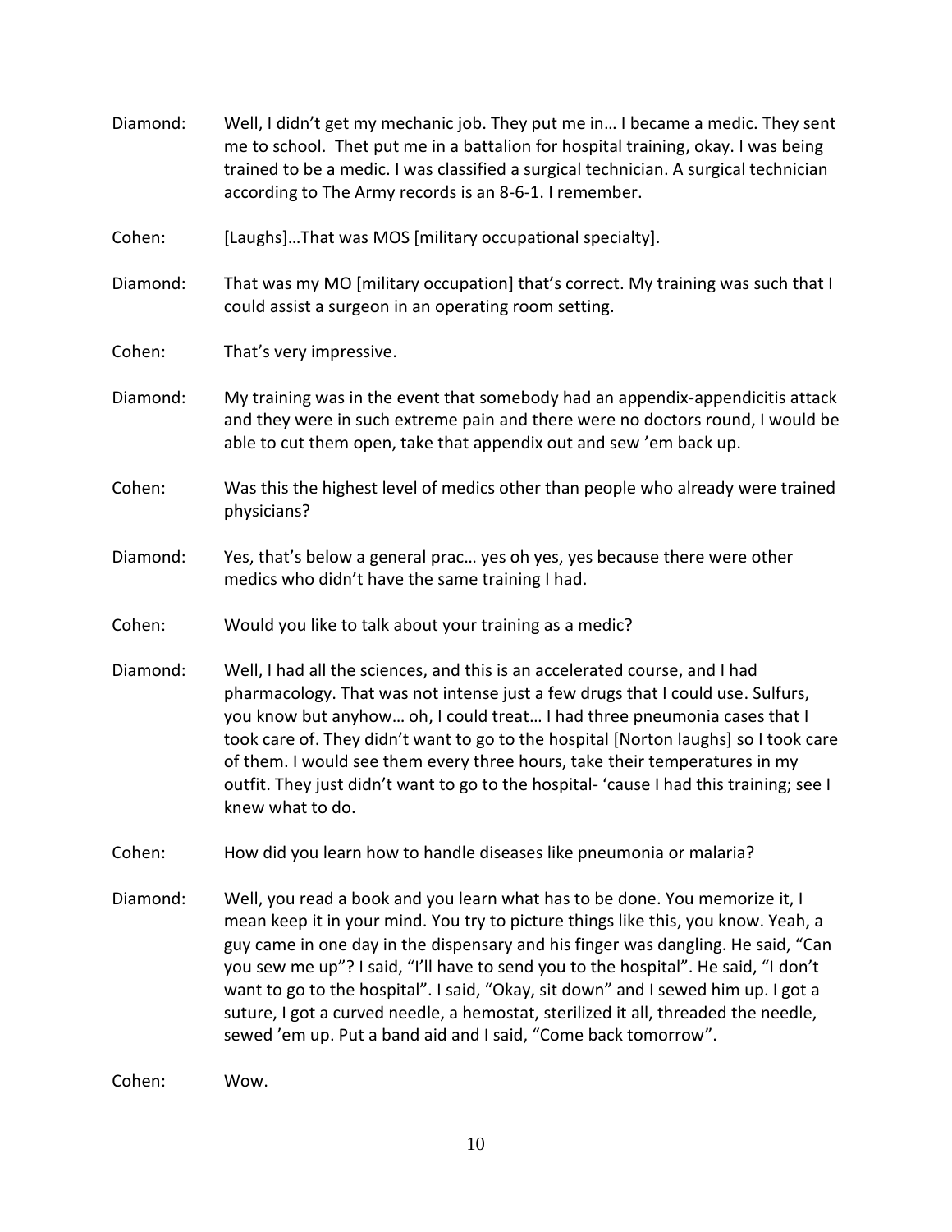Diamond: Well, I didn't get my mechanic job. They put me in… I became a medic. They sent me to school. Thet put me in a battalion for hospital training, okay. I was being trained to be a medic. I was classified a surgical technician. A surgical technician according to The Army records is an 8-6-1. I remember.

Cohen: [Laughs]…That was MOS [military occupational specialty].

Diamond: That was my MO [military occupation] that's correct. My training was such that I could assist a surgeon in an operating room setting.

Cohen: That's very impressive.

Diamond: My training was in the event that somebody had an appendix-appendicitis attack and they were in such extreme pain and there were no doctors round, I would be able to cut them open, take that appendix out and sew 'em back up.

Cohen: Was this the highest level of medics other than people who already were trained physicians?

Diamond: Yes, that's below a general prac… yes oh yes, yes because there were other medics who didn't have the same training I had.

Cohen: Would you like to talk about your training as a medic?

Diamond: Well, I had all the sciences, and this is an accelerated course, and I had pharmacology. That was not intense just a few drugs that I could use. Sulfurs, you know but anyhow… oh, I could treat… I had three pneumonia cases that I took care of. They didn't want to go to the hospital [Norton laughs] so I took care of them. I would see them every three hours, take their temperatures in my outfit. They just didn't want to go to the hospital- 'cause I had this training; see I knew what to do.

Cohen: How did you learn how to handle diseases like pneumonia or malaria?

Diamond: Well, you read a book and you learn what has to be done. You memorize it, I mean keep it in your mind. You try to picture things like this, you know. Yeah, a guy came in one day in the dispensary and his finger was dangling. He said, "Can you sew me up"? I said, "I'll have to send you to the hospital". He said, "I don't want to go to the hospital". I said, "Okay, sit down" and I sewed him up. I got a suture, I got a curved needle, a hemostat, sterilized it all, threaded the needle, sewed 'em up. Put a band aid and I said, "Come back tomorrow".

Cohen: Wow.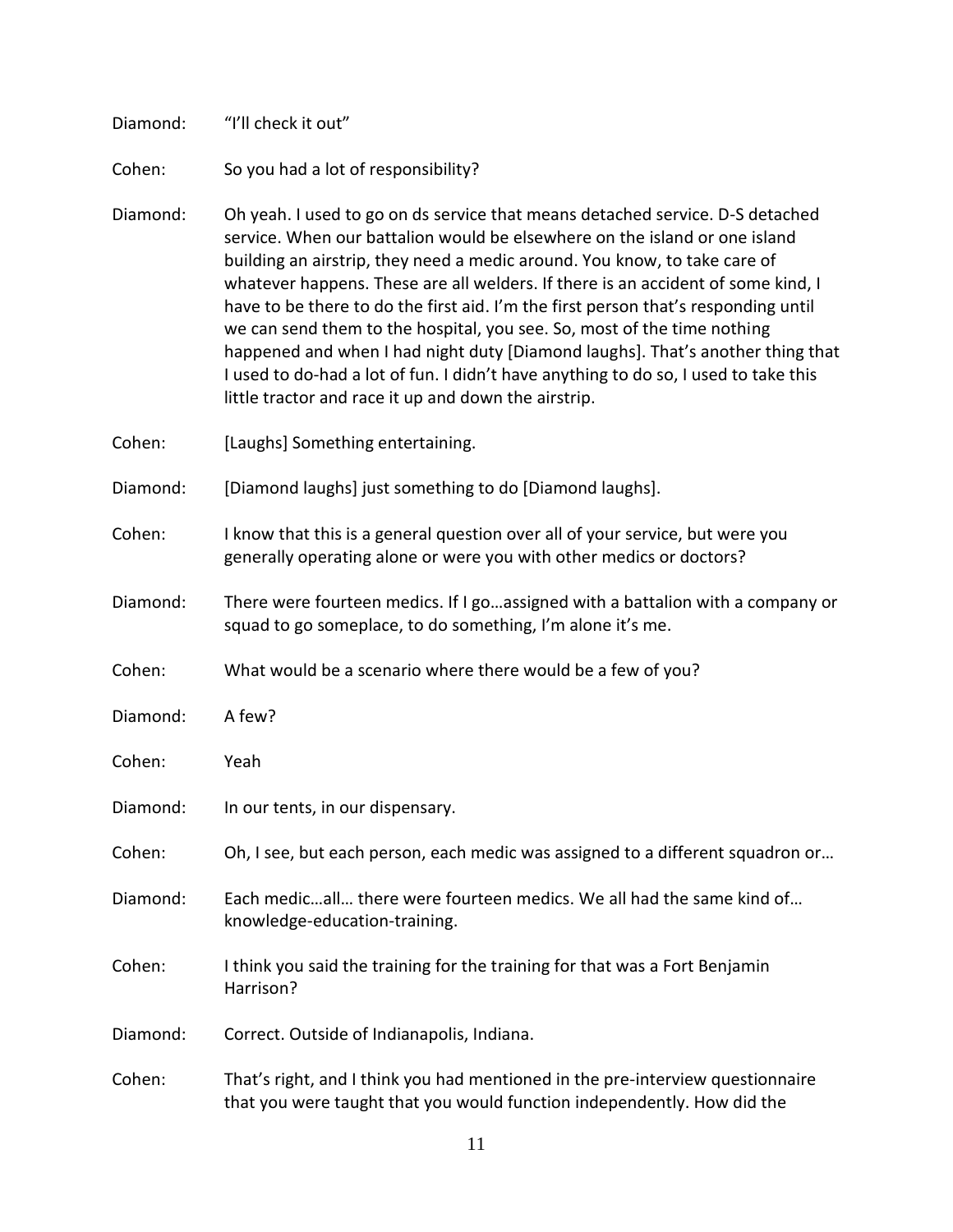Diamond: "I'll check it out"

Cohen: So you had a lot of responsibility?

Diamond: Oh yeah. I used to go on ds service that means detached service. D-S detached service. When our battalion would be elsewhere on the island or one island building an airstrip, they need a medic around. You know, to take care of whatever happens. These are all welders. If there is an accident of some kind, I have to be there to do the first aid. I'm the first person that's responding until we can send them to the hospital, you see. So, most of the time nothing happened and when I had night duty [Diamond laughs]. That's another thing that I used to do-had a lot of fun. I didn't have anything to do so, I used to take this little tractor and race it up and down the airstrip.

Cohen: [Laughs] Something entertaining.

Diamond: [Diamond laughs] just something to do [Diamond laughs].

Cohen: I know that this is a general question over all of your service, but were you generally operating alone or were you with other medics or doctors?

Diamond: There were fourteen medics. If I go…assigned with a battalion with a company or squad to go someplace, to do something, I'm alone it's me.

Cohen: What would be a scenario where there would be a few of you?

Diamond: A few?

Cohen: Yeah

Diamond: In our tents, in our dispensary.

Cohen: Oh, I see, but each person, each medic was assigned to a different squadron or…

Diamond: Each medic…all… there were fourteen medics. We all had the same kind of… knowledge-education-training.

Cohen: I think you said the training for the training for that was a Fort Benjamin Harrison?

Diamond: Correct. Outside of Indianapolis, Indiana.

Cohen: That's right, and I think you had mentioned in the pre-interview questionnaire that you were taught that you would function independently. How did the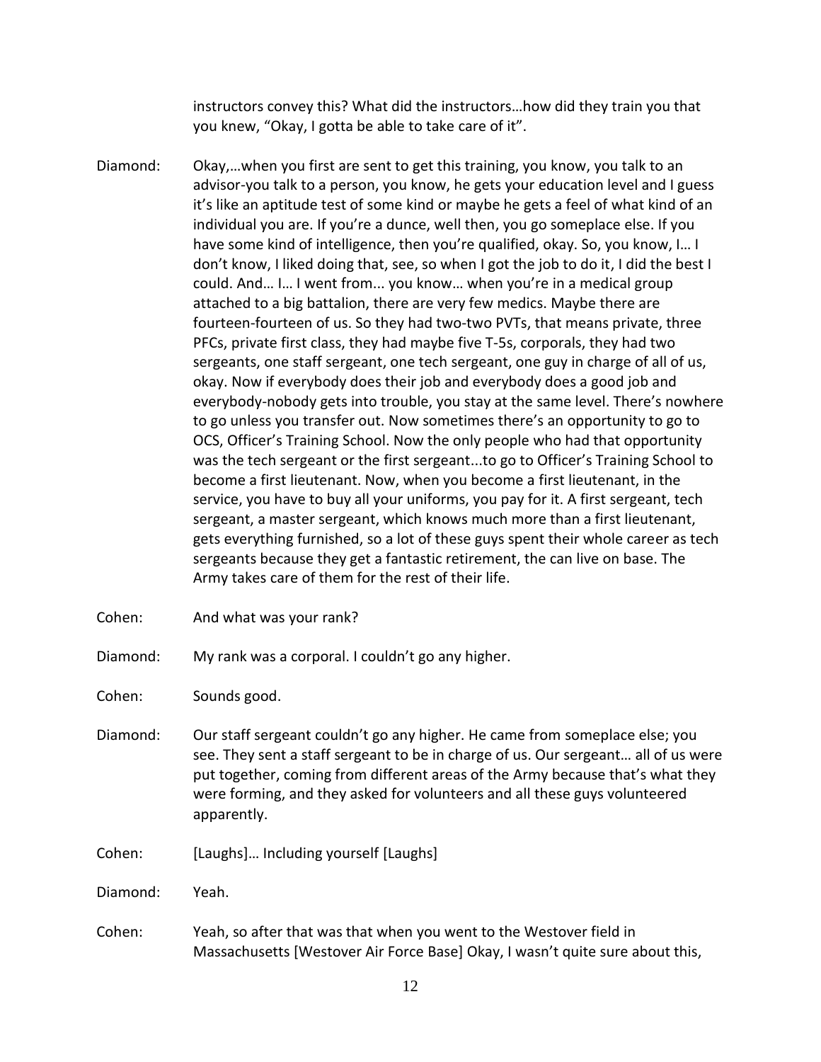instructors convey this? What did the instructors…how did they train you that you knew, "Okay, I gotta be able to take care of it".

Diamond: Okay,…when you first are sent to get this training, you know, you talk to an advisor-you talk to a person, you know, he gets your education level and I guess it's like an aptitude test of some kind or maybe he gets a feel of what kind of an individual you are. If you're a dunce, well then, you go someplace else. If you have some kind of intelligence, then you're qualified, okay. So, you know, I… I don't know, I liked doing that, see, so when I got the job to do it, I did the best I could. And… I… I went from... you know… when you're in a medical group attached to a big battalion, there are very few medics. Maybe there are fourteen-fourteen of us. So they had two-two PVTs, that means private, three PFCs, private first class, they had maybe five T-5s, corporals, they had two sergeants, one staff sergeant, one tech sergeant, one guy in charge of all of us, okay. Now if everybody does their job and everybody does a good job and everybody-nobody gets into trouble, you stay at the same level. There's nowhere to go unless you transfer out. Now sometimes there's an opportunity to go to OCS, Officer's Training School. Now the only people who had that opportunity was the tech sergeant or the first sergeant...to go to Officer's Training School to become a first lieutenant. Now, when you become a first lieutenant, in the service, you have to buy all your uniforms, you pay for it. A first sergeant, tech sergeant, a master sergeant, which knows much more than a first lieutenant, gets everything furnished, so a lot of these guys spent their whole career as tech sergeants because they get a fantastic retirement, the can live on base. The Army takes care of them for the rest of their life.

Cohen: And what was your rank?

Diamond: My rank was a corporal. I couldn't go any higher.

Cohen: Sounds good.

Diamond: Our staff sergeant couldn't go any higher. He came from someplace else; you see. They sent a staff sergeant to be in charge of us. Our sergeant… all of us were put together, coming from different areas of the Army because that's what they were forming, and they asked for volunteers and all these guys volunteered apparently.

Cohen: [Laughs]… Including yourself [Laughs]

Diamond: Yeah.

Cohen: Yeah, so after that was that when you went to the Westover field in Massachusetts [Westover Air Force Base] Okay, I wasn't quite sure about this,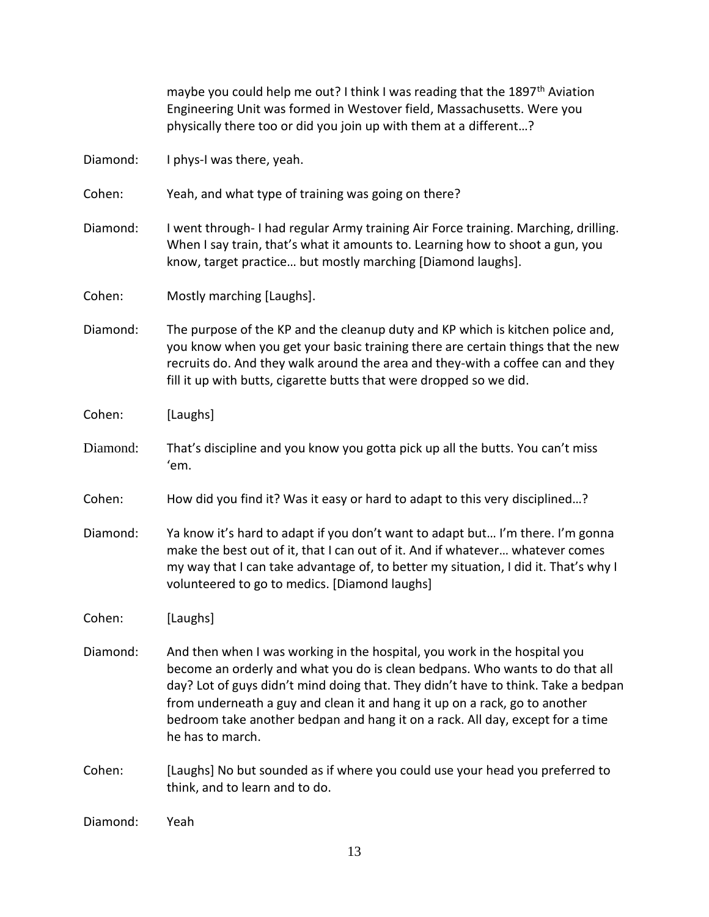maybe you could help me out? I think I was reading that the 1897th Aviation Engineering Unit was formed in Westover field, Massachusetts. Were you physically there too or did you join up with them at a different…?

Diamond: I phys-I was there, yeah.

Cohen: Yeah, and what type of training was going on there?

Diamond: I went through- I had regular Army training Air Force training. Marching, drilling. When I say train, that's what it amounts to. Learning how to shoot a gun, you know, target practice… but mostly marching [Diamond laughs].

Cohen: Mostly marching [Laughs].

Diamond: The purpose of the KP and the cleanup duty and KP which is kitchen police and, you know when you get your basic training there are certain things that the new recruits do. And they walk around the area and they-with a coffee can and they fill it up with butts, cigarette butts that were dropped so we did.

Cohen: [Laughs]

Diamond: That's discipline and you know you gotta pick up all the butts. You can't miss 'em.

Cohen: How did you find it? Was it easy or hard to adapt to this very disciplined…?

Diamond: Ya know it's hard to adapt if you don't want to adapt but… I'm there. I'm gonna make the best out of it, that I can out of it. And if whatever… whatever comes my way that I can take advantage of, to better my situation, I did it. That's why I volunteered to go to medics. [Diamond laughs]

Cohen: [Laughs]

Diamond: And then when I was working in the hospital, you work in the hospital you become an orderly and what you do is clean bedpans. Who wants to do that all day? Lot of guys didn't mind doing that. They didn't have to think. Take a bedpan from underneath a guy and clean it and hang it up on a rack, go to another bedroom take another bedpan and hang it on a rack. All day, except for a time he has to march.

Cohen: [Laughs] No but sounded as if where you could use your head you preferred to think, and to learn and to do.

Diamond: Yeah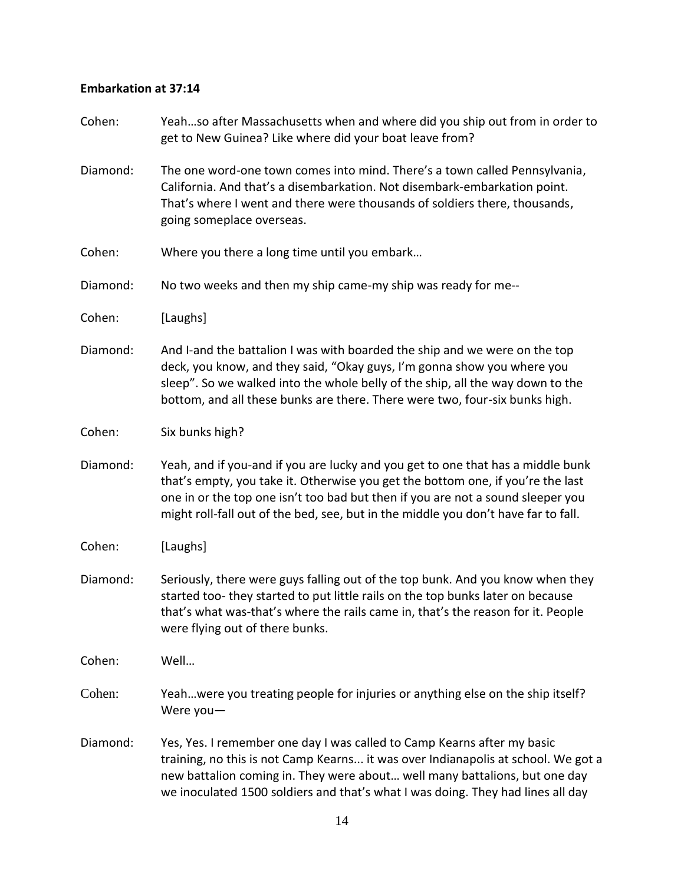**Embarkation at 37:14**

Cohen: Yeah…so after Massachusetts when and where did you ship out from in order to get to New Guinea? Like where did your boat leave from?

Diamond: The one word-one town comes into mind. There's a town called Pennsylvania, California. And that's a disembarkation. Not disembark-embarkation point. That's where I went and there were thousands of soldiers there, thousands, going someplace overseas.

Cohen: Where you there a long time until you embark…

Diamond: No two weeks and then my ship came-my ship was ready for me--

Cohen: [Laughs]

Diamond: And I-and the battalion I was with boarded the ship and we were on the top deck, you know, and they said, "Okay guys, I'm gonna show you where you sleep". So we walked into the whole belly of the ship, all the way down to the bottom, and all these bunks are there. There were two, four-six bunks high.

Cohen: Six bunks high?

Diamond: Yeah, and if you-and if you are lucky and you get to one that has a middle bunk that's empty, you take it. Otherwise you get the bottom one, if you're the last one in or the top one isn't too bad but then if you are not a sound sleeper you might roll-fall out of the bed, see, but in the middle you don't have far to fall.

Cohen: [Laughs]

Diamond: Seriously, there were guys falling out of the top bunk. And you know when they started too- they started to put little rails on the top bunks later on because that's what was-that's where the rails came in, that's the reason for it. People were flying out of there bunks.

Cohen: Well…

Cohen: Yeah…were you treating people for injuries or anything else on the ship itself? Were you—

Diamond: Yes, Yes. I remember one day I was called to Camp Kearns after my basic training, no this is not Camp Kearns... it was over Indianapolis at school. We got a new battalion coming in. They were about… well many battalions, but one day we inoculated 1500 soldiers and that's what I was doing. They had lines all day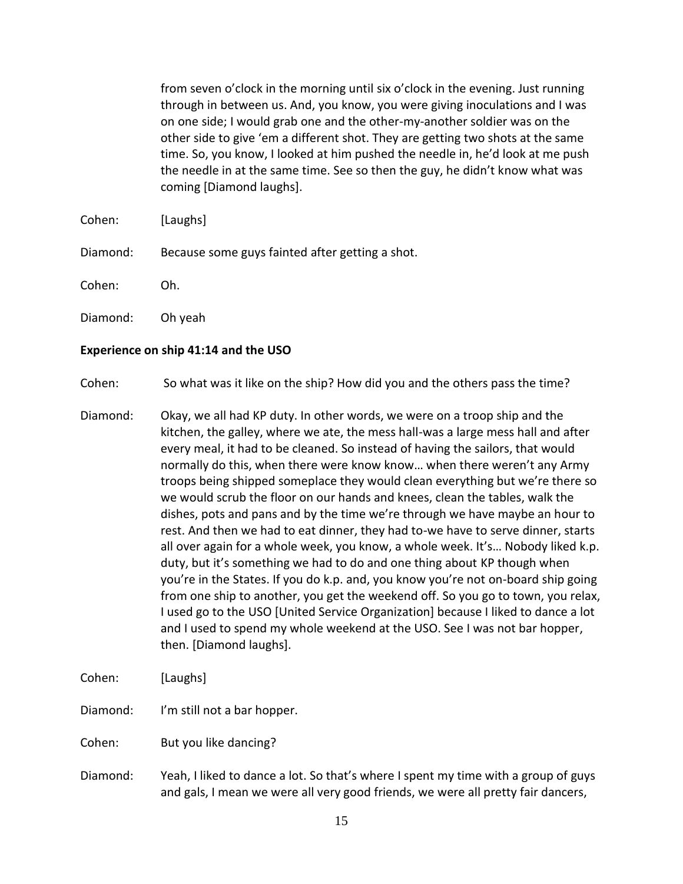from seven o'clock in the morning until six o'clock in the evening. Just running through in between us. And, you know, you were giving inoculations and I was on one side; I would grab one and the other-my-another soldier was on the other side to give 'em a different shot. They are getting two shots at the same time. So, you know, I looked at him pushed the needle in, he'd look at me push the needle in at the same time. See so then the guy, he didn't know what was coming [Diamond laughs].

Cohen: [Laughs]

Diamond: Because some guys fainted after getting a shot.

Cohen: Oh.

Diamond: Oh yeah

**Experience on ship 41:14 and the USO**

Cohen: So what was it like on the ship? How did you and the others pass the time?

Diamond: Okay, we all had KP duty. In other words, we were on a troop ship and the kitchen, the galley, where we ate, the mess hall-was a large mess hall and after every meal, it had to be cleaned. So instead of having the sailors, that would normally do this, when there were know know… when there weren't any Army troops being shipped someplace they would clean everything but we're there so we would scrub the floor on our hands and knees, clean the tables, walk the dishes, pots and pans and by the time we're through we have maybe an hour to rest. And then we had to eat dinner, they had to-we have to serve dinner, starts all over again for a whole week, you know, a whole week. It's… Nobody liked k.p. duty, but it's something we had to do and one thing about KP though when you're in the States. If you do k.p. and, you know you're not on-board ship going from one ship to another, you get the weekend off. So you go to town, you relax, I used go to the USO [United Service Organization] because I liked to dance a lot and I used to spend my whole weekend at the USO. See I was not bar hopper, then. [Diamond laughs].

Cohen: [Laughs]

Diamond: I'm still not a bar hopper.

Cohen: But you like dancing?

Diamond: Yeah, I liked to dance a lot. So that's where I spent my time with a group of guys and gals, I mean we were all very good friends, we were all pretty fair dancers,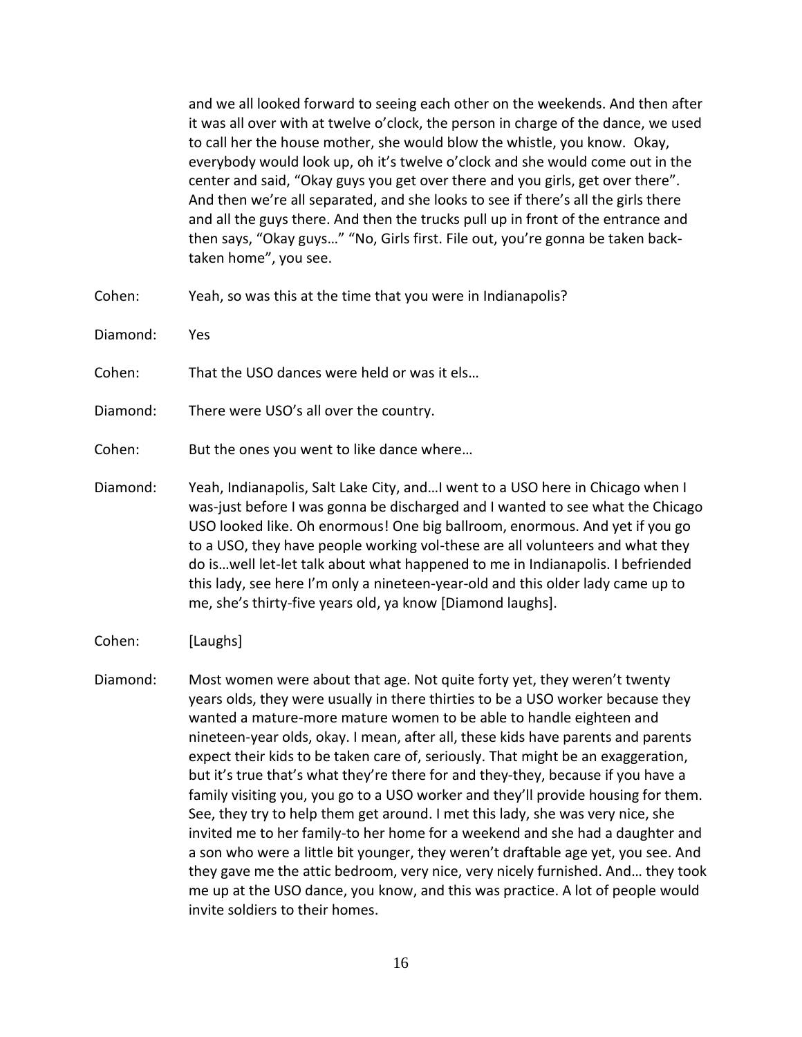and we all looked forward to seeing each other on the weekends. And then after it was all over with at twelve o'clock, the person in charge of the dance, we used to call her the house mother, she would blow the whistle, you know. Okay, everybody would look up, oh it's twelve o'clock and she would come out in the center and said, "Okay guys you get over there and you girls, get over there". And then we're all separated, and she looks to see if there's all the girls there and all the guys there. And then the trucks pull up in front of the entrance and then says, "Okay guys…" "No, Girls first. File out, you're gonna be taken back-taken home", you see.

Cohen: Yeah, so was this at the time that you were in Indianapolis?

Diamond: Yes

Cohen: That the USO dances were held or was it els…

Diamond: There were USO's all over the country.

Cohen: But the ones you went to like dance where…

Diamond: Yeah, Indianapolis, Salt Lake City, and…I went to a USO here in Chicago when I was-just before I was gonna be discharged and I wanted to see what the Chicago USO looked like. Oh enormous! One big ballroom, enormous. And yet if you go to a USO, they have people working vol-these are all volunteers and what they do is…well let-let talk about what happened to me in Indianapolis. I befriended this lady, see here I'm only a nineteen-year-old and this older lady came up to me, she's thirty-five years old, ya know [Diamond laughs].

Cohen: [Laughs]

Diamond: Most women were about that age. Not quite forty yet, they weren't twenty years olds, they were usually in there thirties to be a USO worker because they wanted a mature-more mature women to be able to handle eighteen and nineteen-year olds, okay. I mean, after all, these kids have parents and parents expect their kids to be taken care of, seriously. That might be an exaggeration, but it's true that's what they're there for and they-they, because if you have a family visiting you, you go to a USO worker and they'll provide housing for them. See, they try to help them get around. I met this lady, she was very nice, she invited me to her family-to her home for a weekend and she had a daughter and a son who were a little bit younger, they weren't draftable age yet, you see. And they gave me the attic bedroom, very nice, very nicely furnished. And… they took me up at the USO dance, you know, and this was practice. A lot of people would invite soldiers to their homes.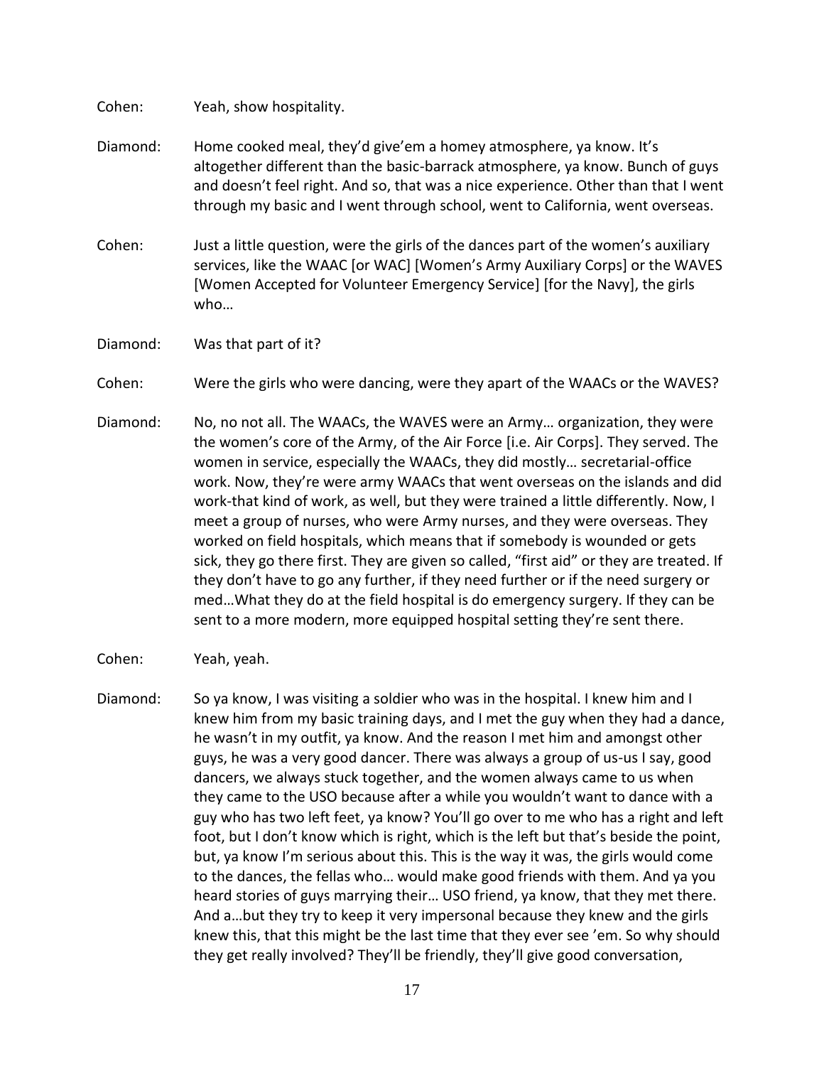Cohen: Yeah, show hospitality.

Diamond: Home cooked meal, they'd give'em a homey atmosphere, ya know. It's altogether different than the basic-barrack atmosphere, ya know. Bunch of guys and doesn't feel right. And so, that was a nice experience. Other than that I went through my basic and I went through school, went to California, went overseas.

Cohen: Just a little question, were the girls of the dances part of the women's auxiliary services, like the WAAC [or WAC] [Women's Army Auxiliary Corps] or the WAVES [Women Accepted for Volunteer Emergency Service] [for the Navy], the girls who…

Diamond: Was that part of it?

Cohen: Were the girls who were dancing, were they apart of the WAACs or the WAVES?

Diamond: No, no not all. The WAACs, the WAVES were an Army… organization, they were the women's core of the Army, of the Air Force [i.e. Air Corps]. They served. The women in service, especially the WAACs, they did mostly… secretarial-office work. Now, they're were army WAACs that went overseas on the islands and did work-that kind of work, as well, but they were trained a little differently. Now, I meet a group of nurses, who were Army nurses, and they were overseas. They worked on field hospitals, which means that if somebody is wounded or gets sick, they go there first. They are given so called, "first aid" or they are treated. If they don't have to go any further, if they need further or if the need surgery or med…What they do at the field hospital is do emergency surgery. If they can be sent to a more modern, more equipped hospital setting they're sent there.

Cohen: Yeah, yeah.

Diamond: So ya know, I was visiting a soldier who was in the hospital. I knew him and I knew him from my basic training days, and I met the guy when they had a dance, he wasn't in my outfit, ya know. And the reason I met him and amongst other guys, he was a very good dancer. There was always a group of us-us I say, good dancers, we always stuck together, and the women always came to us when they came to the USO because after a while you wouldn't want to dance with a guy who has two left feet, ya know? You'll go over to me who has a right and left foot, but I don't know which is right, which is the left but that's beside the point, but, ya know I'm serious about this. This is the way it was, the girls would come to the dances, the fellas who… would make good friends with them. And ya you heard stories of guys marrying their… USO friend, ya know, that they met there. And a…but they try to keep it very impersonal because they knew and the girls knew this, that this might be the last time that they ever see 'em. So why should they get really involved? They'll be friendly, they'll give good conversation,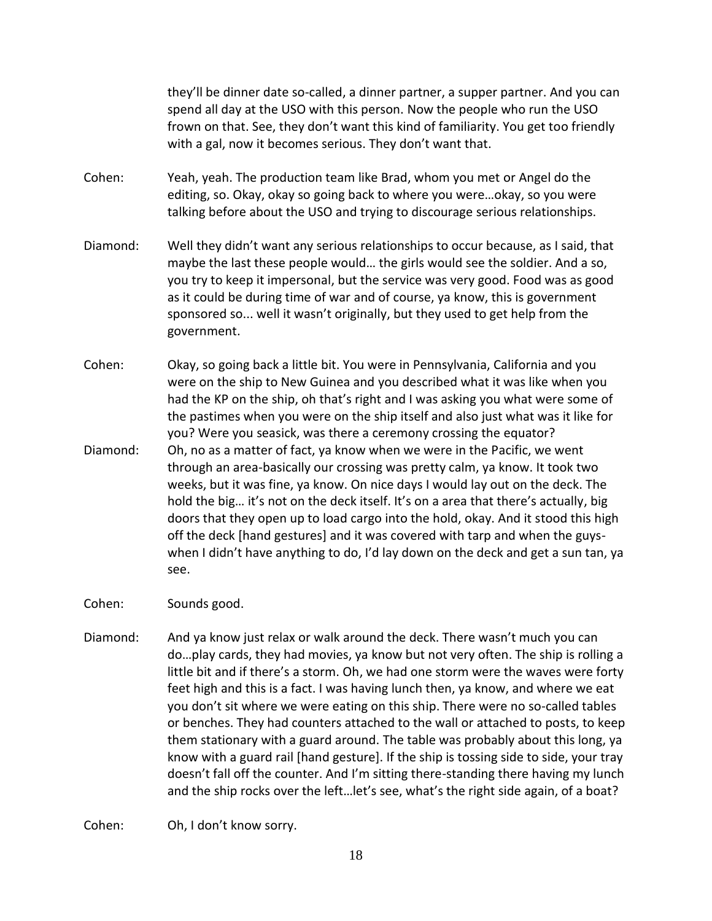they'll be dinner date so-called, a dinner partner, a supper partner. And you can spend all day at the USO with this person. Now the people who run the USO frown on that. See, they don't want this kind of familiarity. You get too friendly with a gal, now it becomes serious. They don't want that.

Cohen: Yeah, yeah. The production team like Brad, whom you met or Angel do the editing, so. Okay, okay so going back to where you were…okay, so you were talking before about the USO and trying to discourage serious relationships.

Diamond: Well they didn't want any serious relationships to occur because, as I said, that maybe the last these people would… the girls would see the soldier. And a so, you try to keep it impersonal, but the service was very good. Food was as good as it could be during time of war and of course, ya know, this is government sponsored so... well it wasn't originally, but they used to get help from the government.

Cohen: Okay, so going back a little bit. You were in Pennsylvania, California and you were on the ship to New Guinea and you described what it was like when you had the KP on the ship, oh that's right and I was asking you what were some of the pastimes when you were on the ship itself and also just what was it like for you? Were you seasick, was there a ceremony crossing the equator?

Diamond: Oh, no as a matter of fact, ya know when we were in the Pacific, we went through an area-basically our crossing was pretty calm, ya know. It took two weeks, but it was fine, ya know. On nice days I would lay out on the deck. The hold the big… it's not on the deck itself. It's on a area that there's actually, big doors that they open up to load cargo into the hold, okay. And it stood this high off the deck [hand gestures] and it was covered with tarp and when the guys-when I didn't have anything to do, I'd lay down on the deck and get a sun tan, ya see.

Cohen: Sounds good.

Diamond: And ya know just relax or walk around the deck. There wasn't much you can do…play cards, they had movies, ya know but not very often. The ship is rolling a little bit and if there's a storm. Oh, we had one storm were the waves were forty feet high and this is a fact. I was having lunch then, ya know, and where we eat you don't sit where we were eating on this ship. There were no so-called tables or benches. They had counters attached to the wall or attached to posts, to keep them stationary with a guard around. The table was probably about this long, ya know with a guard rail [hand gesture]. If the ship is tossing side to side, your tray doesn't fall off the counter. And I'm sitting there-standing there having my lunch and the ship rocks over the left…let's see, what's the right side again, of a boat?

Cohen: Oh, I don't know sorry.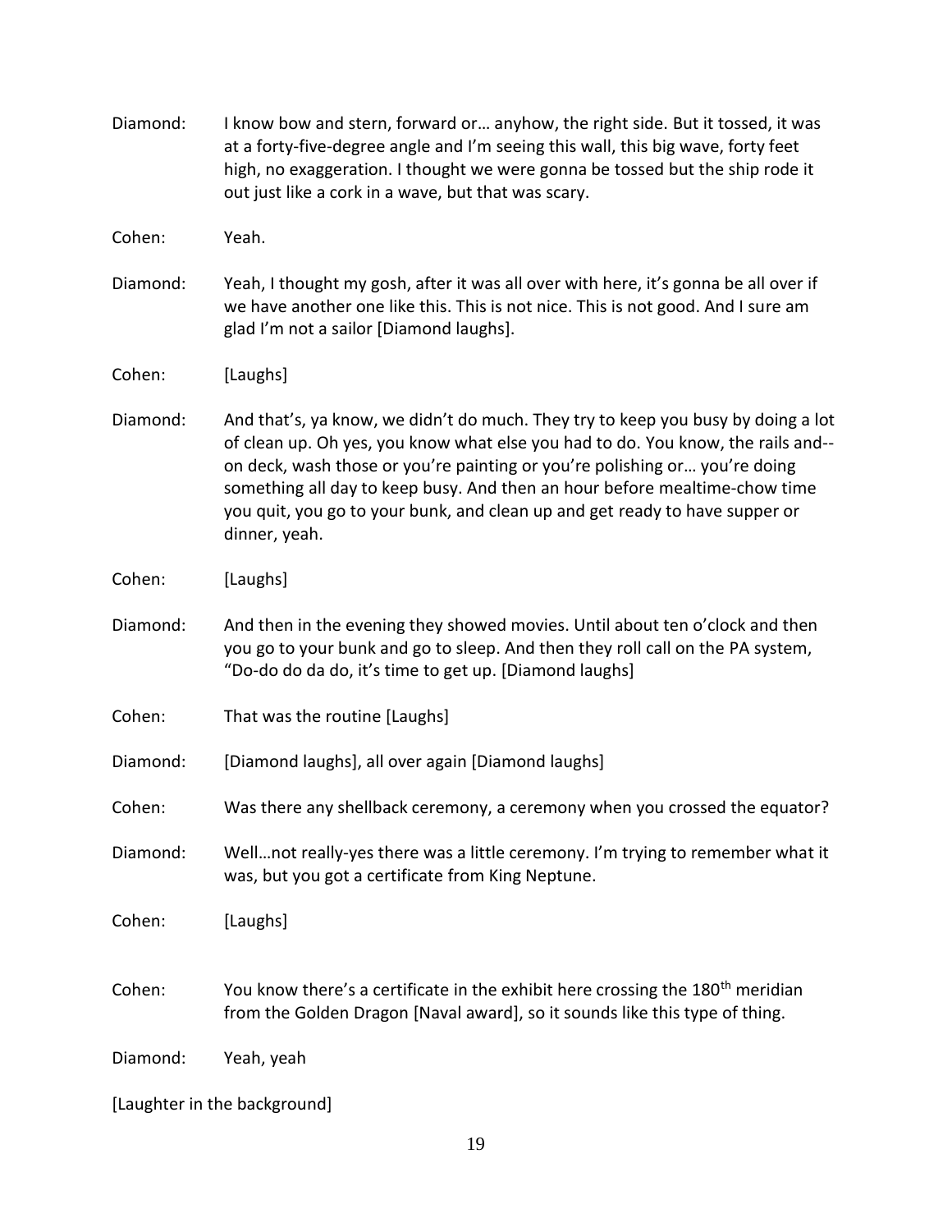Diamond: I know bow and stern, forward or… anyhow, the right side. But it tossed, it was at a forty-five-degree angle and I'm seeing this wall, this big wave, forty feet high, no exaggeration. I thought we were gonna be tossed but the ship rode it out just like a cork in a wave, but that was scary.

Cohen: Yeah.

Diamond: Yeah, I thought my gosh, after it was all over with here, it's gonna be all over if we have another one like this. This is not nice. This is not good. And I sure am glad I'm not a sailor [Diamond laughs].

Cohen: [Laughs]

Diamond: And that's, ya know, we didn't do much. They try to keep you busy by doing a lot of clean up. Oh yes, you know what else you had to do. You know, the rails and-- on deck, wash those or you're painting or you're polishing or… you're doing something all day to keep busy. And then an hour before mealtime-chow time you quit, you go to your bunk, and clean up and get ready to have supper or dinner, yeah.

Cohen: [Laughs]

Diamond: And then in the evening they showed movies. Until about ten o'clock and then you go to your bunk and go to sleep. And then they roll call on the PA system, "Do-do do da do, it's time to get up. [Diamond laughs]

Cohen: That was the routine [Laughs]

Diamond: [Diamond laughs], all over again [Diamond laughs]

Cohen: Was there any shellback ceremony, a ceremony when you crossed the equator?

Diamond: Well…not really-yes there was a little ceremony. I'm trying to remember what it was, but you got a certificate from King Neptune.

Cohen: [Laughs]

Cohen: You know there's a certificate in the exhibit here crossing the 180th meridian from the Golden Dragon [Naval award], so it sounds like this type of thing.

Diamond: Yeah, yeah

[Laughter in the background]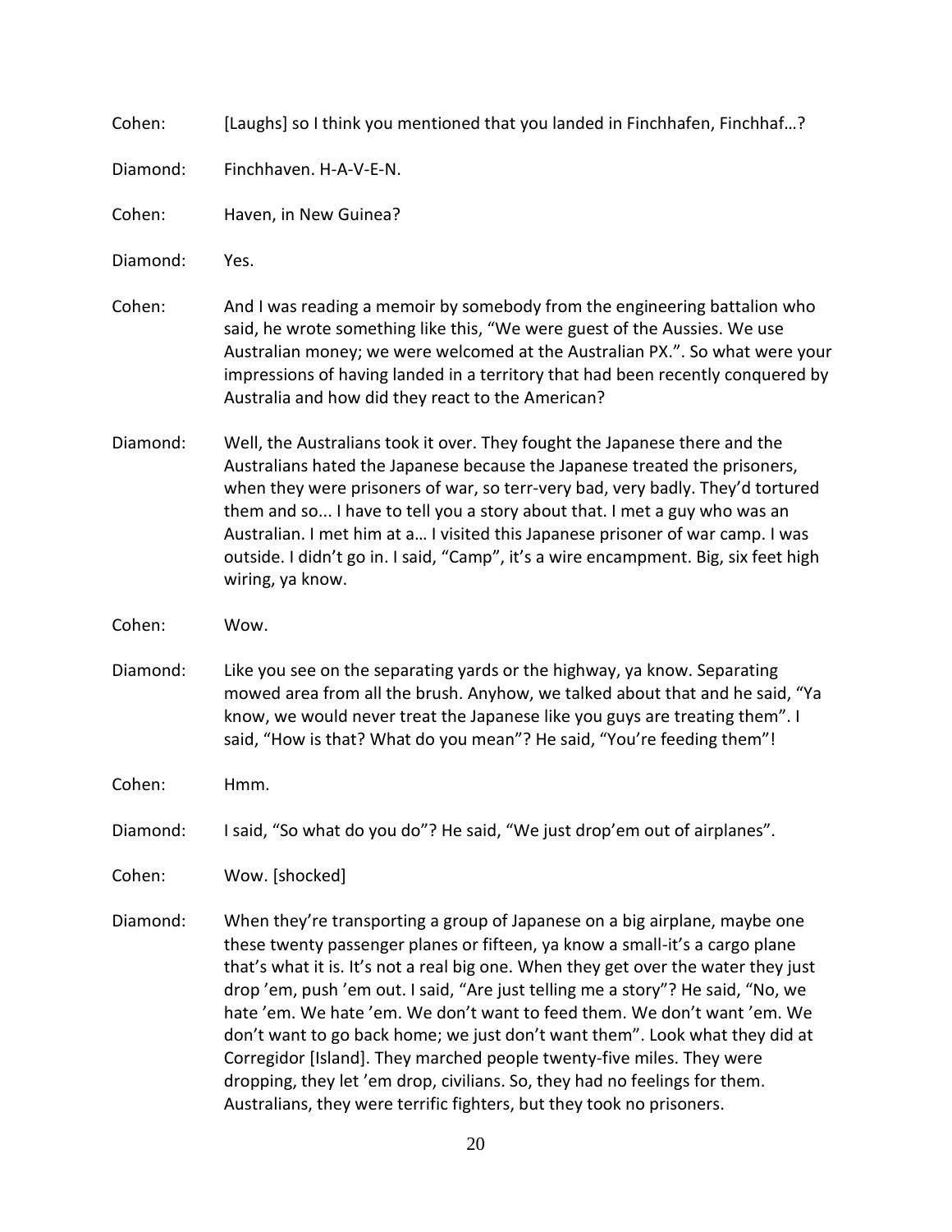Cohen: [Laughs] so I think you mentioned that you landed in Finchhafen, Finchhaf…?

Diamond: Finchhaven. H-A-V-E-N.

Cohen: Haven, in New Guinea?

Diamond: Yes.

Cohen: And I was reading a memoir by somebody from the engineering battalion who said, he wrote something like this, "We were guest of the Aussies. We use Australian money; we were welcomed at the Australian PX.". So what were your impressions of having landed in a territory that had been recently conquered by Australia and how did they react to the American?

Diamond: Well, the Australians took it over. They fought the Japanese there and the Australians hated the Japanese because the Japanese treated the prisoners, when they were prisoners of war, so terr-very bad, very badly. They'd tortured them and so... I have to tell you a story about that. I met a guy who was an Australian. I met him at a… I visited this Japanese prisoner of war camp. I was outside. I didn't go in. I said, "Camp", it's a wire encampment. Big, six feet high wiring, ya know.

Cohen: Wow.

Diamond: Like you see on the separating yards or the highway, ya know. Separating mowed area from all the brush. Anyhow, we talked about that and he said, "Ya know, we would never treat the Japanese like you guys are treating them". I said, "How is that? What do you mean"? He said, "You're feeding them"!

Cohen: Hmm.

Diamond: I said, "So what do you do"? He said, "We just drop'em out of airplanes".

Cohen: Wow. [shocked]

Diamond: When they're transporting a group of Japanese on a big airplane, maybe one these twenty passenger planes or fifteen, ya know a small-it's a cargo plane that's what it is. It's not a real big one. When they get over the water they just drop 'em, push 'em out. I said, "Are just telling me a story"? He said, "No, we hate 'em. We hate 'em. We don't want to feed them. We don't want 'em. We don't want to go back home; we just don't want them". Look what they did at Corregidor [Island]. They marched people twenty-five miles. They were dropping, they let 'em drop, civilians. So, they had no feelings for them. Australians, they were terrific fighters, but they took no prisoners.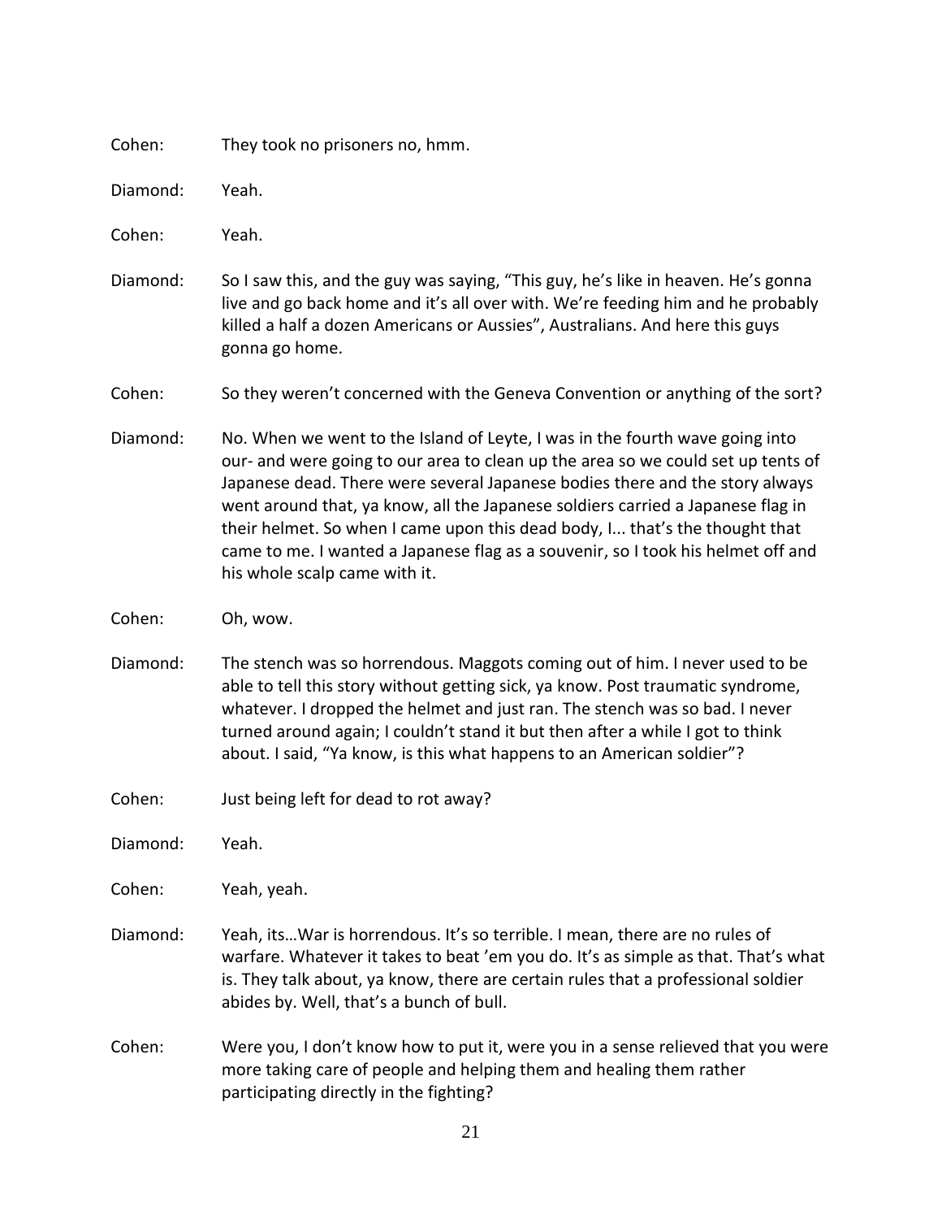Cohen: They took no prisoners no, hmm.

Diamond: Yeah.

Cohen: Yeah.

Diamond: So I saw this, and the guy was saying, "This guy, he's like in heaven. He's gonna live and go back home and it's all over with. We're feeding him and he probably killed a half a dozen Americans or Aussies", Australians. And here this guys gonna go home.

Cohen: So they weren't concerned with the Geneva Convention or anything of the sort?

Diamond: No. When we went to the Island of Leyte, I was in the fourth wave going into our- and were going to our area to clean up the area so we could set up tents of Japanese dead. There were several Japanese bodies there and the story always went around that, ya know, all the Japanese soldiers carried a Japanese flag in their helmet. So when I came upon this dead body, I... that's the thought that came to me. I wanted a Japanese flag as a souvenir, so I took his helmet off and his whole scalp came with it.

Cohen: Oh, wow.

Diamond: The stench was so horrendous. Maggots coming out of him. I never used to be able to tell this story without getting sick, ya know. Post traumatic syndrome, whatever. I dropped the helmet and just ran. The stench was so bad. I never turned around again; I couldn't stand it but then after a while I got to think about. I said, "Ya know, is this what happens to an American soldier"?

Cohen: Just being left for dead to rot away?

Diamond: Yeah.

Cohen: Yeah, yeah.

Diamond: Yeah, its…War is horrendous. It's so terrible. I mean, there are no rules of warfare. Whatever it takes to beat 'em you do. It's as simple as that. That's what is. They talk about, ya know, there are certain rules that a professional soldier abides by. Well, that's a bunch of bull.

Cohen: Were you, I don't know how to put it, were you in a sense relieved that you were more taking care of people and helping them and healing them rather participating directly in the fighting?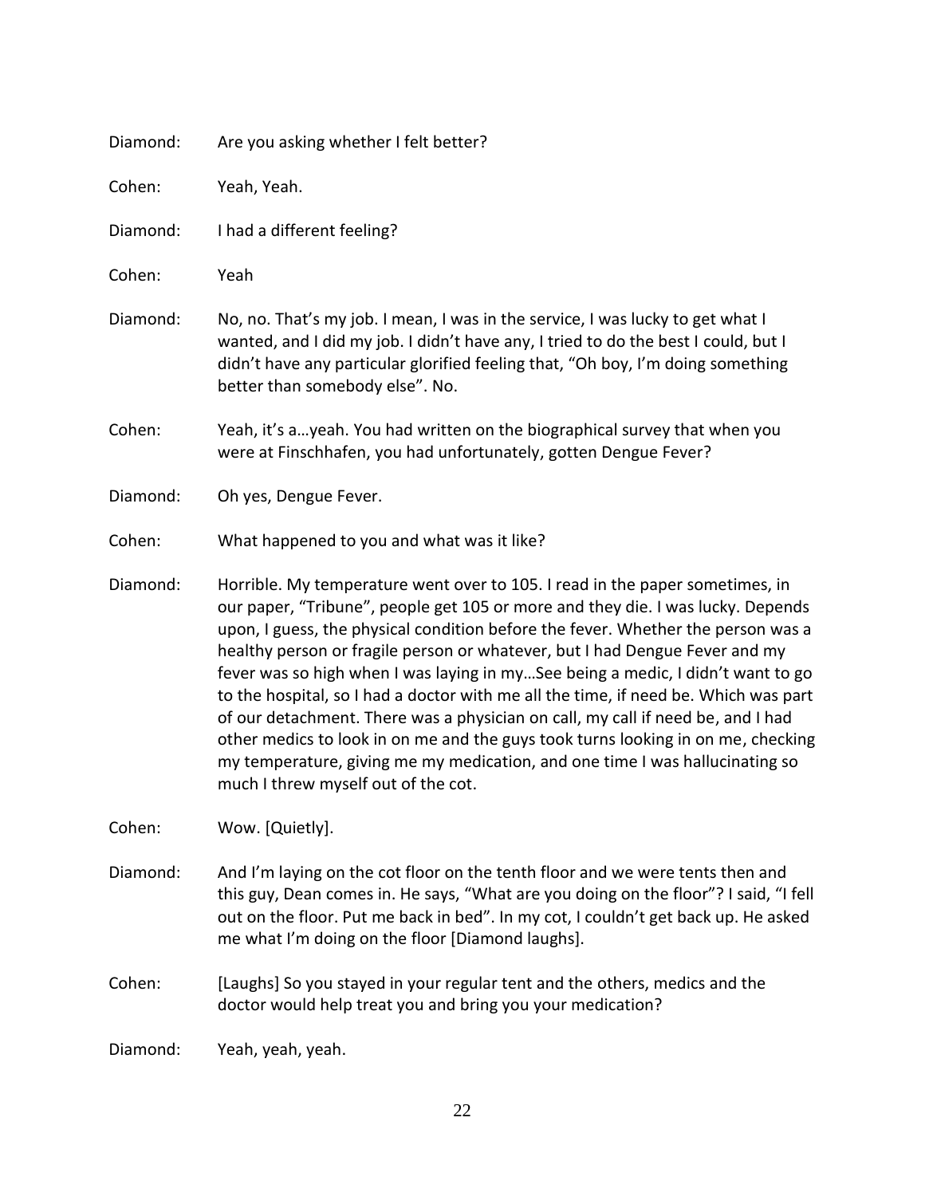Diamond: Are you asking whether I felt better?

Cohen: Yeah, Yeah.

Diamond: I had a different feeling?

Cohen: Yeah

Diamond: No, no. That's my job. I mean, I was in the service, I was lucky to get what I wanted, and I did my job. I didn't have any, I tried to do the best I could, but I didn't have any particular glorified feeling that, "Oh boy, I'm doing something better than somebody else". No.

Cohen: Yeah, it's a…yeah. You had written on the biographical survey that when you were at Finschhafen, you had unfortunately, gotten Dengue Fever?

Diamond: Oh yes, Dengue Fever.

Cohen: What happened to you and what was it like?

Diamond: Horrible. My temperature went over to 105. I read in the paper sometimes, in our paper, "Tribune", people get 105 or more and they die. I was lucky. Depends upon, I guess, the physical condition before the fever. Whether the person was a healthy person or fragile person or whatever, but I had Dengue Fever and my fever was so high when I was laying in my…See being a medic, I didn't want to go to the hospital, so I had a doctor with me all the time, if need be. Which was part of our detachment. There was a physician on call, my call if need be, and I had other medics to look in on me and the guys took turns looking in on me, checking my temperature, giving me my medication, and one time I was hallucinating so much I threw myself out of the cot.

Cohen: Wow. [Quietly].

Diamond: And I'm laying on the cot floor on the tenth floor and we were tents then and this guy, Dean comes in. He says, "What are you doing on the floor"? I said, "I fell out on the floor. Put me back in bed". In my cot, I couldn't get back up. He asked me what I'm doing on the floor [Diamond laughs].

Cohen: [Laughs] So you stayed in your regular tent and the others, medics and the doctor would help treat you and bring you your medication?

Diamond: Yeah, yeah, yeah.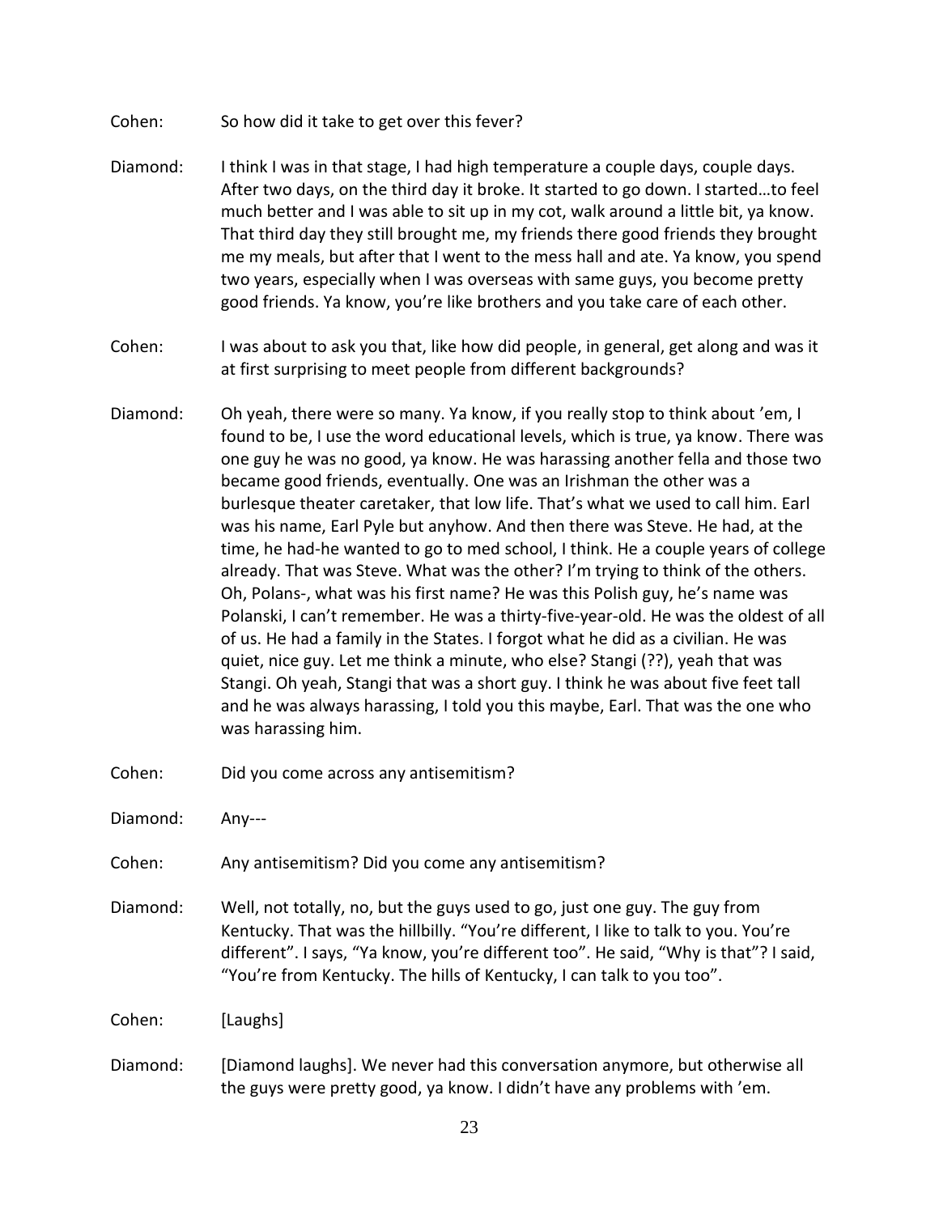Cohen: So how did it take to get over this fever?

Diamond: I think I was in that stage, I had high temperature a couple days, couple days. After two days, on the third day it broke. It started to go down. I started…to feel much better and I was able to sit up in my cot, walk around a little bit, ya know. That third day they still brought me, my friends there good friends they brought me my meals, but after that I went to the mess hall and ate. Ya know, you spend two years, especially when I was overseas with same guys, you become pretty good friends. Ya know, you're like brothers and you take care of each other.

Cohen: I was about to ask you that, like how did people, in general, get along and was it at first surprising to meet people from different backgrounds?

Diamond: Oh yeah, there were so many. Ya know, if you really stop to think about 'em, I found to be, I use the word educational levels, which is true, ya know. There was one guy he was no good, ya know. He was harassing another fella and those two became good friends, eventually. One was an Irishman the other was a burlesque theater caretaker, that low life. That's what we used to call him. Earl was his name, Earl Pyle but anyhow. And then there was Steve. He had, at the time, he had-he wanted to go to med school, I think. He a couple years of college already. That was Steve. What was the other? I'm trying to think of the others. Oh, Polans-, what was his first name? He was this Polish guy, he's name was Polanski, I can't remember. He was a thirty-five-year-old. He was the oldest of all of us. He had a family in the States. I forgot what he did as a civilian. He was quiet, nice guy. Let me think a minute, who else? Stangi (??), yeah that was Stangi. Oh yeah, Stangi that was a short guy. I think he was about five feet tall and he was always harassing, I told you this maybe, Earl. That was the one who was harassing him.

Cohen: Did you come across any antisemitism?

Diamond: Any---

Cohen: Any antisemitism? Did you come any antisemitism?

Diamond: Well, not totally, no, but the guys used to go, just one guy. The guy from Kentucky. That was the hillbilly. "You're different, I like to talk to you. You're different". I says, "Ya know, you're different too". He said, "Why is that"? I said, "You're from Kentucky. The hills of Kentucky, I can talk to you too".

Cohen: [Laughs]

Diamond: [Diamond laughs]. We never had this conversation anymore, but otherwise all the guys were pretty good, ya know. I didn't have any problems with 'em.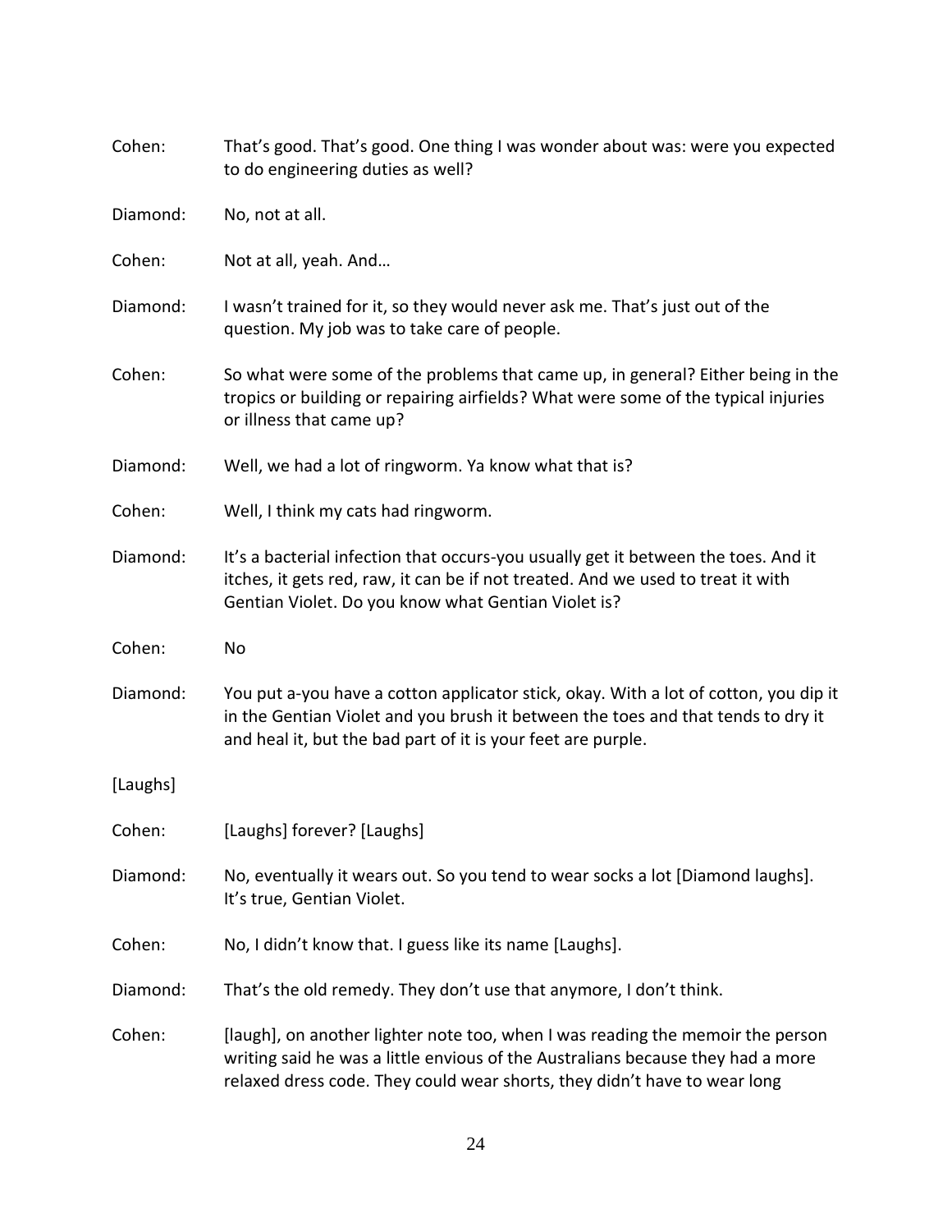Cohen: That's good. That's good. One thing I was wonder about was: were you expected to do engineering duties as well?

Diamond: No, not at all.

Cohen: Not at all, yeah. And…

Diamond: I wasn't trained for it, so they would never ask me. That's just out of the question. My job was to take care of people.

Cohen: So what were some of the problems that came up, in general? Either being in the tropics or building or repairing airfields? What were some of the typical injuries or illness that came up?

Diamond: Well, we had a lot of ringworm. Ya know what that is?

Cohen: Well, I think my cats had ringworm.

Diamond: It's a bacterial infection that occurs-you usually get it between the toes. And it itches, it gets red, raw, it can be if not treated. And we used to treat it with Gentian Violet. Do you know what Gentian Violet is?

Cohen: No

Diamond: You put a-you have a cotton applicator stick, okay. With a lot of cotton, you dip it in the Gentian Violet and you brush it between the toes and that tends to dry it and heal it, but the bad part of it is your feet are purple.

[Laughs]

Cohen: [Laughs] forever? [Laughs]

Diamond: No, eventually it wears out. So you tend to wear socks a lot [Diamond laughs]. It's true, Gentian Violet.

Cohen: No, I didn't know that. I guess like its name [Laughs].

Diamond: That's the old remedy. They don't use that anymore, I don't think.

Cohen: [laugh], on another lighter note too, when I was reading the memoir the person writing said he was a little envious of the Australians because they had a more relaxed dress code. They could wear shorts, they didn't have to wear long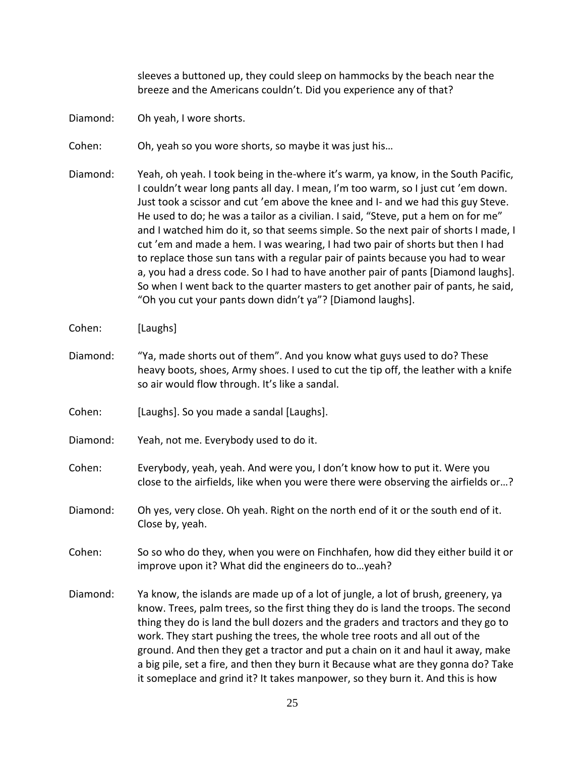sleeves a buttoned up, they could sleep on hammocks by the beach near the breeze and the Americans couldn't. Did you experience any of that?

Diamond: Oh yeah, I wore shorts.

Cohen: Oh, yeah so you wore shorts, so maybe it was just his…

Diamond: Yeah, oh yeah. I took being in the-where it's warm, ya know, in the South Pacific, I couldn't wear long pants all day. I mean, I'm too warm, so I just cut 'em down. Just took a scissor and cut 'em above the knee and I- and we had this guy Steve. He used to do; he was a tailor as a civilian. I said, "Steve, put a hem on for me" and I watched him do it, so that seems simple. So the next pair of shorts I made, I cut 'em and made a hem. I was wearing, I had two pair of shorts but then I had to replace those sun tans with a regular pair of paints because you had to wear a, you had a dress code. So I had to have another pair of pants [Diamond laughs]. So when I went back to the quarter masters to get another pair of pants, he said, "Oh you cut your pants down didn't ya"? [Diamond laughs].

Cohen: [Laughs]

Diamond: "Ya, made shorts out of them". And you know what guys used to do? These heavy boots, shoes, Army shoes. I used to cut the tip off, the leather with a knife so air would flow through. It's like a sandal.

Cohen: [Laughs]. So you made a sandal [Laughs].

Diamond: Yeah, not me. Everybody used to do it.

Cohen: Everybody, yeah, yeah. And were you, I don't know how to put it. Were you close to the airfields, like when you were there were observing the airfields or…?

Diamond: Oh yes, very close. Oh yeah. Right on the north end of it or the south end of it. Close by, yeah.

Cohen: So so who do they, when you were on Finchhafen, how did they either build it or improve upon it? What did the engineers do to…yeah?

Diamond: Ya know, the islands are made up of a lot of jungle, a lot of brush, greenery, ya know. Trees, palm trees, so the first thing they do is land the troops. The second thing they do is land the bull dozers and the graders and tractors and they go to work. They start pushing the trees, the whole tree roots and all out of the ground. And then they get a tractor and put a chain on it and haul it away, make a big pile, set a fire, and then they burn it Because what are they gonna do? Take it someplace and grind it? It takes manpower, so they burn it. And this is how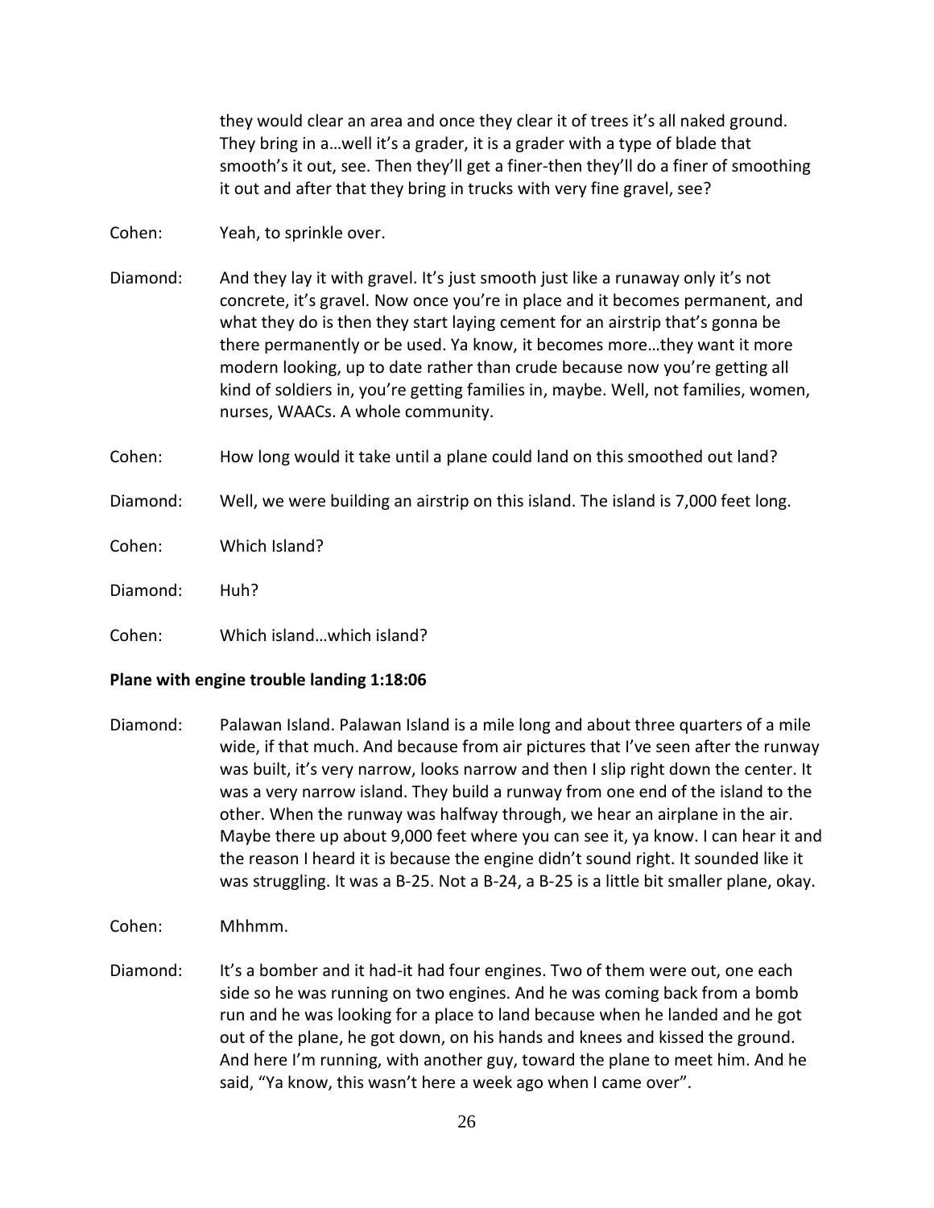they would clear an area and once they clear it of trees it's all naked ground. They bring in a…well it's a grader, it is a grader with a type of blade that smooth's it out, see. Then they'll get a finer-then they'll do a finer of smoothing it out and after that they bring in trucks with very fine gravel, see?

Cohen: Yeah, to sprinkle over.

Diamond: And they lay it with gravel. It's just smooth just like a runaway only it's not concrete, it's gravel. Now once you're in place and it becomes permanent, and what they do is then they start laying cement for an airstrip that's gonna be there permanently or be used. Ya know, it becomes more…they want it more modern looking, up to date rather than crude because now you're getting all kind of soldiers in, you're getting families in, maybe. Well, not families, women, nurses, WAACs. A whole community.

Cohen: How long would it take until a plane could land on this smoothed out land?

Diamond: Well, we were building an airstrip on this island. The island is 7,000 feet long.

Cohen: Which Island?

Diamond: Huh?

Cohen: Which island…which island?

**Plane with engine trouble landing 1:18:06**

Diamond: Palawan Island. Palawan Island is a mile long and about three quarters of a mile wide, if that much. And because from air pictures that I've seen after the runway was built, it's very narrow, looks narrow and then I slip right down the center. It was a very narrow island. They build a runway from one end of the island to the other. When the runway was halfway through, we hear an airplane in the air. Maybe there up about 9,000 feet where you can see it, ya know. I can hear it and the reason I heard it is because the engine didn't sound right. It sounded like it was struggling. It was a B-25. Not a B-24, a B-25 is a little bit smaller plane, okay.

Cohen: Mhhmm.

Diamond: It's a bomber and it had-it had four engines. Two of them were out, one each side so he was running on two engines. And he was coming back from a bomb run and he was looking for a place to land because when he landed and he got out of the plane, he got down, on his hands and knees and kissed the ground. And here I'm running, with another guy, toward the plane to meet him. And he said, "Ya know, this wasn't here a week ago when I came over".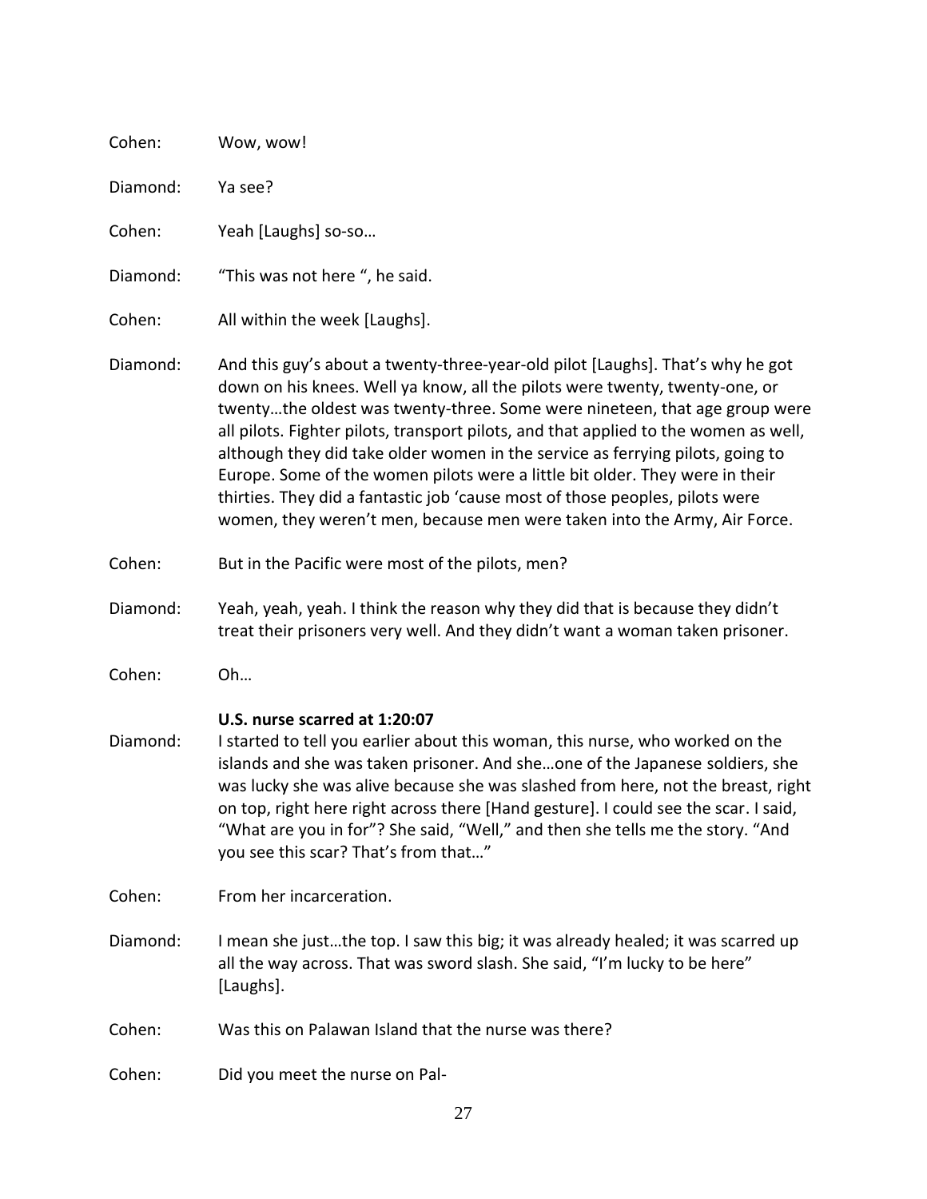Cohen: Wow, wow!

Diamond: Ya see?

Cohen: Yeah [Laughs] so-so…

Diamond: "This was not here ", he said.

Cohen: All within the week [Laughs].

Diamond: And this guy's about a twenty-three-year-old pilot [Laughs]. That's why he got down on his knees. Well ya know, all the pilots were twenty, twenty-one, or twenty…the oldest was twenty-three. Some were nineteen, that age group were all pilots. Fighter pilots, transport pilots, and that applied to the women as well, although they did take older women in the service as ferrying pilots, going to Europe. Some of the women pilots were a little bit older. They were in their thirties. They did a fantastic job 'cause most of those peoples, pilots were women, they weren't men, because men were taken into the Army, Air Force.

Cohen: But in the Pacific were most of the pilots, men?

Diamond: Yeah, yeah, yeah. I think the reason why they did that is because they didn't treat their prisoners very well. And they didn't want a woman taken prisoner.

Cohen: Oh…

**U.S. nurse scarred at 1:20:07**

Diamond: I started to tell you earlier about this woman, this nurse, who worked on the islands and she was taken prisoner. And she…one of the Japanese soldiers, she was lucky she was alive because she was slashed from here, not the breast, right on top, right here right across there [Hand gesture]. I could see the scar. I said, "What are you in for"? She said, "Well," and then she tells me the story. "And you see this scar? That's from that…"

Cohen: From her incarceration.

Diamond: I mean she just…the top. I saw this big; it was already healed; it was scarred up all the way across. That was sword slash. She said, "I'm lucky to be here" [Laughs].

Cohen: Was this on Palawan Island that the nurse was there?

Cohen: Did you meet the nurse on Pal-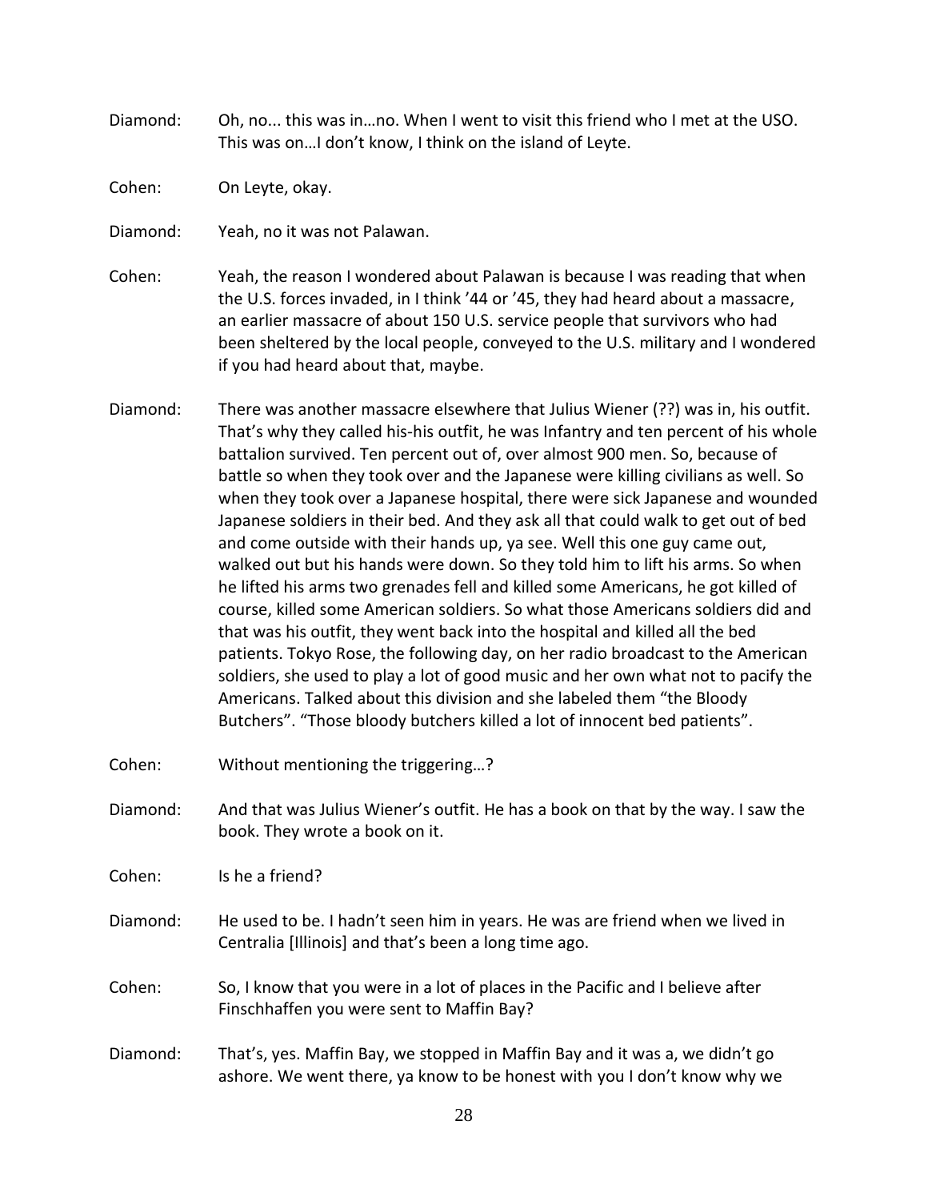Diamond: Oh, no... this was in…no. When I went to visit this friend who I met at the USO. This was on…I don't know, I think on the island of Leyte.

Cohen: On Leyte, okay.

Diamond: Yeah, no it was not Palawan.

Cohen: Yeah, the reason I wondered about Palawan is because I was reading that when the U.S. forces invaded, in I think '44 or '45, they had heard about a massacre, an earlier massacre of about 150 U.S. service people that survivors who had been sheltered by the local people, conveyed to the U.S. military and I wondered if you had heard about that, maybe.

Diamond: There was another massacre elsewhere that Julius Wiener (??) was in, his outfit. That's why they called his-his outfit, he was Infantry and ten percent of his whole battalion survived. Ten percent out of, over almost 900 men. So, because of battle so when they took over and the Japanese were killing civilians as well. So when they took over a Japanese hospital, there were sick Japanese and wounded Japanese soldiers in their bed. And they ask all that could walk to get out of bed and come outside with their hands up, ya see. Well this one guy came out, walked out but his hands were down. So they told him to lift his arms. So when he lifted his arms two grenades fell and killed some Americans, he got killed of course, killed some American soldiers. So what those Americans soldiers did and that was his outfit, they went back into the hospital and killed all the bed patients. Tokyo Rose, the following day, on her radio broadcast to the American soldiers, she used to play a lot of good music and her own what not to pacify the Americans. Talked about this division and she labeled them "the Bloody Butchers". "Those bloody butchers killed a lot of innocent bed patients".

Cohen: Without mentioning the triggering…?

Diamond: And that was Julius Wiener's outfit. He has a book on that by the way. I saw the book. They wrote a book on it.

Cohen: Is he a friend?

Diamond: He used to be. I hadn't seen him in years. He was are friend when we lived in Centralia [Illinois] and that's been a long time ago.

Cohen: So, I know that you were in a lot of places in the Pacific and I believe after Finschhaffen you were sent to Maffin Bay?

Diamond: That's, yes. Maffin Bay, we stopped in Maffin Bay and it was a, we didn't go ashore. We went there, ya know to be honest with you I don't know why we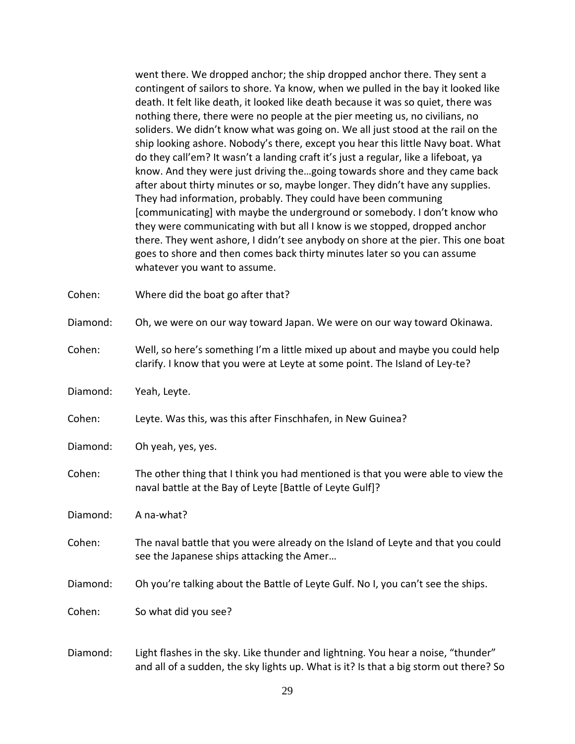went there. We dropped anchor; the ship dropped anchor there. They sent a contingent of sailors to shore. Ya know, when we pulled in the bay it looked like death. It felt like death, it looked like death because it was so quiet, there was nothing there, there were no people at the pier meeting us, no civilians, no soliders. We didn't know what was going on. We all just stood at the rail on the ship looking ashore. Nobody's there, except you hear this little Navy boat. What do they call'em? It wasn't a landing craft it's just a regular, like a lifeboat, ya know. And they were just driving the…going towards shore and they came back after about thirty minutes or so, maybe longer. They didn't have any supplies. They had information, probably. They could have been communing [communicating] with maybe the underground or somebody. I don't know who they were communicating with but all I know is we stopped, dropped anchor there. They went ashore, I didn't see anybody on shore at the pier. This one boat goes to shore and then comes back thirty minutes later so you can assume whatever you want to assume.

Cohen: Where did the boat go after that?

Diamond: Oh, we were on our way toward Japan. We were on our way toward Okinawa.

Cohen: Well, so here's something I'm a little mixed up about and maybe you could help clarify. I know that you were at Leyte at some point. The Island of Ley-te?

Diamond: Yeah, Leyte.

Cohen: Leyte. Was this, was this after Finschhafen, in New Guinea?

Diamond: Oh yeah, yes, yes.

Cohen: The other thing that I think you had mentioned is that you were able to view the naval battle at the Bay of Leyte [Battle of Leyte Gulf]?

Diamond: A na-what?

Cohen: The naval battle that you were already on the Island of Leyte and that you could see the Japanese ships attacking the Amer…

Diamond: Oh you're talking about the Battle of Leyte Gulf. No I, you can't see the ships.

Cohen: So what did you see?

Diamond: Light flashes in the sky. Like thunder and lightning. You hear a noise, "thunder" and all of a sudden, the sky lights up. What is it? Is that a big storm out there? So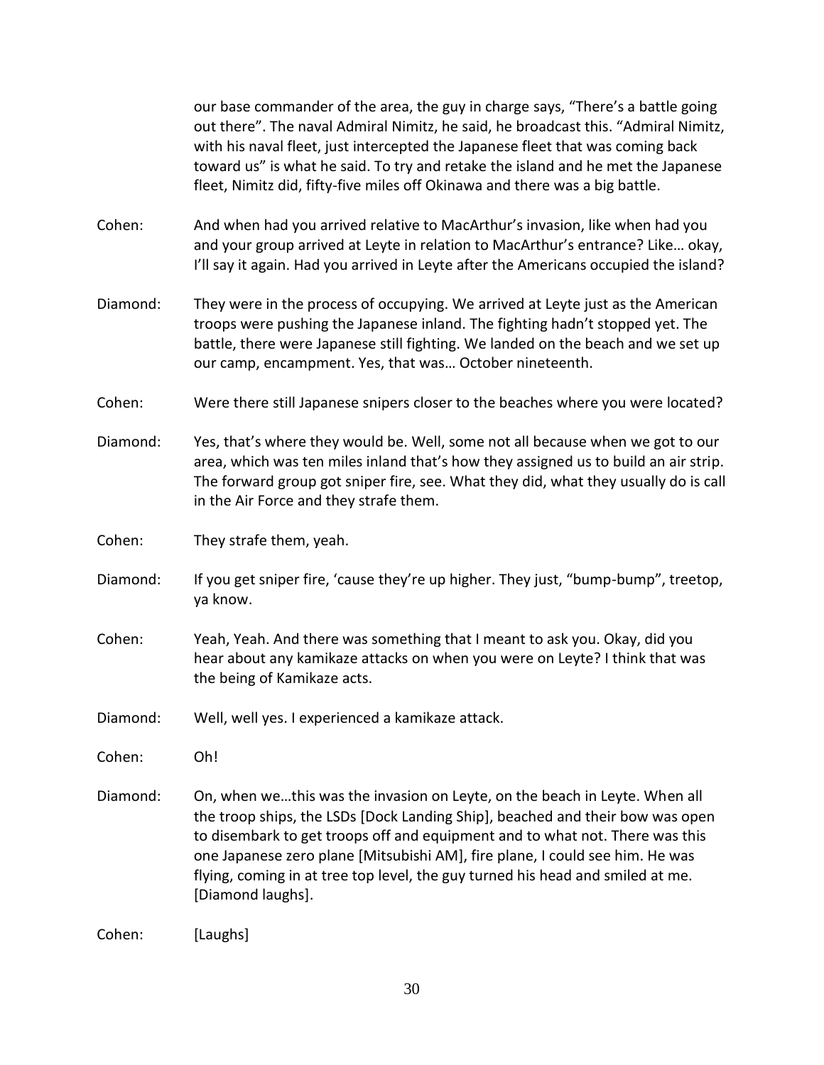our base commander of the area, the guy in charge says, "There's a battle going out there". The naval Admiral Nimitz, he said, he broadcast this. "Admiral Nimitz, with his naval fleet, just intercepted the Japanese fleet that was coming back toward us" is what he said. To try and retake the island and he met the Japanese fleet, Nimitz did, fifty-five miles off Okinawa and there was a big battle.

Cohen: And when had you arrived relative to MacArthur's invasion, like when had you and your group arrived at Leyte in relation to MacArthur's entrance? Like… okay, I'll say it again. Had you arrived in Leyte after the Americans occupied the island?

Diamond: They were in the process of occupying. We arrived at Leyte just as the American troops were pushing the Japanese inland. The fighting hadn't stopped yet. The battle, there were Japanese still fighting. We landed on the beach and we set up our camp, encampment. Yes, that was… October nineteenth.

Cohen: Were there still Japanese snipers closer to the beaches where you were located?

Diamond: Yes, that's where they would be. Well, some not all because when we got to our area, which was ten miles inland that's how they assigned us to build an air strip. The forward group got sniper fire, see. What they did, what they usually do is call in the Air Force and they strafe them.

Cohen: They strafe them, yeah.

Diamond: If you get sniper fire, 'cause they're up higher. They just, "bump-bump", treetop, ya know.

Cohen: Yeah, Yeah. And there was something that I meant to ask you. Okay, did you hear about any kamikaze attacks on when you were on Leyte? I think that was the being of Kamikaze acts.

Diamond: Well, well yes. I experienced a kamikaze attack.

Cohen: Oh!

Diamond: On, when we…this was the invasion on Leyte, on the beach in Leyte. When all the troop ships, the LSDs [Dock Landing Ship], beached and their bow was open to disembark to get troops off and equipment and to what not. There was this one Japanese zero plane [Mitsubishi AM], fire plane, I could see him. He was flying, coming in at tree top level, the guy turned his head and smiled at me. [Diamond laughs].

Cohen: [Laughs]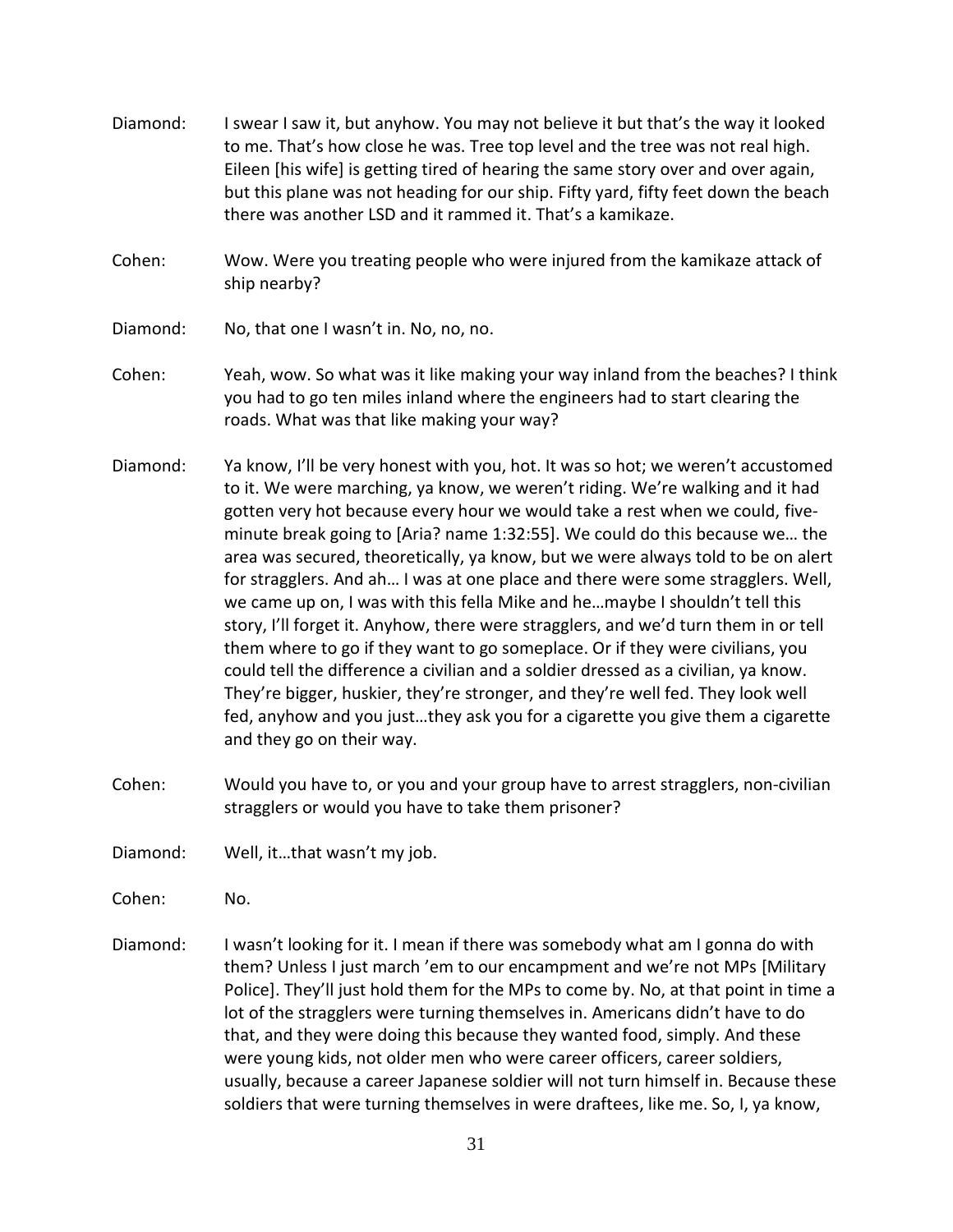Diamond: I swear I saw it, but anyhow. You may not believe it but that's the way it looked to me. That's how close he was. Tree top level and the tree was not real high. Eileen [his wife] is getting tired of hearing the same story over and over again, but this plane was not heading for our ship. Fifty yard, fifty feet down the beach there was another LSD and it rammed it. That's a kamikaze.

Cohen: Wow. Were you treating people who were injured from the kamikaze attack of ship nearby?

Diamond: No, that one I wasn't in. No, no, no.

Cohen: Yeah, wow. So what was it like making your way inland from the beaches? I think you had to go ten miles inland where the engineers had to start clearing the roads. What was that like making your way?

Diamond: Ya know, I'll be very honest with you, hot. It was so hot; we weren't accustomed to it. We were marching, ya know, we weren't riding. We're walking and it had gotten very hot because every hour we would take a rest when we could, five-minute break going to [Aria? name 1:32:55]. We could do this because we… the area was secured, theoretically, ya know, but we were always told to be on alert for stragglers. And ah… I was at one place and there were some stragglers. Well, we came up on, I was with this fella Mike and he…maybe I shouldn't tell this story, I'll forget it. Anyhow, there were stragglers, and we'd turn them in or tell them where to go if they want to go someplace. Or if they were civilians, you could tell the difference a civilian and a soldier dressed as a civilian, ya know. They're bigger, huskier, they're stronger, and they're well fed. They look well fed, anyhow and you just…they ask you for a cigarette you give them a cigarette and they go on their way.

Cohen: Would you have to, or you and your group have to arrest stragglers, non-civilian stragglers or would you have to take them prisoner?

Diamond: Well, it…that wasn't my job.

Cohen: No.

Diamond: I wasn't looking for it. I mean if there was somebody what am I gonna do with them? Unless I just march 'em to our encampment and we're not MPs [Military Police]. They'll just hold them for the MPs to come by. No, at that point in time a lot of the stragglers were turning themselves in. Americans didn't have to do that, and they were doing this because they wanted food, simply. And these were young kids, not older men who were career officers, career soldiers, usually, because a career Japanese soldier will not turn himself in. Because these soldiers that were turning themselves in were draftees, like me. So, I, ya know,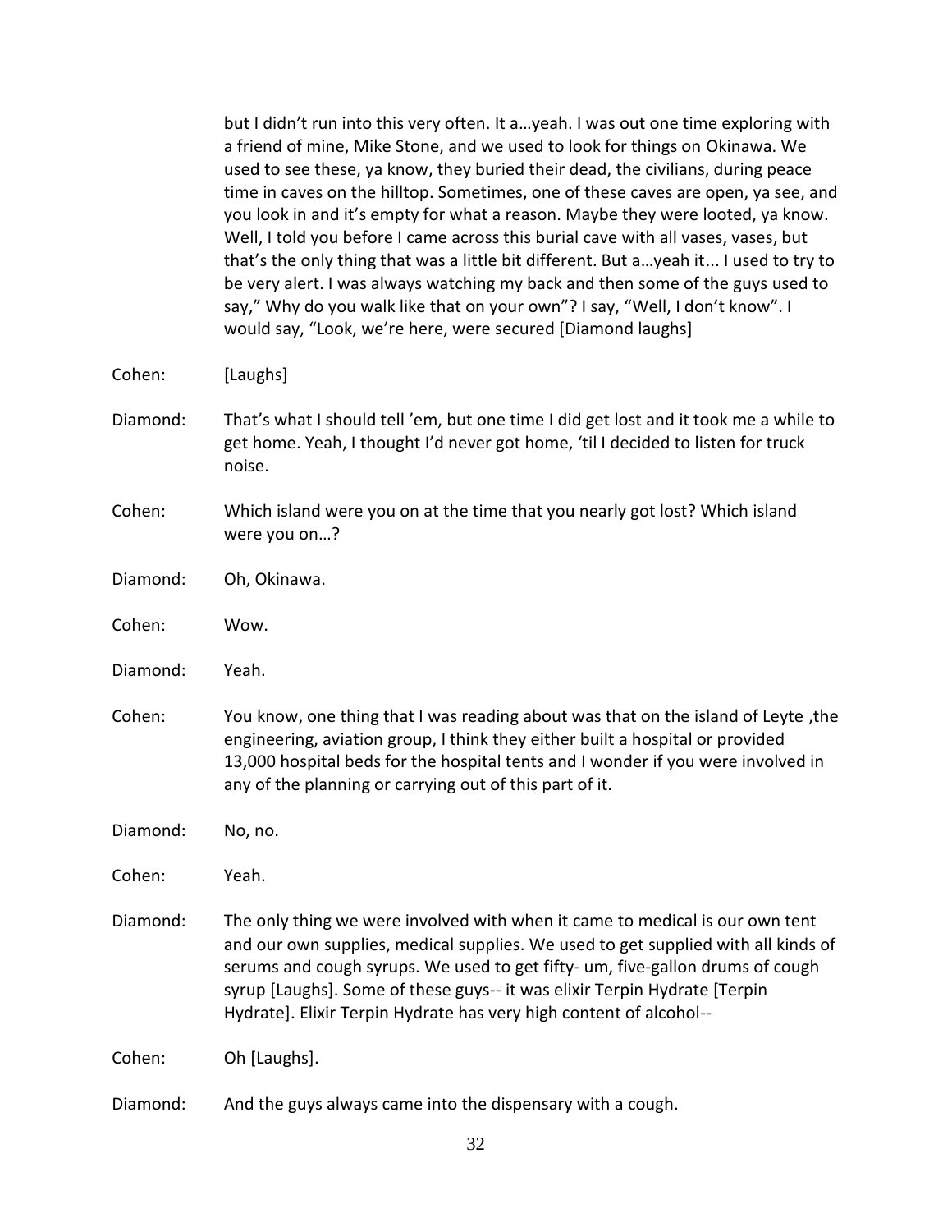but I didn't run into this very often. It a…yeah. I was out one time exploring with a friend of mine, Mike Stone, and we used to look for things on Okinawa. We used to see these, ya know, they buried their dead, the civilians, during peace time in caves on the hilltop. Sometimes, one of these caves are open, ya see, and you look in and it's empty for what a reason. Maybe they were looted, ya know. Well, I told you before I came across this burial cave with all vases, vases, but that's the only thing that was a little bit different. But a…yeah it... I used to try to be very alert. I was always watching my back and then some of the guys used to say," Why do you walk like that on your own"? I say, "Well, I don't know". I would say, "Look, we're here, were secured [Diamond laughs]

Cohen: [Laughs]

Diamond: That's what I should tell 'em, but one time I did get lost and it took me a while to get home. Yeah, I thought I'd never got home, 'til I decided to listen for truck noise.

Cohen: Which island were you on at the time that you nearly got lost? Which island were you on…?

Diamond: Oh, Okinawa.

Cohen: Wow.

Diamond: Yeah.

Cohen: You know, one thing that I was reading about was that on the island of Leyte ,the engineering, aviation group, I think they either built a hospital or provided 13,000 hospital beds for the hospital tents and I wonder if you were involved in any of the planning or carrying out of this part of it.

Diamond: No, no.

Cohen: Yeah.

Diamond: The only thing we were involved with when it came to medical is our own tent and our own supplies, medical supplies. We used to get supplied with all kinds of serums and cough syrups. We used to get fifty- um, five-gallon drums of cough syrup [Laughs]. Some of these guys-- it was elixir Terpin Hydrate [Terpin Hydrate]. Elixir Terpin Hydrate has very high content of alcohol--

Cohen: Oh [Laughs].

Diamond: And the guys always came into the dispensary with a cough.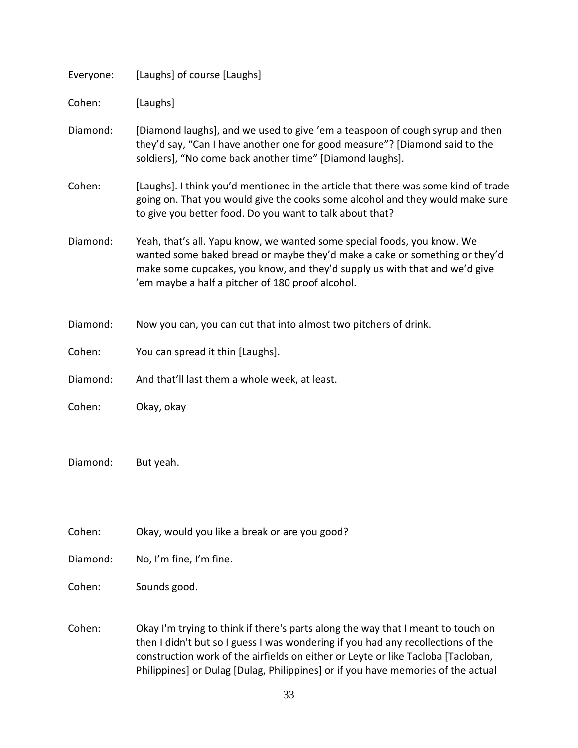Everyone: [Laughs] of course [Laughs]

Cohen: [Laughs]

Diamond: [Diamond laughs], and we used to give 'em a teaspoon of cough syrup and then they'd say, "Can I have another one for good measure"? [Diamond said to the soldiers], "No come back another time" [Diamond laughs].

Cohen: [Laughs]. I think you'd mentioned in the article that there was some kind of trade going on. That you would give the cooks some alcohol and they would make sure to give you better food. Do you want to talk about that?

Diamond: Yeah, that's all. Yapu know, we wanted some special foods, you know. We wanted some baked bread or maybe they'd make a cake or something or they'd make some cupcakes, you know, and they'd supply us with that and we'd give 'em maybe a half a pitcher of 180 proof alcohol.

Diamond: Now you can, you can cut that into almost two pitchers of drink.

Cohen: You can spread it thin [Laughs].

Diamond: And that'll last them a whole week, at least.

Cohen: Okay, okay

Diamond: But yeah.

Cohen: Okay, would you like a break or are you good?

Diamond: No, I'm fine, I'm fine.

Cohen: Sounds good.

Cohen: Okay I'm trying to think if there's parts along the way that I meant to touch on then I didn't but so I guess I was wondering if you had any recollections of the construction work of the airfields on either or Leyte or like Tacloba [Tacloban, Philippines] or Dulag [Dulag, Philippines] or if you have memories of the actual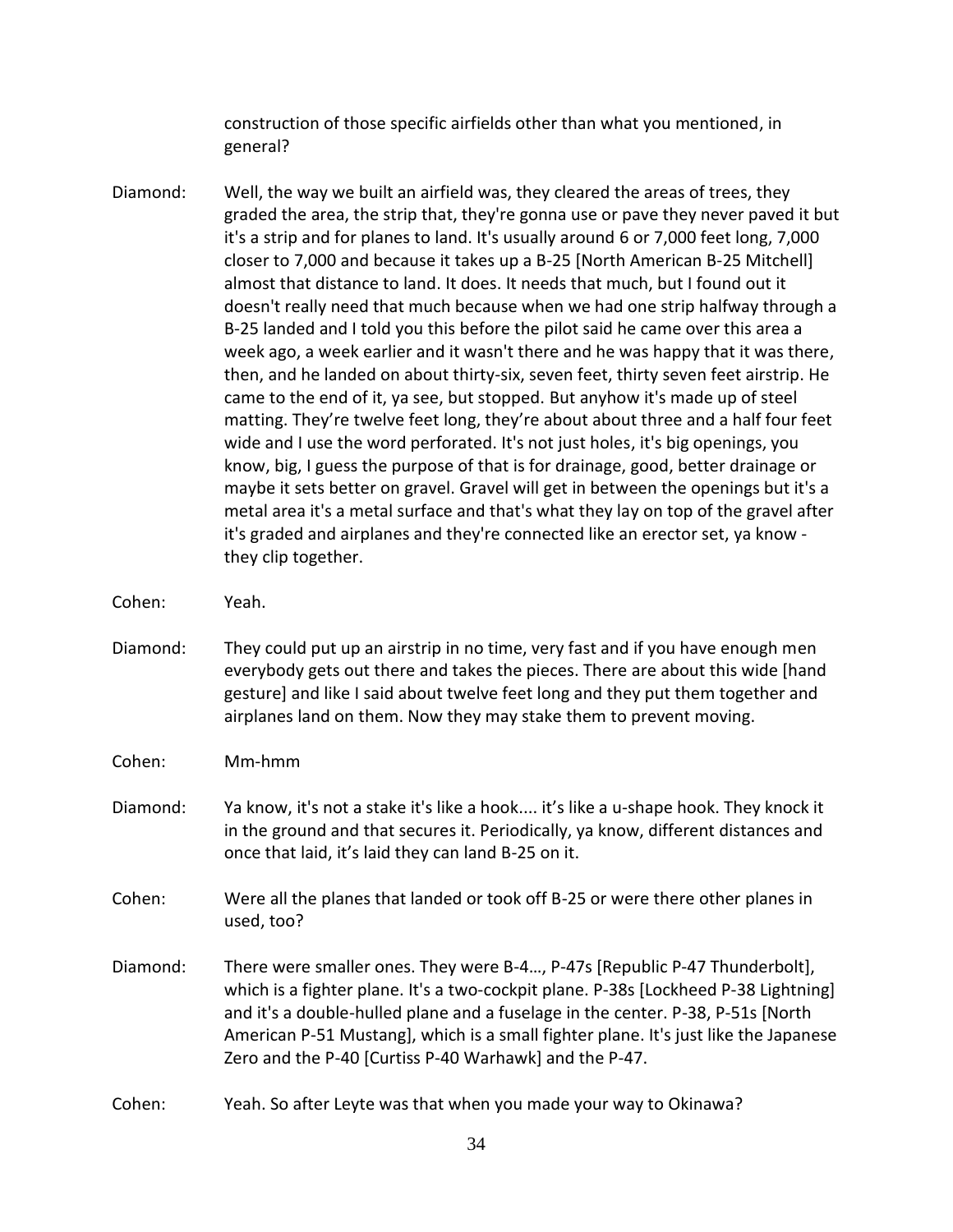construction of those specific airfields other than what you mentioned, in general?

Diamond: Well, the way we built an airfield was, they cleared the areas of trees, they graded the area, the strip that, they're gonna use or pave they never paved it but it's a strip and for planes to land. It's usually around 6 or 7,000 feet long, 7,000 closer to 7,000 and because it takes up a B-25 [North American B-25 Mitchell] almost that distance to land. It does. It needs that much, but I found out it doesn't really need that much because when we had one strip halfway through a B-25 landed and I told you this before the pilot said he came over this area a week ago, a week earlier and it wasn't there and he was happy that it was there, then, and he landed on about thirty-six, seven feet, thirty seven feet airstrip. He came to the end of it, ya see, but stopped. But anyhow it's made up of steel matting. They're twelve feet long, they're about about three and a half four feet wide and I use the word perforated. It's not just holes, it's big openings, you know, big, I guess the purpose of that is for drainage, good, better drainage or maybe it sets better on gravel. Gravel will get in between the openings but it's a metal area it's a metal surface and that's what they lay on top of the gravel after it's graded and airplanes and they're connected like an erector set, ya know - they clip together.

Cohen: Yeah.

Diamond: They could put up an airstrip in no time, very fast and if you have enough men everybody gets out there and takes the pieces. There are about this wide [hand gesture] and like I said about twelve feet long and they put them together and airplanes land on them. Now they may stake them to prevent moving.

Cohen: Mm-hmm

Diamond: Ya know, it's not a stake it's like a hook.... it's like a u-shape hook. They knock it in the ground and that secures it. Periodically, ya know, different distances and once that laid, it's laid they can land B-25 on it.

Cohen: Were all the planes that landed or took off B-25 or were there other planes in used, too?

Diamond: There were smaller ones. They were B-4…, P-47s [Republic P-47 Thunderbolt], which is a fighter plane. It's a two-cockpit plane. P-38s [Lockheed P-38 Lightning] and it's a double-hulled plane and a fuselage in the center. P-38, P-51s [North American P-51 Mustang], which is a small fighter plane. It's just like the Japanese Zero and the P-40 [Curtiss P-40 Warhawk] and the P-47.

Cohen: Yeah. So after Leyte was that when you made your way to Okinawa?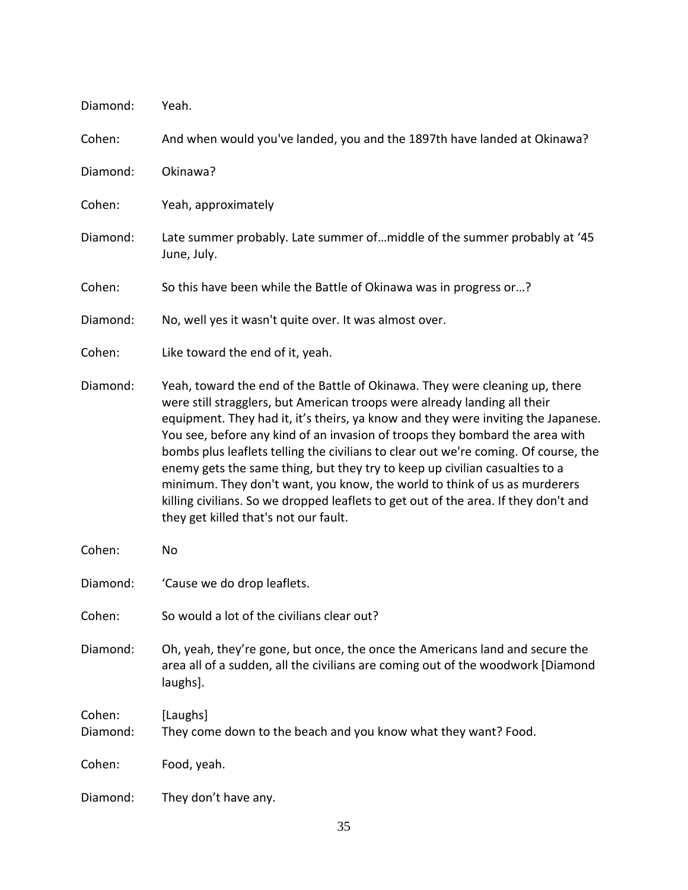Diamond: Yeah.

Cohen: And when would you've landed, you and the 1897th have landed at Okinawa?

Diamond: Okinawa?

Cohen: Yeah, approximately

Diamond: Late summer probably. Late summer of…middle of the summer probably at '45 June, July.

Cohen: So this have been while the Battle of Okinawa was in progress or…?

Diamond: No, well yes it wasn't quite over. It was almost over.

Cohen: Like toward the end of it, yeah.

Diamond: Yeah, toward the end of the Battle of Okinawa. They were cleaning up, there were still stragglers, but American troops were already landing all their equipment. They had it, it's theirs, ya know and they were inviting the Japanese. You see, before any kind of an invasion of troops they bombard the area with bombs plus leaflets telling the civilians to clear out we're coming. Of course, the enemy gets the same thing, but they try to keep up civilian casualties to a minimum. They don't want, you know, the world to think of us as murderers killing civilians. So we dropped leaflets to get out of the area. If they don't and they get killed that's not our fault.

Cohen: No

Diamond: 'Cause we do drop leaflets.

Cohen: So would a lot of the civilians clear out?

Diamond: Oh, yeah, they're gone, but once, the once the Americans land and secure the area all of a sudden, all the civilians are coming out of the woodwork [Diamond laughs].

Cohen: [Laughs]

Diamond: They come down to the beach and you know what they want? Food.

Cohen: Food, yeah.

Diamond: They don't have any.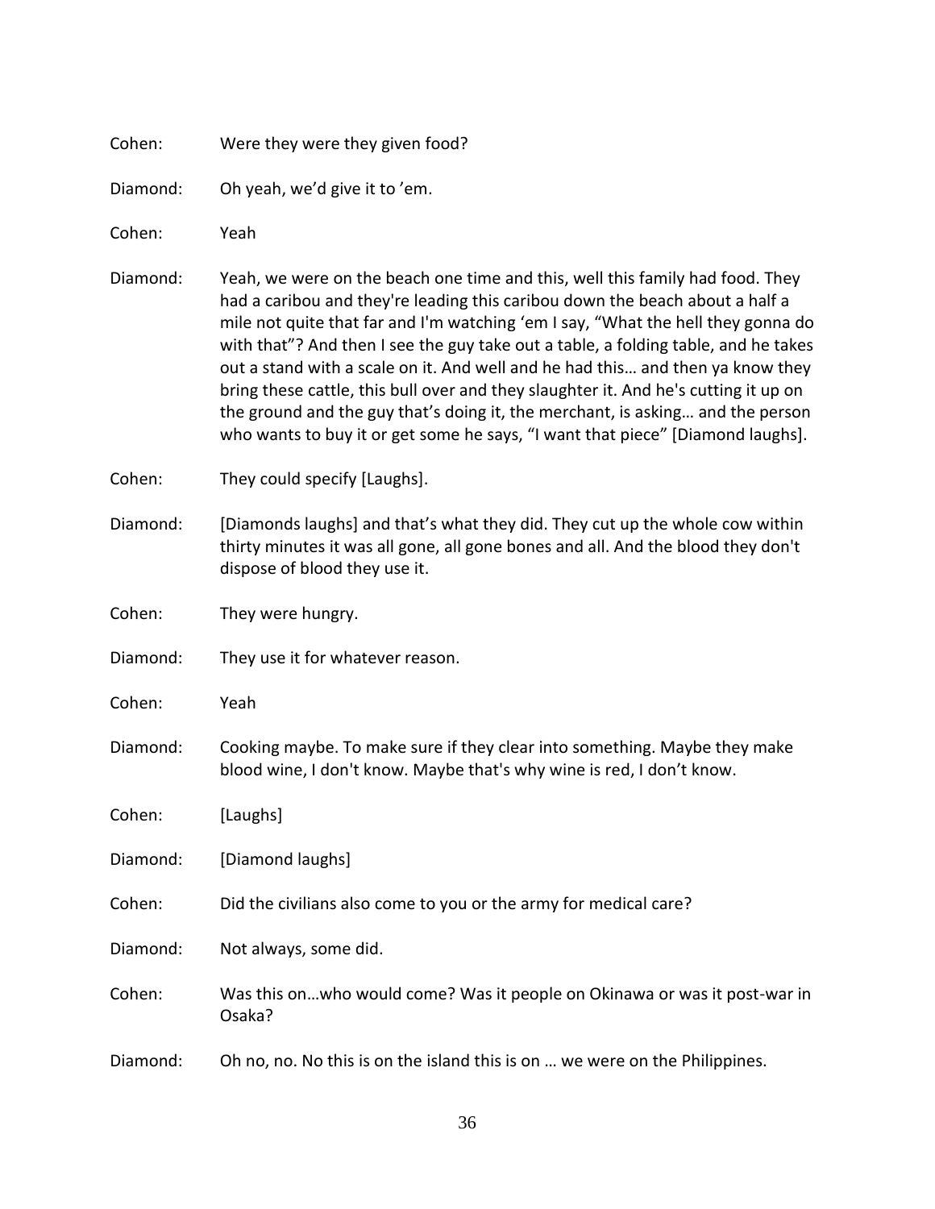Cohen: Were they were they given food?

Diamond: Oh yeah, we'd give it to 'em.

Cohen: Yeah

Diamond: Yeah, we were on the beach one time and this, well this family had food. They had a caribou and they're leading this caribou down the beach about a half a mile not quite that far and I'm watching 'em I say, "What the hell they gonna do with that"? And then I see the guy take out a table, a folding table, and he takes out a stand with a scale on it. And well and he had this… and then ya know they bring these cattle, this bull over and they slaughter it. And he's cutting it up on the ground and the guy that's doing it, the merchant, is asking… and the person who wants to buy it or get some he says, "I want that piece" [Diamond laughs].

Cohen: They could specify [Laughs].

Diamond: [Diamonds laughs] and that's what they did. They cut up the whole cow within thirty minutes it was all gone, all gone bones and all. And the blood they don't dispose of blood they use it.

Cohen: They were hungry.

Diamond: They use it for whatever reason.

Cohen: Yeah

Diamond: Cooking maybe. To make sure if they clear into something. Maybe they make blood wine, I don't know. Maybe that's why wine is red, I don't know.

Cohen: [Laughs]

Diamond: [Diamond laughs]

Cohen: Did the civilians also come to you or the army for medical care?

Diamond: Not always, some did.

Cohen: Was this on…who would come? Was it people on Okinawa or was it post-war in Osaka?

Diamond: Oh no, no. No this is on the island this is on … we were on the Philippines.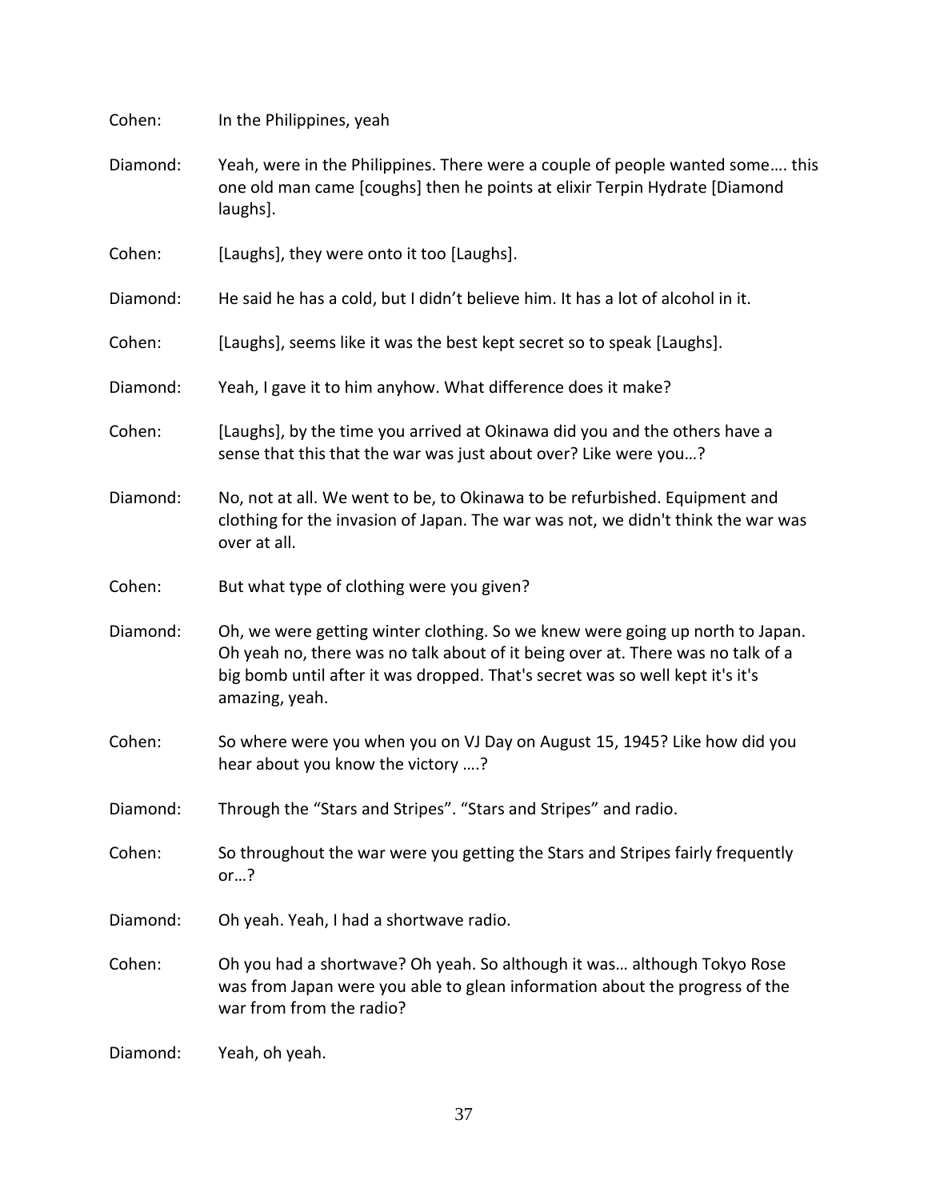Cohen: In the Philippines, yeah

Diamond: Yeah, were in the Philippines. There were a couple of people wanted some…. this one old man came [coughs] then he points at elixir Terpin Hydrate [Diamond laughs].

Cohen: [Laughs], they were onto it too [Laughs].

Diamond: He said he has a cold, but I didn't believe him. It has a lot of alcohol in it.

Cohen: [Laughs], seems like it was the best kept secret so to speak [Laughs].

Diamond: Yeah, I gave it to him anyhow. What difference does it make?

Cohen: [Laughs], by the time you arrived at Okinawa did you and the others have a sense that this that the war was just about over? Like were you…?

Diamond: No, not at all. We went to be, to Okinawa to be refurbished. Equipment and clothing for the invasion of Japan. The war was not, we didn't think the war was over at all.

Cohen: But what type of clothing were you given?

Diamond: Oh, we were getting winter clothing. So we knew were going up north to Japan. Oh yeah no, there was no talk about of it being over at. There was no talk of a big bomb until after it was dropped. That's secret was so well kept it's it's amazing, yeah.

Cohen: So where were you when you on VJ Day on August 15, 1945? Like how did you hear about you know the victory ….?

Diamond: Through the "Stars and Stripes". "Stars and Stripes" and radio.

Cohen: So throughout the war were you getting the Stars and Stripes fairly frequently or…?

Diamond: Oh yeah. Yeah, I had a shortwave radio.

Cohen: Oh you had a shortwave? Oh yeah. So although it was… although Tokyo Rose was from Japan were you able to glean information about the progress of the war from from the radio?

Diamond: Yeah, oh yeah.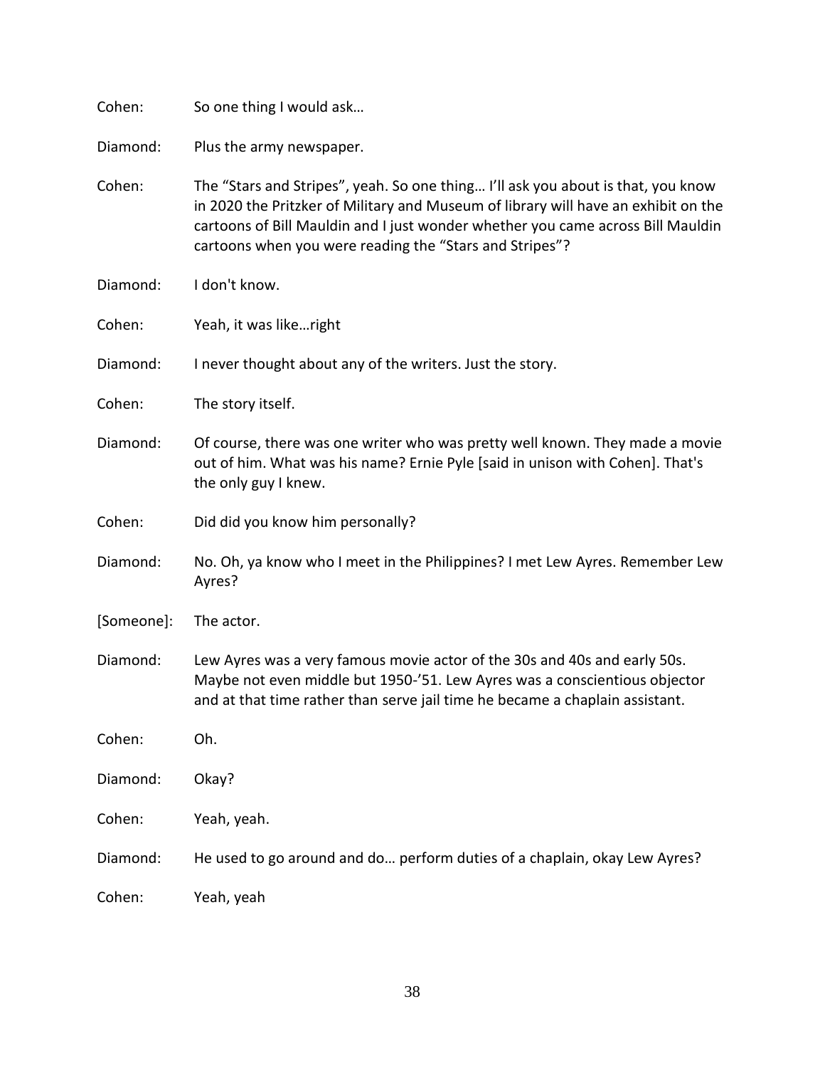Cohen: So one thing I would ask…

Diamond: Plus the army newspaper.

Cohen: The "Stars and Stripes", yeah. So one thing… I'll ask you about is that, you know in 2020 the Pritzker of Military and Museum of library will have an exhibit on the cartoons of Bill Mauldin and I just wonder whether you came across Bill Mauldin cartoons when you were reading the "Stars and Stripes"?

Diamond: I don't know.

Cohen: Yeah, it was like…right

Diamond: I never thought about any of the writers. Just the story.

Cohen: The story itself.

Diamond: Of course, there was one writer who was pretty well known. They made a movie out of him. What was his name? Ernie Pyle [said in unison with Cohen]. That's the only guy I knew.

Cohen: Did did you know him personally?

Diamond: No. Oh, ya know who I meet in the Philippines? I met Lew Ayres. Remember Lew Ayres?

[Someone]: The actor.

Diamond: Lew Ayres was a very famous movie actor of the 30s and 40s and early 50s. Maybe not even middle but 1950-'51. Lew Ayres was a conscientious objector and at that time rather than serve jail time he became a chaplain assistant.

Cohen: Oh.

Diamond: Okay?

Cohen: Yeah, yeah.

Diamond: He used to go around and do… perform duties of a chaplain, okay Lew Ayres?

Cohen: Yeah, yeah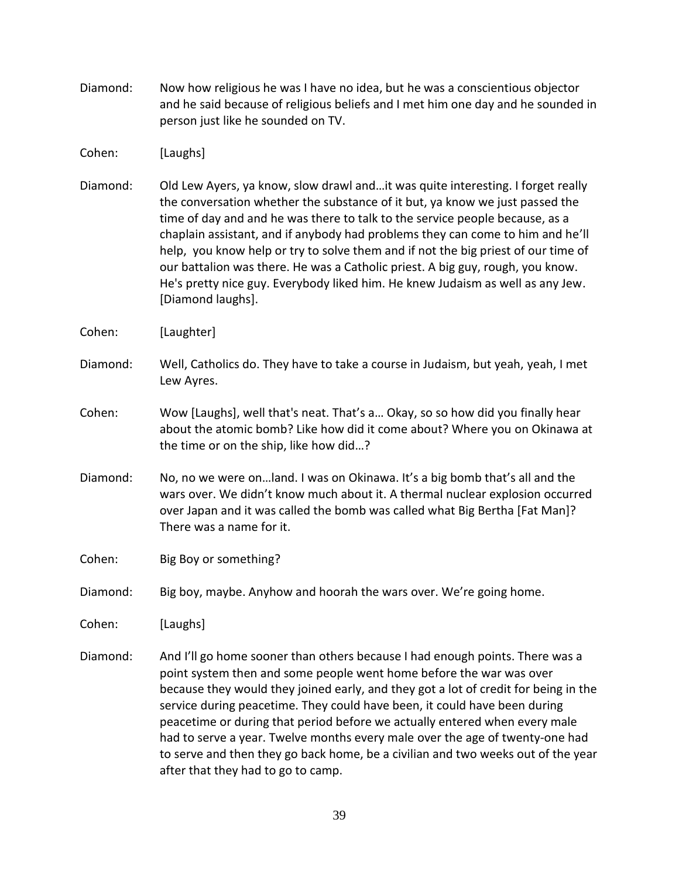Diamond: Now how religious he was I have no idea, but he was a conscientious objector and he said because of religious beliefs and I met him one day and he sounded in person just like he sounded on TV.

Cohen: [Laughs]

Diamond: Old Lew Ayers, ya know, slow drawl and…it was quite interesting. I forget really the conversation whether the substance of it but, ya know we just passed the time of day and and he was there to talk to the service people because, as a chaplain assistant, and if anybody had problems they can come to him and he'll help, you know help or try to solve them and if not the big priest of our time of our battalion was there. He was a Catholic priest. A big guy, rough, you know. He's pretty nice guy. Everybody liked him. He knew Judaism as well as any Jew. [Diamond laughs].

Cohen: [Laughter]

Diamond: Well, Catholics do. They have to take a course in Judaism, but yeah, yeah, I met Lew Ayres.

Cohen: Wow [Laughs], well that's neat. That's a… Okay, so so how did you finally hear about the atomic bomb? Like how did it come about? Where you on Okinawa at the time or on the ship, like how did…?

Diamond: No, no we were on…land. I was on Okinawa. It's a big bomb that's all and the wars over. We didn't know much about it. A thermal nuclear explosion occurred over Japan and it was called the bomb was called what Big Bertha [Fat Man]? There was a name for it.

Cohen: Big Boy or something?

Diamond: Big boy, maybe. Anyhow and hoorah the wars over. We're going home.

Cohen: [Laughs]

Diamond: And I'll go home sooner than others because I had enough points. There was a point system then and some people went home before the war was over because they would they joined early, and they got a lot of credit for being in the service during peacetime. They could have been, it could have been during peacetime or during that period before we actually entered when every male had to serve a year. Twelve months every male over the age of twenty-one had to serve and then they go back home, be a civilian and two weeks out of the year after that they had to go to camp.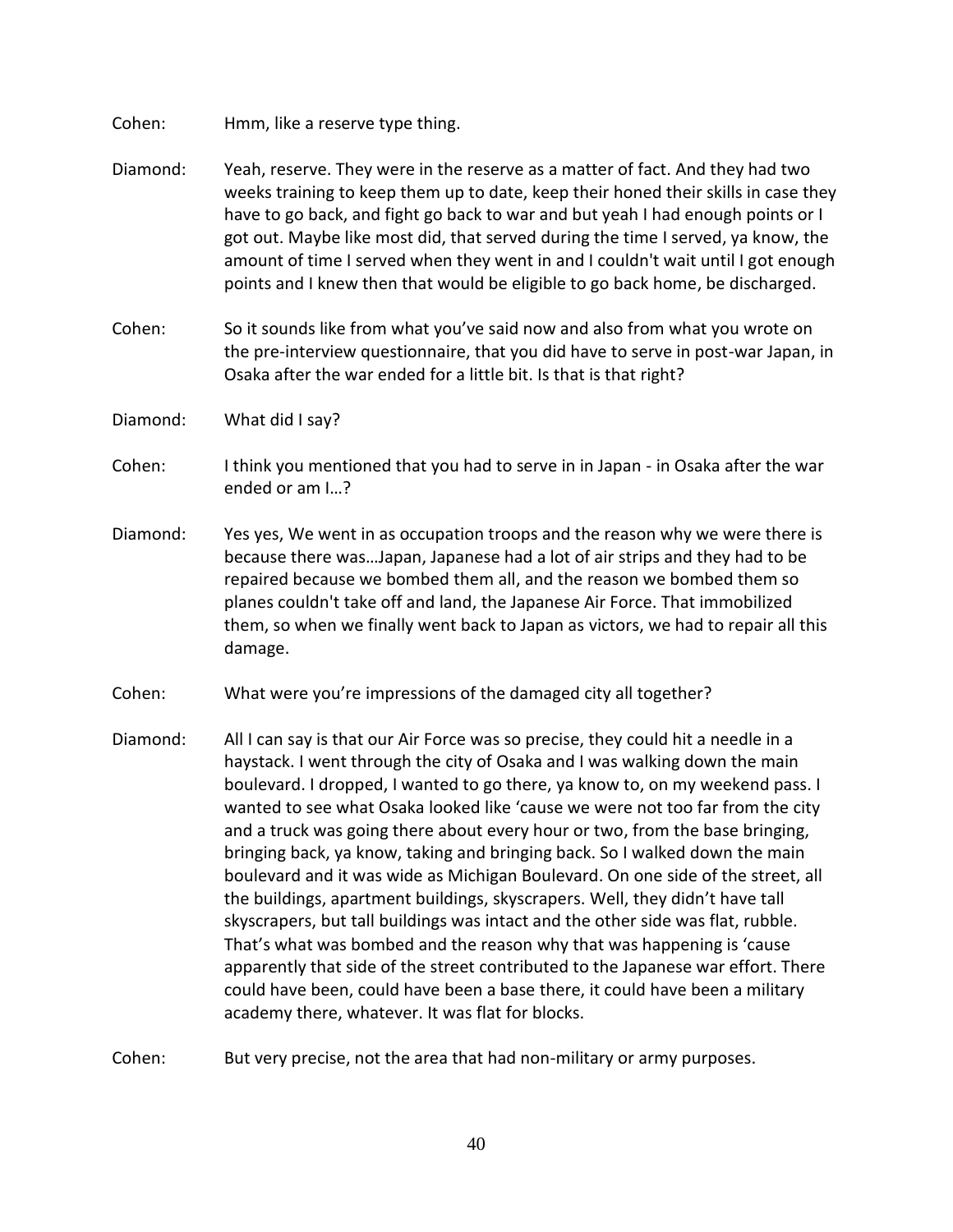Cohen: Hmm, like a reserve type thing.

Diamond: Yeah, reserve. They were in the reserve as a matter of fact. And they had two weeks training to keep them up to date, keep their honed their skills in case they have to go back, and fight go back to war and but yeah I had enough points or I got out. Maybe like most did, that served during the time I served, ya know, the amount of time I served when they went in and I couldn't wait until I got enough points and I knew then that would be eligible to go back home, be discharged.

Cohen: So it sounds like from what you've said now and also from what you wrote on the pre-interview questionnaire, that you did have to serve in post-war Japan, in Osaka after the war ended for a little bit. Is that is that right?

Diamond: What did I say?

Cohen: I think you mentioned that you had to serve in in Japan - in Osaka after the war ended or am I…?

Diamond: Yes yes, We went in as occupation troops and the reason why we were there is because there was…Japan, Japanese had a lot of air strips and they had to be repaired because we bombed them all, and the reason we bombed them so planes couldn't take off and land, the Japanese Air Force. That immobilized them, so when we finally went back to Japan as victors, we had to repair all this damage.

Cohen: What were you're impressions of the damaged city all together?

Diamond: All I can say is that our Air Force was so precise, they could hit a needle in a haystack. I went through the city of Osaka and I was walking down the main boulevard. I dropped, I wanted to go there, ya know to, on my weekend pass. I wanted to see what Osaka looked like 'cause we were not too far from the city and a truck was going there about every hour or two, from the base bringing, bringing back, ya know, taking and bringing back. So I walked down the main boulevard and it was wide as Michigan Boulevard. On one side of the street, all the buildings, apartment buildings, skyscrapers. Well, they didn't have tall skyscrapers, but tall buildings was intact and the other side was flat, rubble. That's what was bombed and the reason why that was happening is 'cause apparently that side of the street contributed to the Japanese war effort. There could have been, could have been a base there, it could have been a military academy there, whatever. It was flat for blocks.

Cohen: But very precise, not the area that had non-military or army purposes.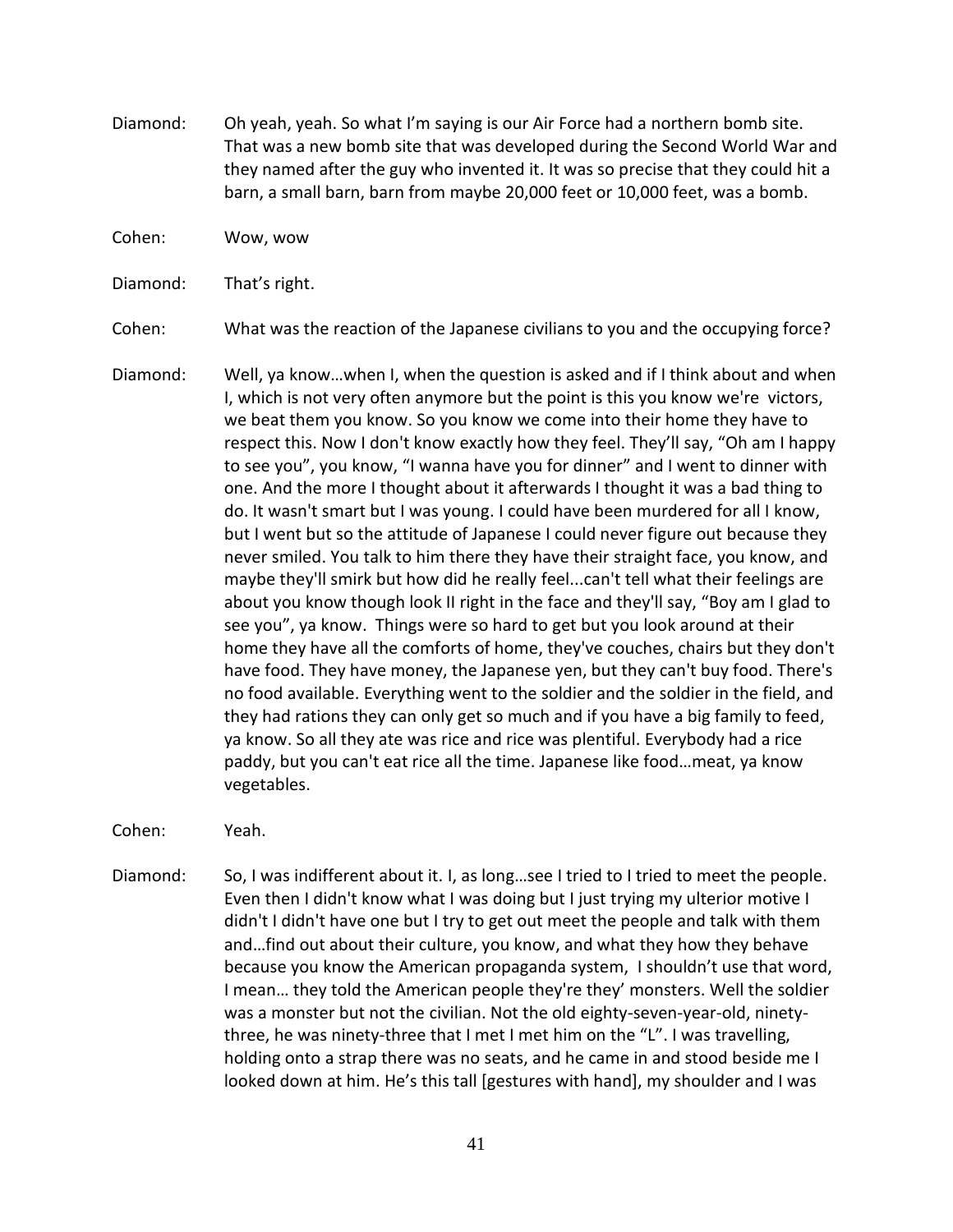Diamond: Oh yeah, yeah. So what I'm saying is our Air Force had a northern bomb site. That was a new bomb site that was developed during the Second World War and they named after the guy who invented it. It was so precise that they could hit a barn, a small barn, barn from maybe 20,000 feet or 10,000 feet, was a bomb.

Cohen: Wow, wow

Diamond: That's right.

Cohen: What was the reaction of the Japanese civilians to you and the occupying force?

Diamond: Well, ya know…when I, when the question is asked and if I think about and when I, which is not very often anymore but the point is this you know we're victors, we beat them you know. So you know we come into their home they have to respect this. Now I don't know exactly how they feel. They'll say, "Oh am I happy to see you", you know, "I wanna have you for dinner" and I went to dinner with one. And the more I thought about it afterwards I thought it was a bad thing to do. It wasn't smart but I was young. I could have been murdered for all I know, but I went but so the attitude of Japanese I could never figure out because they never smiled. You talk to him there they have their straight face, you know, and maybe they'll smirk but how did he really feel...can't tell what their feelings are about you know though look II right in the face and they'll say, "Boy am I glad to see you", ya know. Things were so hard to get but you look around at their home they have all the comforts of home, they've couches, chairs but they don't have food. They have money, the Japanese yen, but they can't buy food. There's no food available. Everything went to the soldier and the soldier in the field, and they had rations they can only get so much and if you have a big family to feed, ya know. So all they ate was rice and rice was plentiful. Everybody had a rice paddy, but you can't eat rice all the time. Japanese like food…meat, ya know vegetables.

Cohen: Yeah.

Diamond: So, I was indifferent about it. I, as long…see I tried to I tried to meet the people. Even then I didn't know what I was doing but I just trying my ulterior motive I didn't I didn't have one but I try to get out meet the people and talk with them and…find out about their culture, you know, and what they how they behave because you know the American propaganda system, I shouldn't use that word, I mean… they told the American people they're they' monsters. Well the soldier was a monster but not the civilian. Not the old eighty-seven-year-old, ninety-three, he was ninety-three that I met I met him on the "L". I was travelling, holding onto a strap there was no seats, and he came in and stood beside me I looked down at him. He's this tall [gestures with hand], my shoulder and I was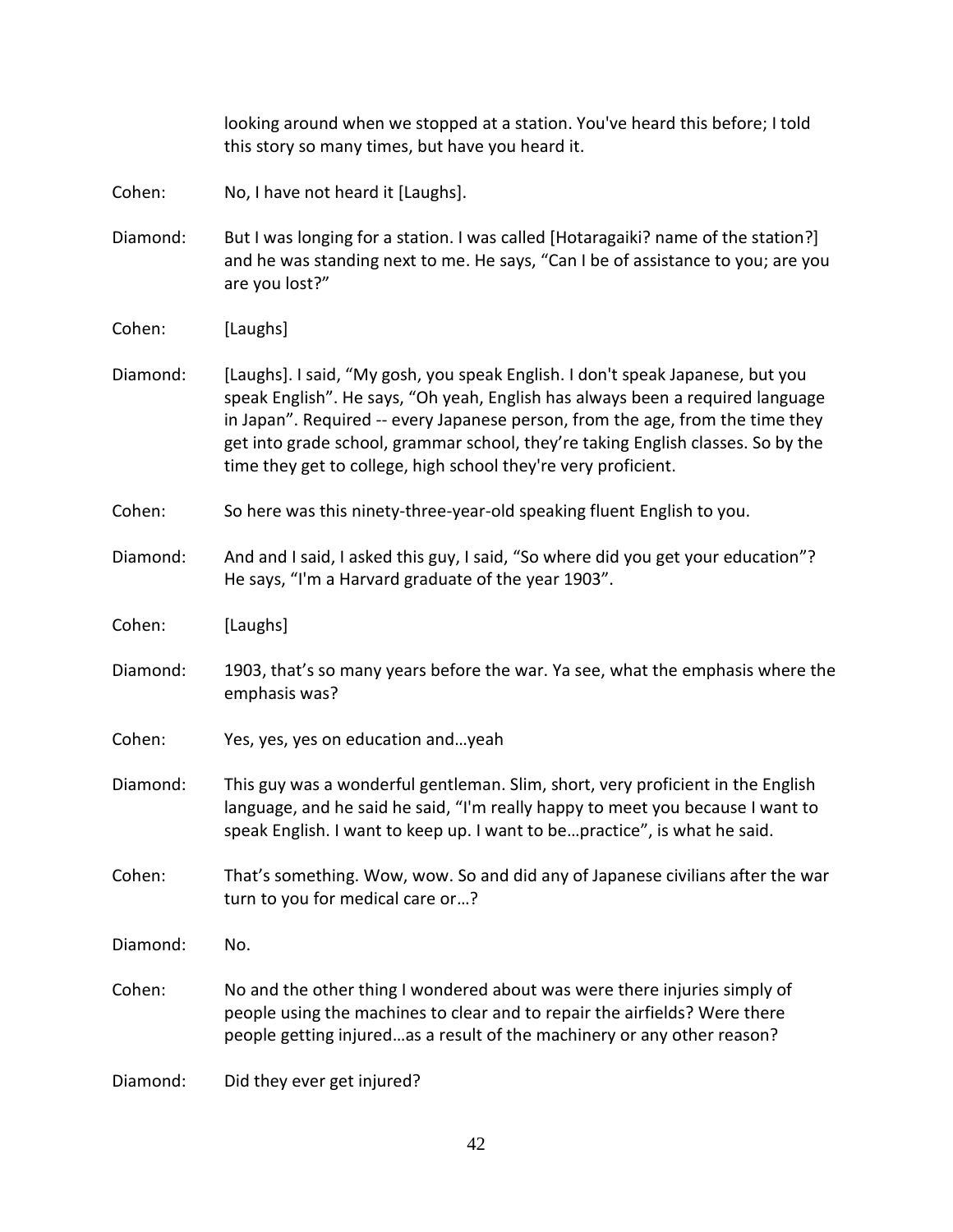looking around when we stopped at a station. You've heard this before; I told this story so many times, but have you heard it.

Cohen: No, I have not heard it [Laughs].

Diamond: But I was longing for a station. I was called [Hotaragaiki? name of the station?] and he was standing next to me. He says, "Can I be of assistance to you; are you are you lost?"

Cohen: [Laughs]

Diamond: [Laughs]. I said, "My gosh, you speak English. I don't speak Japanese, but you speak English". He says, "Oh yeah, English has always been a required language in Japan". Required -- every Japanese person, from the age, from the time they get into grade school, grammar school, they're taking English classes. So by the time they get to college, high school they're very proficient.

Cohen: So here was this ninety-three-year-old speaking fluent English to you.

Diamond: And and I said, I asked this guy, I said, "So where did you get your education"? He says, "I'm a Harvard graduate of the year 1903".

Cohen: [Laughs]

Diamond: 1903, that's so many years before the war. Ya see, what the emphasis where the emphasis was?

Cohen: Yes, yes, yes on education and…yeah

Diamond: This guy was a wonderful gentleman. Slim, short, very proficient in the English language, and he said he said, "I'm really happy to meet you because I want to speak English. I want to keep up. I want to be…practice", is what he said.

Cohen: That's something. Wow, wow. So and did any of Japanese civilians after the war turn to you for medical care or…?

Diamond: No.

Cohen: No and the other thing I wondered about was were there injuries simply of people using the machines to clear and to repair the airfields? Were there people getting injured…as a result of the machinery or any other reason?

Diamond: Did they ever get injured?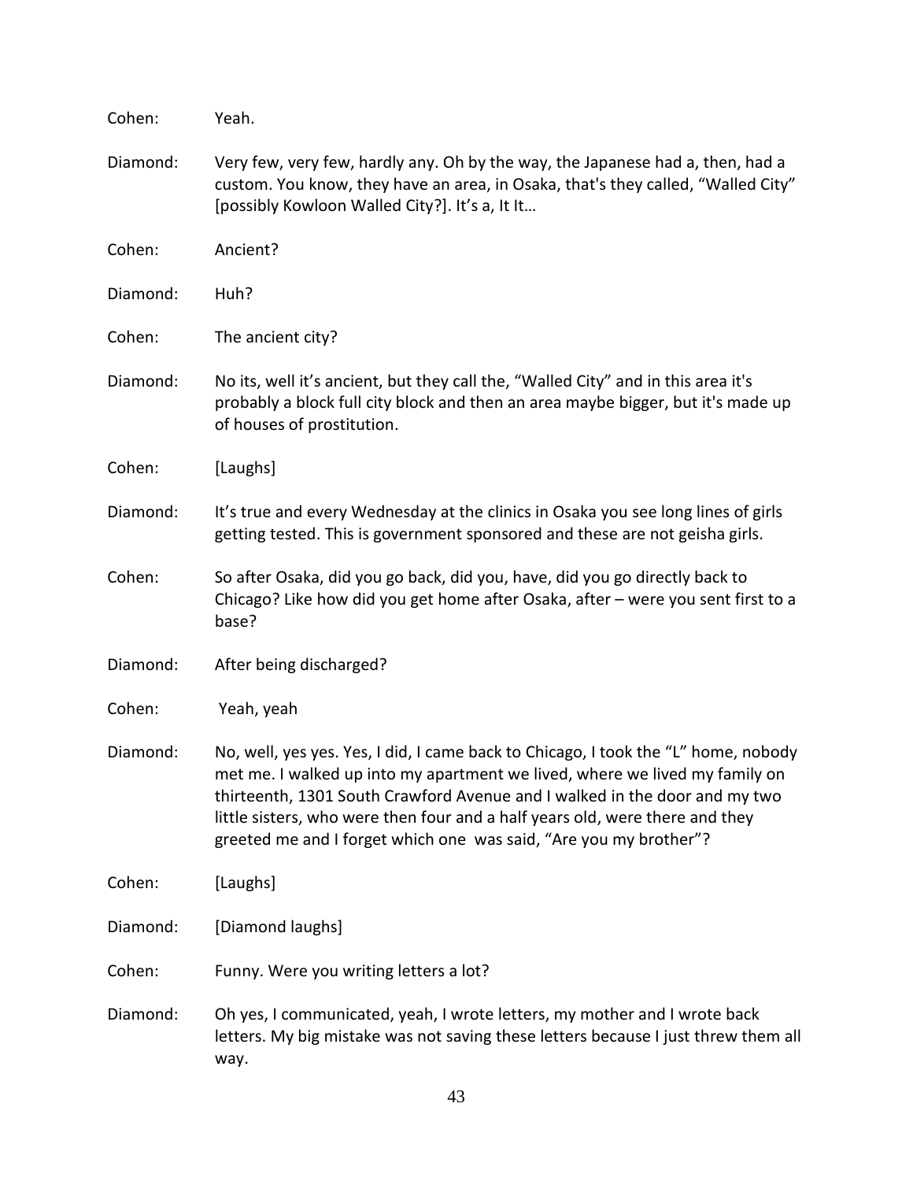Cohen: Yeah.

Diamond: Very few, very few, hardly any. Oh by the way, the Japanese had a, then, had a custom. You know, they have an area, in Osaka, that's they called, "Walled City" [possibly Kowloon Walled City?]. It's a, It It…

Cohen: Ancient?

Diamond: Huh?

Cohen: The ancient city?

Diamond: No its, well it's ancient, but they call the, "Walled City" and in this area it's probably a block full city block and then an area maybe bigger, but it's made up of houses of prostitution.

Cohen: [Laughs]

Diamond: It's true and every Wednesday at the clinics in Osaka you see long lines of girls getting tested. This is government sponsored and these are not geisha girls.

Cohen: So after Osaka, did you go back, did you, have, did you go directly back to Chicago? Like how did you get home after Osaka, after – were you sent first to a base?

Diamond: After being discharged?

Cohen: Yeah, yeah

Diamond: No, well, yes yes. Yes, I did, I came back to Chicago, I took the "L" home, nobody met me. I walked up into my apartment we lived, where we lived my family on thirteenth, 1301 South Crawford Avenue and I walked in the door and my two little sisters, who were then four and a half years old, were there and they greeted me and I forget which one was said, "Are you my brother"?

Cohen: [Laughs]

Diamond: [Diamond laughs]

Cohen: Funny. Were you writing letters a lot?

Diamond: Oh yes, I communicated, yeah, I wrote letters, my mother and I wrote back letters. My big mistake was not saving these letters because I just threw them all way.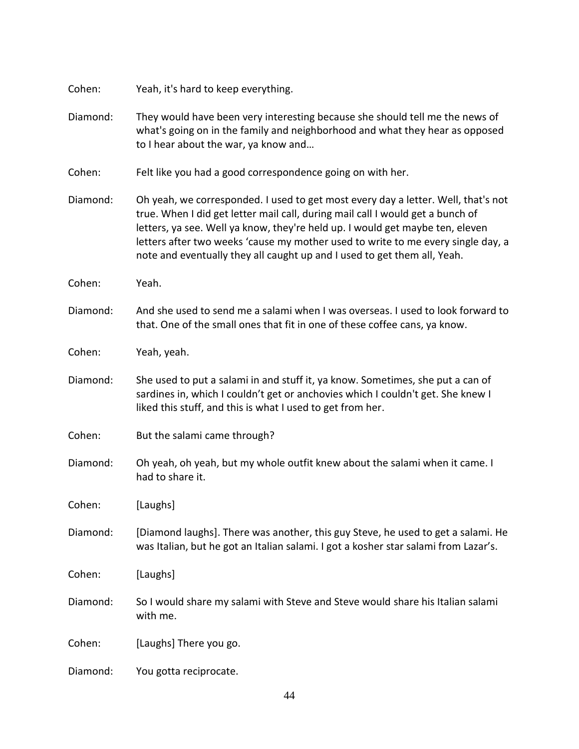Cohen: Yeah, it's hard to keep everything.

Diamond: They would have been very interesting because she should tell me the news of what's going on in the family and neighborhood and what they hear as opposed to I hear about the war, ya know and…

Cohen: Felt like you had a good correspondence going on with her.

Diamond: Oh yeah, we corresponded. I used to get most every day a letter. Well, that's not true. When I did get letter mail call, during mail call I would get a bunch of letters, ya see. Well ya know, they're held up. I would get maybe ten, eleven letters after two weeks 'cause my mother used to write to me every single day, a note and eventually they all caught up and I used to get them all, Yeah.

Cohen: Yeah.

Diamond: And she used to send me a salami when I was overseas. I used to look forward to that. One of the small ones that fit in one of these coffee cans, ya know.

Cohen: Yeah, yeah.

Diamond: She used to put a salami in and stuff it, ya know. Sometimes, she put a can of sardines in, which I couldn't get or anchovies which I couldn't get. She knew I liked this stuff, and this is what I used to get from her.

Cohen: But the salami came through?

Diamond: Oh yeah, oh yeah, but my whole outfit knew about the salami when it came. I had to share it.

Cohen: [Laughs]

Diamond: [Diamond laughs]. There was another, this guy Steve, he used to get a salami. He was Italian, but he got an Italian salami. I got a kosher star salami from Lazar's.

Cohen: [Laughs]

Diamond: So I would share my salami with Steve and Steve would share his Italian salami with me.

Cohen: [Laughs] There you go.

Diamond: You gotta reciprocate.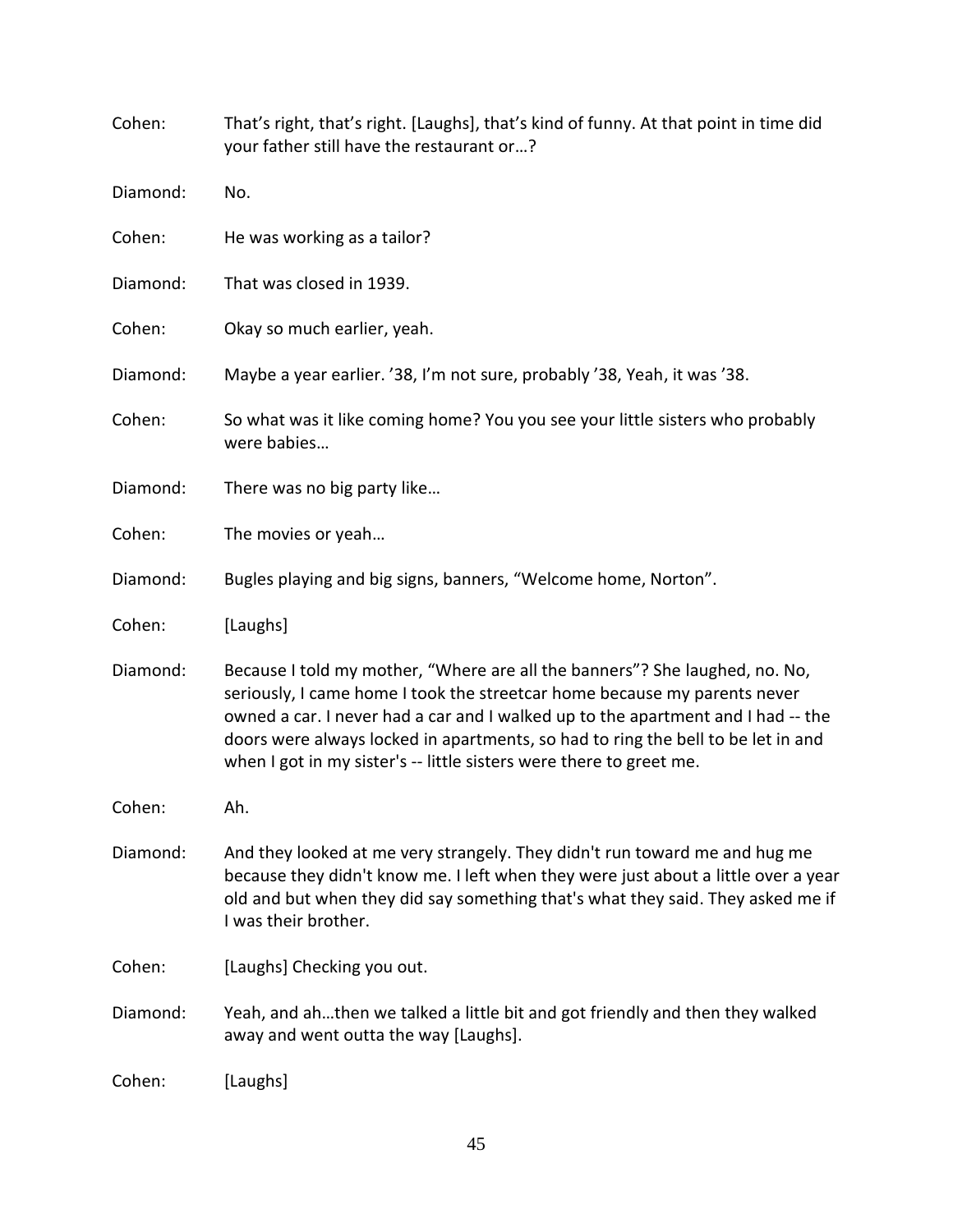Cohen: That's right, that's right. [Laughs], that's kind of funny. At that point in time did your father still have the restaurant or…?

Diamond: No.

Cohen: He was working as a tailor?

Diamond: That was closed in 1939.

Cohen: Okay so much earlier, yeah.

Diamond: Maybe a year earlier. '38, I'm not sure, probably '38, Yeah, it was '38.

Cohen: So what was it like coming home? You you see your little sisters who probably were babies…

Diamond: There was no big party like…

Cohen: The movies or yeah…

Diamond: Bugles playing and big signs, banners, "Welcome home, Norton".

Cohen: [Laughs]

Diamond: Because I told my mother, "Where are all the banners"? She laughed, no. No, seriously, I came home I took the streetcar home because my parents never owned a car. I never had a car and I walked up to the apartment and I had -- the doors were always locked in apartments, so had to ring the bell to be let in and when I got in my sister's -- little sisters were there to greet me.

Cohen: Ah.

Diamond: And they looked at me very strangely. They didn't run toward me and hug me because they didn't know me. I left when they were just about a little over a year old and but when they did say something that's what they said. They asked me if I was their brother.

Cohen: [Laughs] Checking you out.

Diamond: Yeah, and ah…then we talked a little bit and got friendly and then they walked away and went outta the way [Laughs].

Cohen: [Laughs]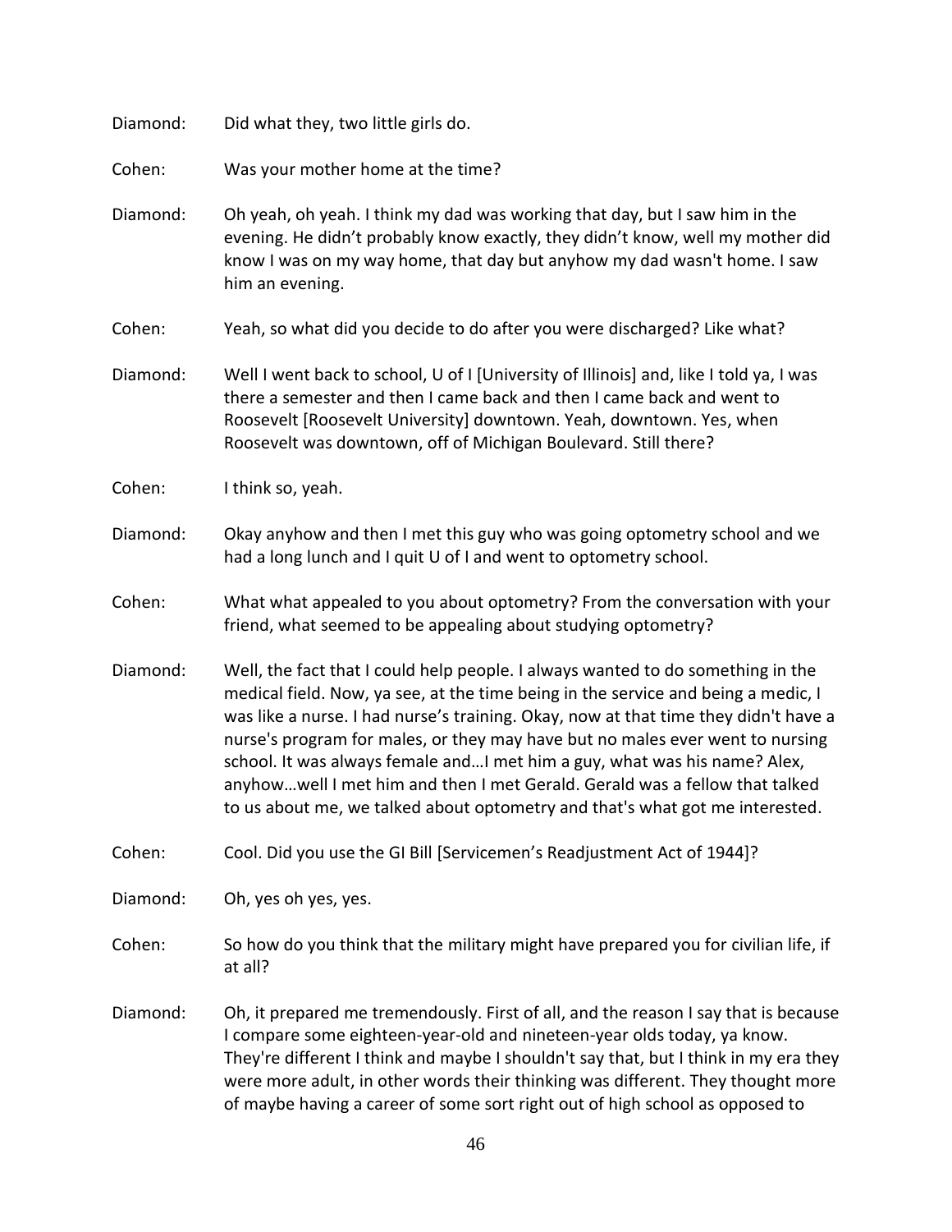Diamond: Did what they, two little girls do.

Cohen: Was your mother home at the time?

Diamond: Oh yeah, oh yeah. I think my dad was working that day, but I saw him in the evening. He didn't probably know exactly, they didn't know, well my mother did know I was on my way home, that day but anyhow my dad wasn't home. I saw him an evening.

Cohen: Yeah, so what did you decide to do after you were discharged? Like what?

Diamond: Well I went back to school, U of I [University of Illinois] and, like I told ya, I was there a semester and then I came back and then I came back and went to Roosevelt [Roosevelt University] downtown. Yeah, downtown. Yes, when Roosevelt was downtown, off of Michigan Boulevard. Still there?

Cohen: I think so, yeah.

Diamond: Okay anyhow and then I met this guy who was going optometry school and we had a long lunch and I quit U of I and went to optometry school.

Cohen: What what appealed to you about optometry? From the conversation with your friend, what seemed to be appealing about studying optometry?

Diamond: Well, the fact that I could help people. I always wanted to do something in the medical field. Now, ya see, at the time being in the service and being a medic, I was like a nurse. I had nurse's training. Okay, now at that time they didn't have a nurse's program for males, or they may have but no males ever went to nursing school. It was always female and…I met him a guy, what was his name? Alex, anyhow…well I met him and then I met Gerald. Gerald was a fellow that talked to us about me, we talked about optometry and that's what got me interested.

Cohen: Cool. Did you use the GI Bill [Servicemen's Readjustment Act of 1944]?

Diamond: Oh, yes oh yes, yes.

Cohen: So how do you think that the military might have prepared you for civilian life, if at all?

Diamond: Oh, it prepared me tremendously. First of all, and the reason I say that is because I compare some eighteen-year-old and nineteen-year olds today, ya know. They're different I think and maybe I shouldn't say that, but I think in my era they were more adult, in other words their thinking was different. They thought more of maybe having a career of some sort right out of high school as opposed to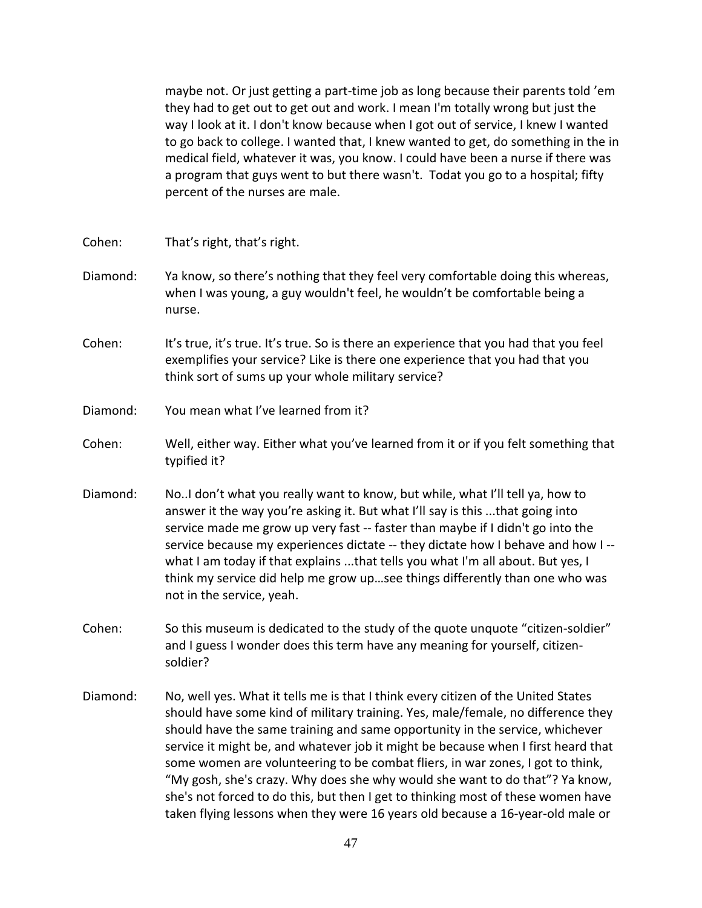maybe not. Or just getting a part-time job as long because their parents told 'em they had to get out to get out and work. I mean I'm totally wrong but just the way I look at it. I don't know because when I got out of service, I knew I wanted to go back to college. I wanted that, I knew wanted to get, do something in the in medical field, whatever it was, you know. I could have been a nurse if there was a program that guys went to but there wasn't. Todat you go to a hospital; fifty percent of the nurses are male.

Cohen: That's right, that's right.

Diamond: Ya know, so there's nothing that they feel very comfortable doing this whereas, when I was young, a guy wouldn't feel, he wouldn't be comfortable being a nurse.

Cohen: It's true, it's true. It's true. So is there an experience that you had that you feel exemplifies your service? Like is there one experience that you had that you think sort of sums up your whole military service?

Diamond: You mean what I've learned from it?

Cohen: Well, either way. Either what you've learned from it or if you felt something that typified it?

Diamond: No..I don't what you really want to know, but while, what I'll tell ya, how to answer it the way you're asking it. But what I'll say is this ...that going into service made me grow up very fast -- faster than maybe if I didn't go into the service because my experiences dictate -- they dictate how I behave and how I -- what I am today if that explains ...that tells you what I'm all about. But yes, I think my service did help me grow up…see things differently than one who was not in the service, yeah.

Cohen: So this museum is dedicated to the study of the quote unquote "citizen-soldier" and I guess I wonder does this term have any meaning for yourself, citizen-soldier?

Diamond: No, well yes. What it tells me is that I think every citizen of the United States should have some kind of military training. Yes, male/female, no difference they should have the same training and same opportunity in the service, whichever service it might be, and whatever job it might be because when I first heard that some women are volunteering to be combat fliers, in war zones, I got to think, "My gosh, she's crazy. Why does she why would she want to do that"? Ya know, she's not forced to do this, but then I get to thinking most of these women have taken flying lessons when they were 16 years old because a 16-year-old male or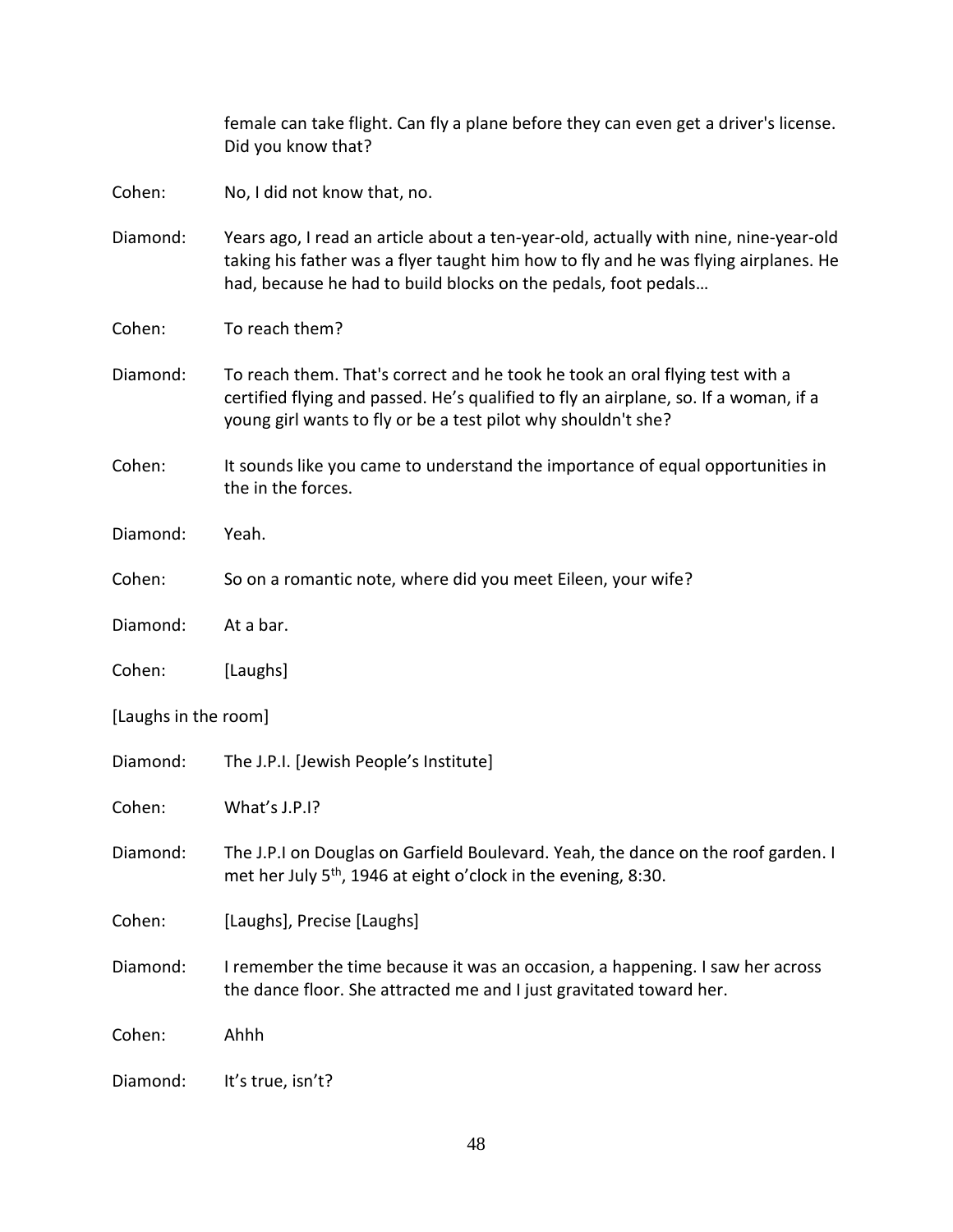female can take flight. Can fly a plane before they can even get a driver's license. Did you know that?

Cohen: No, I did not know that, no.

Diamond: Years ago, I read an article about a ten-year-old, actually with nine, nine-year-old taking his father was a flyer taught him how to fly and he was flying airplanes. He had, because he had to build blocks on the pedals, foot pedals…

Cohen: To reach them?

Diamond: To reach them. That's correct and he took he took an oral flying test with a certified flying and passed. He's qualified to fly an airplane, so. If a woman, if a young girl wants to fly or be a test pilot why shouldn't she?

Cohen: It sounds like you came to understand the importance of equal opportunities in the in the forces.

Diamond: Yeah.

Cohen: So on a romantic note, where did you meet Eileen, your wife?

Diamond: At a bar.

Cohen: [Laughs]

[Laughs in the room]

Diamond: The J.P.I. [Jewish People's Institute]

Cohen: What's J.P.I?

Diamond: The J.P.I on Douglas on Garfield Boulevard. Yeah, the dance on the roof garden. I met her July 5th, 1946 at eight o'clock in the evening, 8:30.

Cohen: [Laughs], Precise [Laughs]

Diamond: I remember the time because it was an occasion, a happening. I saw her across the dance floor. She attracted me and I just gravitated toward her.

Cohen: Ahhh

Diamond: It's true, isn't?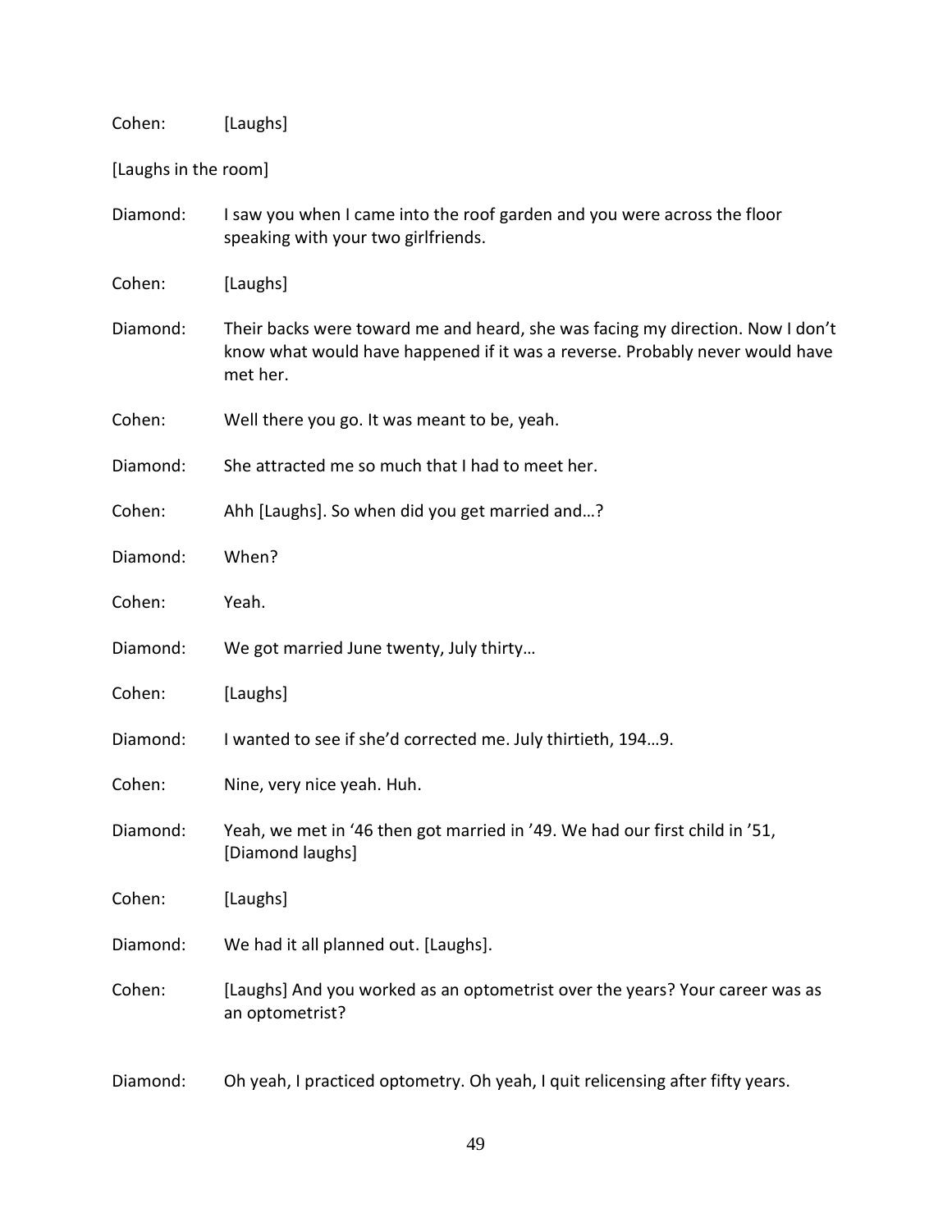Cohen: [Laughs]

[Laughs in the room]

Diamond: I saw you when I came into the roof garden and you were across the floor speaking with your two girlfriends.

Cohen: [Laughs]

Diamond: Their backs were toward me and heard, she was facing my direction. Now I don't know what would have happened if it was a reverse. Probably never would have met her.

Cohen: Well there you go. It was meant to be, yeah.

Diamond: She attracted me so much that I had to meet her.

Cohen: Ahh [Laughs]. So when did you get married and…?

Diamond: When?

Cohen: Yeah.

Diamond: We got married June twenty, July thirty…

Cohen: [Laughs]

Diamond: I wanted to see if she'd corrected me. July thirtieth, 194…9.

Cohen: Nine, very nice yeah. Huh.

Diamond: Yeah, we met in '46 then got married in '49. We had our first child in '51, [Diamond laughs]

Cohen: [Laughs]

Diamond: We had it all planned out. [Laughs].

Cohen: [Laughs] And you worked as an optometrist over the years? Your career was as an optometrist?

Diamond: Oh yeah, I practiced optometry. Oh yeah, I quit relicensing after fifty years.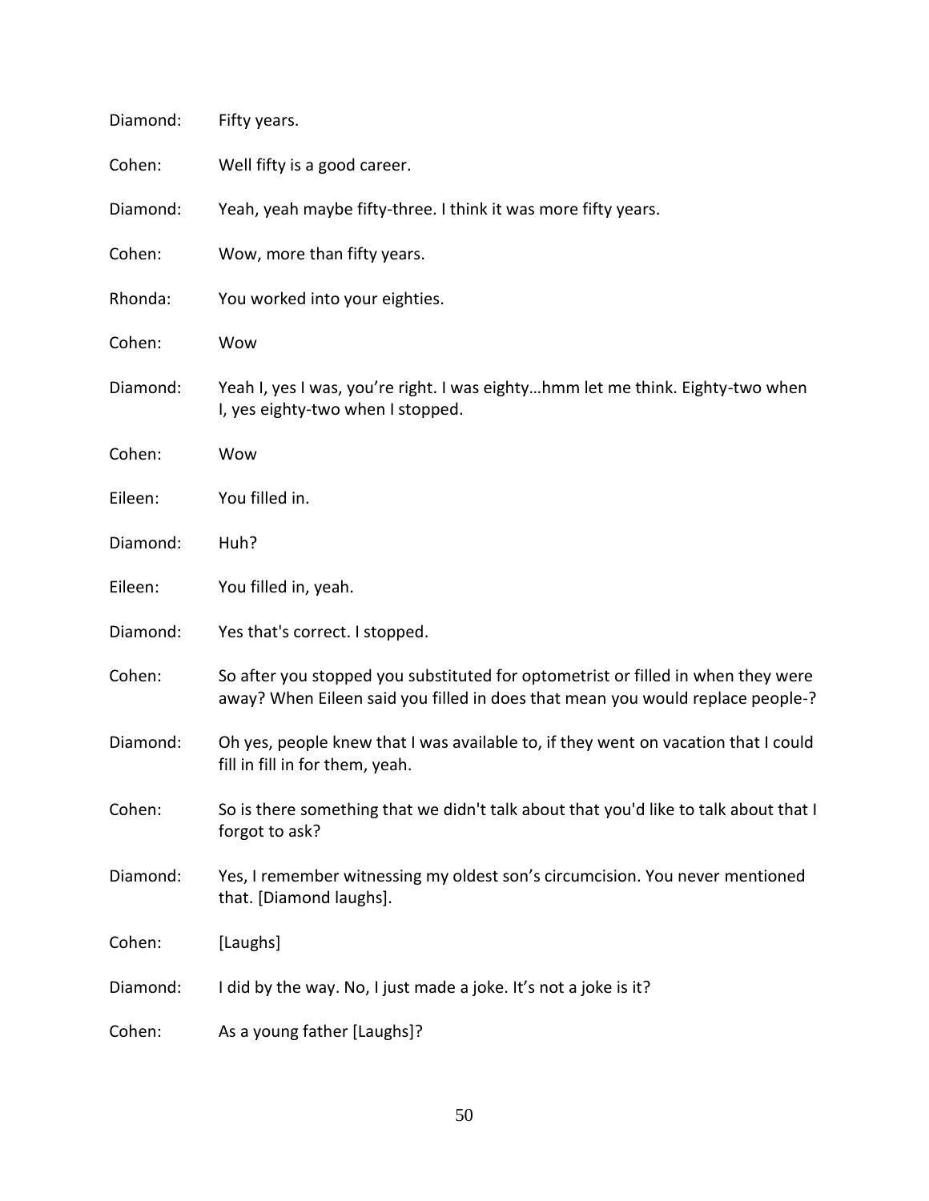Diamond: Fifty years.

Cohen: Well fifty is a good career.

Diamond: Yeah, yeah maybe fifty-three. I think it was more fifty years.

Cohen: Wow, more than fifty years.

Rhonda: You worked into your eighties.

Cohen: Wow

Diamond: Yeah I, yes I was, you're right. I was eighty…hmm let me think. Eighty-two when I, yes eighty-two when I stopped.

Cohen: Wow

Eileen: You filled in.

Diamond: Huh?

Eileen: You filled in, yeah.

Diamond: Yes that's correct. I stopped.

Cohen: So after you stopped you substituted for optometrist or filled in when they were away? When Eileen said you filled in does that mean you would replace people-?

Diamond: Oh yes, people knew that I was available to, if they went on vacation that I could fill in fill in for them, yeah.

Cohen: So is there something that we didn't talk about that you'd like to talk about that I forgot to ask?

Diamond: Yes, I remember witnessing my oldest son's circumcision. You never mentioned that. [Diamond laughs].

Cohen: [Laughs]

Diamond: I did by the way. No, I just made a joke. It's not a joke is it?

Cohen: As a young father [Laughs]?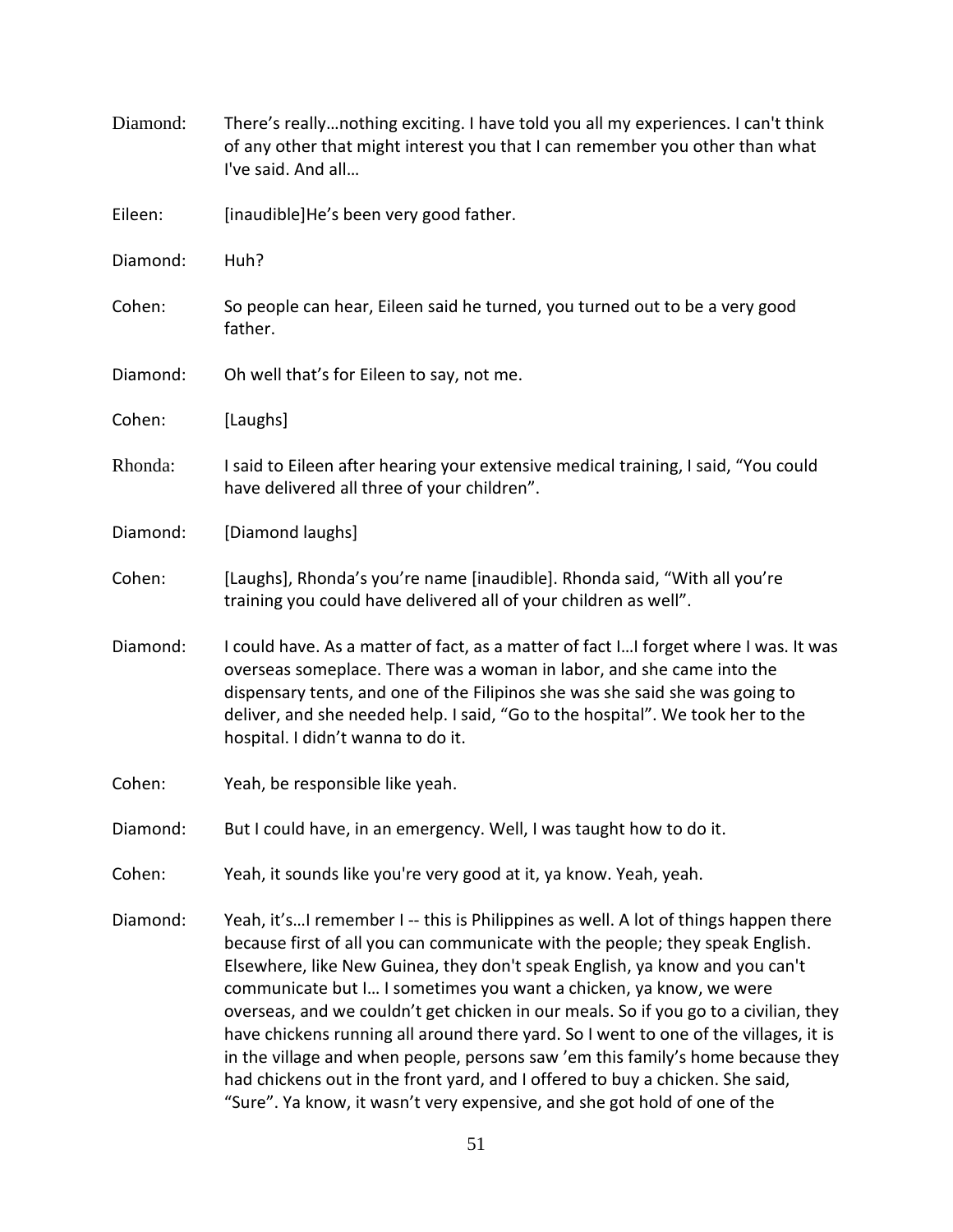Diamond: There's really…nothing exciting. I have told you all my experiences. I can't think of any other that might interest you that I can remember you other than what I've said. And all…

Eileen: [inaudible]He's been very good father.

Diamond: Huh?

Cohen: So people can hear, Eileen said he turned, you turned out to be a very good father.

Diamond: Oh well that's for Eileen to say, not me.

Cohen: [Laughs]

Rhonda: I said to Eileen after hearing your extensive medical training, I said, "You could have delivered all three of your children".

Diamond: [Diamond laughs]

Cohen: [Laughs], Rhonda's you're name [inaudible]. Rhonda said, "With all you're training you could have delivered all of your children as well".

Diamond: I could have. As a matter of fact, as a matter of fact I…I forget where I was. It was overseas someplace. There was a woman in labor, and she came into the dispensary tents, and one of the Filipinos she was she said she was going to deliver, and she needed help. I said, "Go to the hospital". We took her to the hospital. I didn't wanna to do it.

Cohen: Yeah, be responsible like yeah.

Diamond: But I could have, in an emergency. Well, I was taught how to do it.

Cohen: Yeah, it sounds like you're very good at it, ya know. Yeah, yeah.

Diamond: Yeah, it's…I remember I -- this is Philippines as well. A lot of things happen there because first of all you can communicate with the people; they speak English. Elsewhere, like New Guinea, they don't speak English, ya know and you can't communicate but I… I sometimes you want a chicken, ya know, we were overseas, and we couldn't get chicken in our meals. So if you go to a civilian, they have chickens running all around there yard. So I went to one of the villages, it is in the village and when people, persons saw 'em this family's home because they had chickens out in the front yard, and I offered to buy a chicken. She said, "Sure". Ya know, it wasn't very expensive, and she got hold of one of the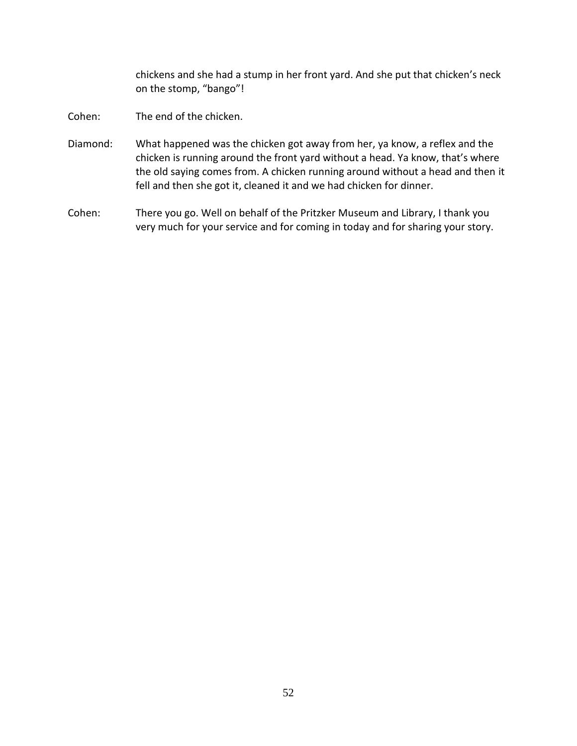chickens and she had a stump in her front yard. And she put that chicken's neck on the stomp, "bango"!

Cohen: The end of the chicken.

Diamond: What happened was the chicken got away from her, ya know, a reflex and the chicken is running around the front yard without a head. Ya know, that's where the old saying comes from. A chicken running around without a head and then it fell and then she got it, cleaned it and we had chicken for dinner.

Cohen: There you go. Well on behalf of the Pritzker Museum and Library, I thank you very much for your service and for coming in today and for sharing your story.